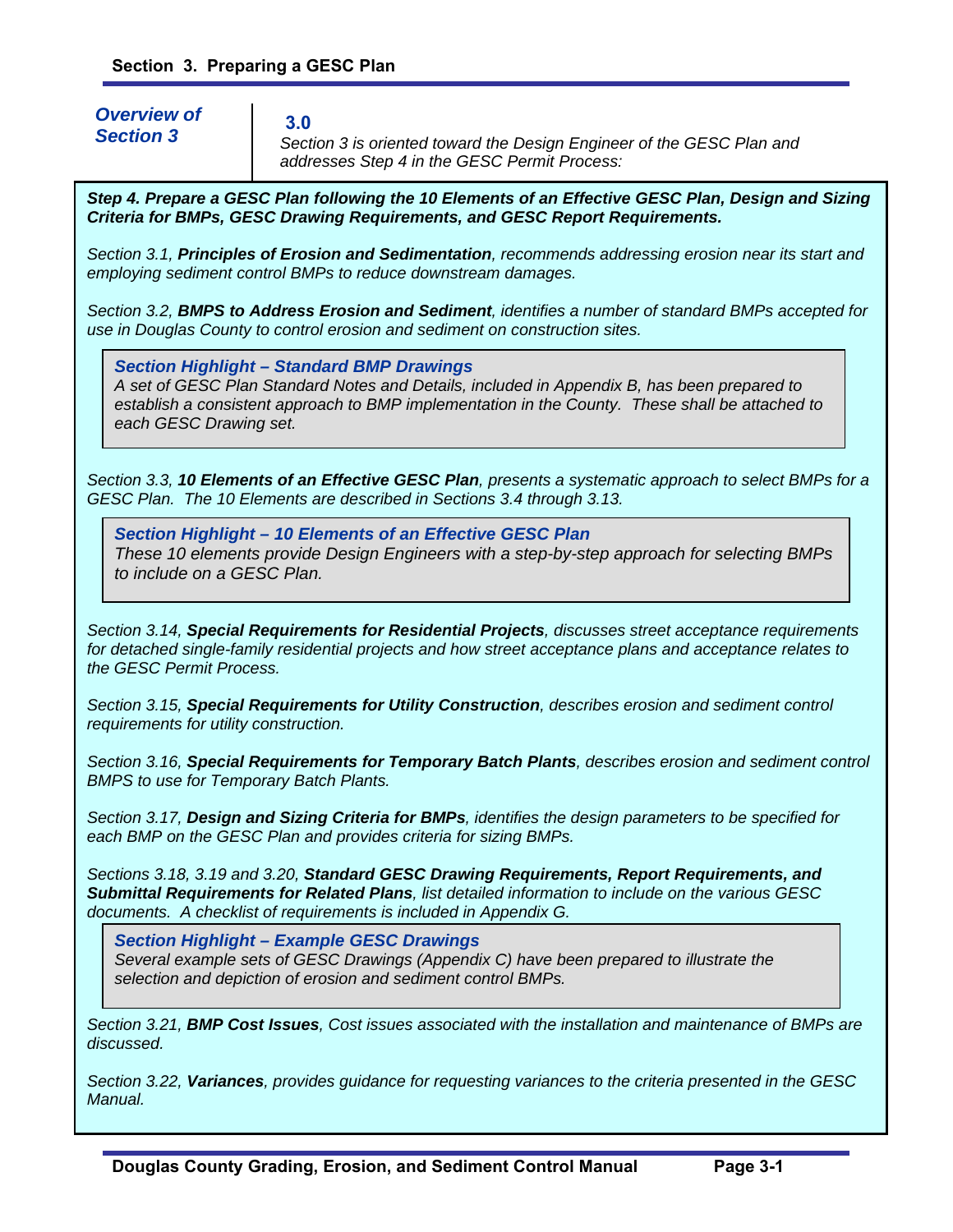# Section 3. Preparing a GESC Plan

## Overview of Section 3

**3.0**

*Section 3 is oriented toward the Design Engineer of the GESC Plan and addresses Step 4 in the GESC Permit Process:*

***Step 4. Prepare a GESC Plan following the 10 Elements of an Effective GESC Plan, Design and Sizing Criteria for BMPs, GESC Drawing Requirements, and GESC Report Requirements.***

*Section 3.1, **Principles of Erosion and Sedimentation**, recommends addressing erosion near its start and employing sediment control BMPs to reduce downstream damages.*

*Section 3.2, **BMPS to Address Erosion and Sediment**, identifies a number of standard BMPs accepted for use in Douglas County to control erosion and sediment on construction sites.*

> ***Section Highlight – Standard BMP Drawings***
> *A set of GESC Plan Standard Notes and Details, included in Appendix B, has been prepared to establish a consistent approach to BMP implementation in the County. These shall be attached to each GESC Drawing set.*

*Section 3.3, **10 Elements of an Effective GESC Plan**, presents a systematic approach to select BMPs for a GESC Plan. The 10 Elements are described in Sections 3.4 through 3.13.*

> ***Section Highlight – 10 Elements of an Effective GESC Plan***
> *These 10 elements provide Design Engineers with a step-by-step approach for selecting BMPs to include on a GESC Plan.*

*Section 3.14, **Special Requirements for Residential Projects**, discusses street acceptance requirements for detached single-family residential projects and how street acceptance plans and acceptance relates to the GESC Permit Process.*

*Section 3.15, **Special Requirements for Utility Construction**, describes erosion and sediment control requirements for utility construction.*

*Section 3.16, **Special Requirements for Temporary Batch Plants**, describes erosion and sediment control BMPS to use for Temporary Batch Plants.*

*Section 3.17, **Design and Sizing Criteria for BMPs**, identifies the design parameters to be specified for each BMP on the GESC Plan and provides criteria for sizing BMPs.*

*Sections 3.18, 3.19 and 3.20, **Standard GESC Drawing Requirements, Report Requirements, and Submittal Requirements for Related Plans**, list detailed information to include on the various GESC documents. A checklist of requirements is included in Appendix G.*

> ***Section Highlight – Example GESC Drawings***
> *Several example sets of GESC Drawings (Appendix C) have been prepared to illustrate the selection and depiction of erosion and sediment control BMPs.*

*Section 3.21, **BMP Cost Issues**, Cost issues associated with the installation and maintenance of BMPs are discussed.*

*Section 3.22, **Variances**, provides guidance for requesting variances to the criteria presented in the GESC Manual.*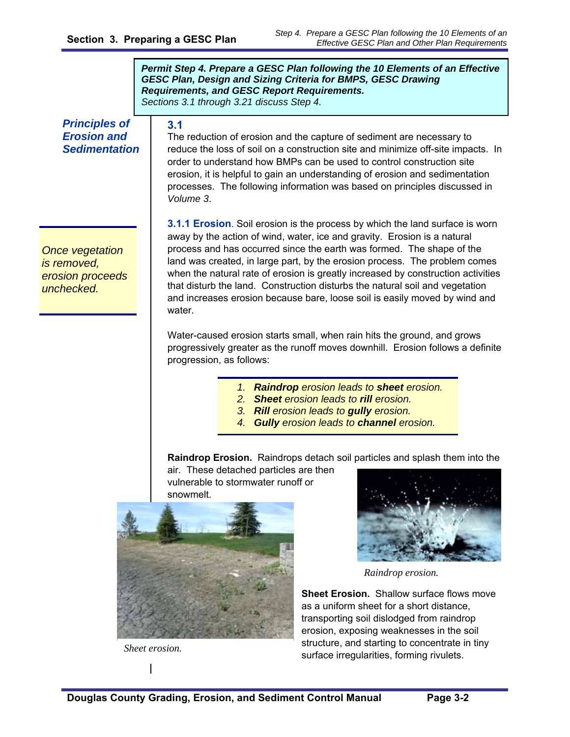**Permit Step 4. Prepare a GESC Plan following the 10 Elements of an Effective GESC Plan, Design and Sizing Criteria for BMPS, GESC Drawing Requirements, and GESC Report Requirements.**
*Sections 3.1 through 3.21 discuss Step 4.*

## 3.1 Principles of Erosion and Sedimentation

The reduction of erosion and the capture of sediment are necessary to reduce the loss of soil on a construction site and minimize off-site impacts. In order to understand how BMPs can be used to control construction site erosion, it is helpful to gain an understanding of erosion and sedimentation processes. The following information was based on principles discussed in *Volume 3*.

*Once vegetation is removed, erosion proceeds unchecked.*

### 3.1.1 Erosion

Soil erosion is the process by which the land surface is worn away by the action of wind, water, ice and gravity. Erosion is a natural process and has occurred since the earth was formed. The shape of the land was created, in large part, by the erosion process. The problem comes when the natural rate of erosion is greatly increased by construction activities that disturb the land. Construction disturbs the natural soil and vegetation and increases erosion because bare, loose soil is easily moved by wind and water.

Water-caused erosion starts small, when rain hits the ground, and grows progressively greater as the runoff moves downhill. Erosion follows a definite progression, as follows:

1. ***Raindrop*** *erosion leads to* ***sheet*** *erosion.*
2. ***Sheet*** *erosion leads to* ***rill*** *erosion.*
3. ***Rill*** *erosion leads to* ***gully*** *erosion.*
4. ***Gully*** *erosion leads to* ***channel*** *erosion.*

**Raindrop Erosion.** Raindrops detach soil particles and splash them into the air. These detached particles are then vulnerable to stormwater runoff or snowmelt.

*Raindrop erosion.*

*Sheet erosion.*

**Sheet Erosion.** Shallow surface flows move as a uniform sheet for a short distance, transporting soil dislodged from raindrop erosion, exposing weaknesses in the soil structure, and starting to concentrate in tiny surface irregularities, forming rivulets.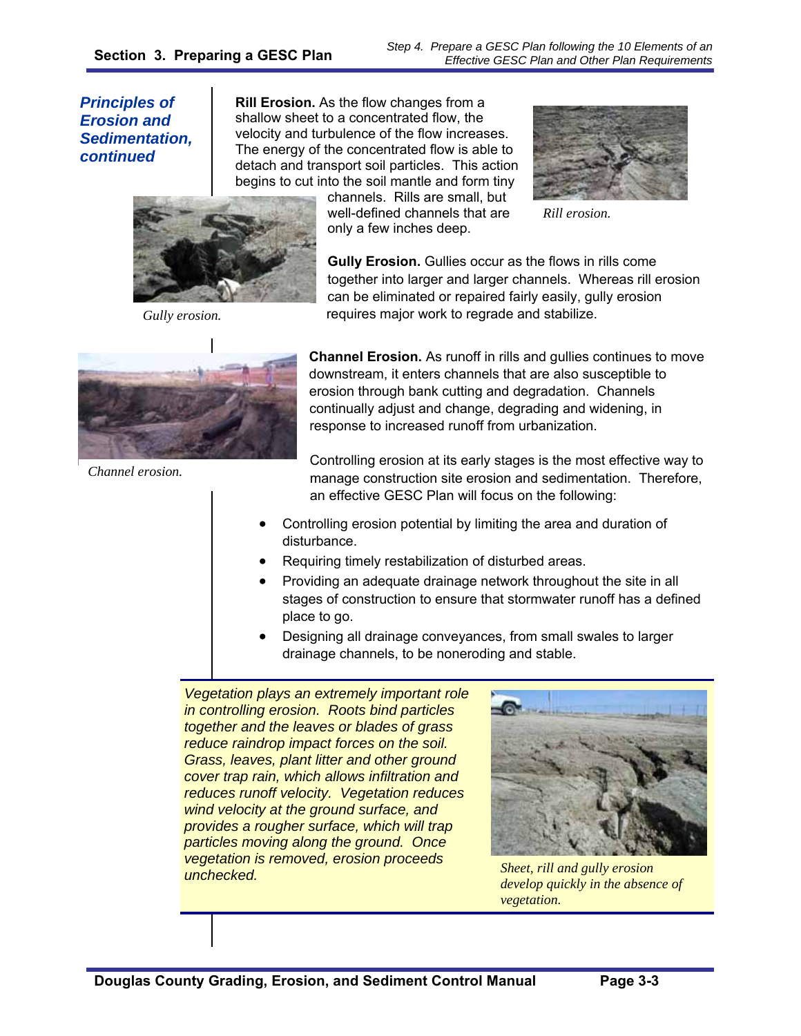## Principles of Erosion and Sedimentation, continued

**Rill Erosion.** As the flow changes from a shallow sheet to a concentrated flow, the velocity and turbulence of the flow increases. The energy of the concentrated flow is able to detach and transport soil particles. This action begins to cut into the soil mantle and form tiny channels. Rills are small, but well-defined channels that are only a few inches deep.

*Rill erosion.*

**Gully Erosion.** Gullies occur as the flows in rills come together into larger and larger channels. Whereas rill erosion can be eliminated or repaired fairly easily, gully erosion requires major work to regrade and stabilize.

*Gully erosion.*

**Channel Erosion.** As runoff in rills and gullies continues to move downstream, it enters channels that are also susceptible to erosion through bank cutting and degradation. Channels continually adjust and change, degrading and widening, in response to increased runoff from urbanization.

*Channel erosion.*

Controlling erosion at its early stages is the most effective way to manage construction site erosion and sedimentation. Therefore, an effective GESC Plan will focus on the following:

- Controlling erosion potential by limiting the area and duration of disturbance.
- Requiring timely restabilization of disturbed areas.
- Providing an adequate drainage network throughout the site in all stages of construction to ensure that stormwater runoff has a defined place to go.
- Designing all drainage conveyances, from small swales to larger drainage channels, to be noneroding and stable.

*Vegetation plays an extremely important role in controlling erosion. Roots bind particles together and the leaves or blades of grass reduce raindrop impact forces on the soil. Grass, leaves, plant litter and other ground cover trap rain, which allows infiltration and reduces runoff velocity. Vegetation reduces wind velocity at the ground surface, and provides a rougher surface, which will trap particles moving along the ground. Once vegetation is removed, erosion proceeds unchecked.*

*Sheet, rill and gully erosion develop quickly in the absence of vegetation.*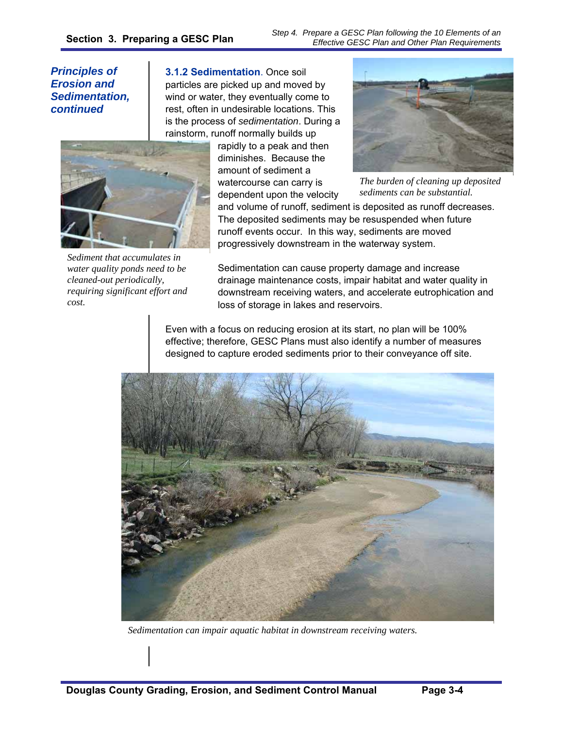## Principles of Erosion and Sedimentation, continued

**3.1.2 Sedimentation**. Once soil particles are picked up and moved by wind or water, they eventually come to rest, often in undesirable locations. This is the process of *sedimentation*. During a rainstorm, runoff normally builds up rapidly to a peak and then diminishes. Because the amount of sediment a watercourse can carry is dependent upon the velocity and volume of runoff, sediment is deposited as runoff decreases. The deposited sediments may be resuspended when future runoff events occur. In this way, sediments are moved progressively downstream in the waterway system.

*The burden of cleaning up deposited sediments can be substantial.*

*Sediment that accumulates in water quality ponds need to be cleaned-out periodically, requiring significant effort and cost.*

Sedimentation can cause property damage and increase drainage maintenance costs, impair habitat and water quality in downstream receiving waters, and accelerate eutrophication and loss of storage in lakes and reservoirs.

Even with a focus on reducing erosion at its start, no plan will be 100% effective; therefore, GESC Plans must also identify a number of measures designed to capture eroded sediments prior to their conveyance off site.

*Sedimentation can impair aquatic habitat in downstream receiving waters.*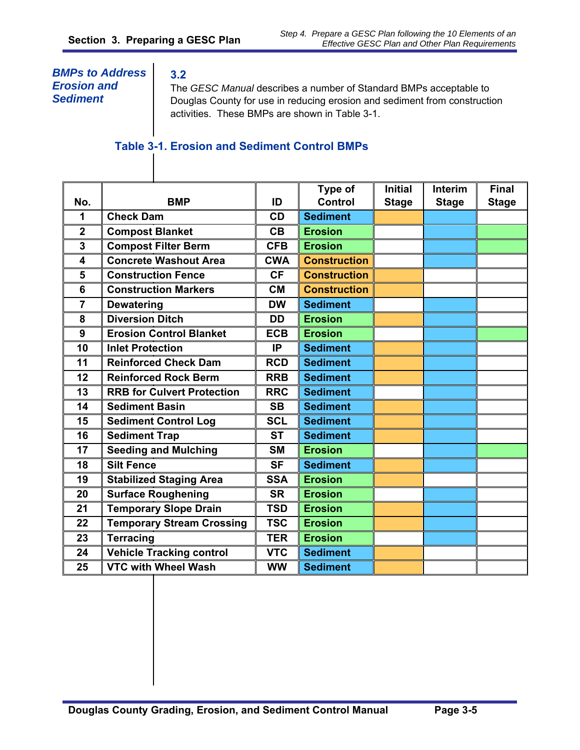## BMPs to Address Erosion and Sediment

### 3.2

The *GESC Manual* describes a number of Standard BMPs acceptable to Douglas County for use in reducing erosion and sediment from construction activities. These BMPs are shown in Table 3-1.

**Table 3-1. Erosion and Sediment Control BMPs**

| No. | BMP | ID | Type of Control | Initial Stage | Interim Stage | Final Stage |
|---|---|---|---|---|---|---|
| 1 | Check Dam | CD | Sediment | X | X | |
| 2 | Compost Blanket | CB | Erosion | | X | X |
| 3 | Compost Filter Berm | CFB | Erosion | | X | X |
| 4 | Concrete Washout Area | CWA | Construction | | X | |
| 5 | Construction Fence | CF | Construction | X | | |
| 6 | Construction Markers | CM | Construction | X | | |
| 7 | Dewatering | DW | Sediment | | X | |
| 8 | Diversion Ditch | DD | Erosion | X | X | |
| 9 | Erosion Control Blanket | ECB | Erosion | | X | X |
| 10 | Inlet Protection | IP | Sediment | X | X | |
| 11 | Reinforced Check Dam | RCD | Sediment | X | X | |
| 12 | Reinforced Rock Berm | RRB | Sediment | X | X | |
| 13 | RRB for Culvert Protection | RRC | Sediment | | X | |
| 14 | Sediment Basin | SB | Sediment | X | X | |
| 15 | Sediment Control Log | SCL | Sediment | X | X | |
| 16 | Sediment Trap | ST | Sediment | X | X | |
| 17 | Seeding and Mulching | SM | Erosion | | X | X |
| 18 | Silt Fence | SF | Sediment | X | X | |
| 19 | Stabilized Staging Area | SSA | Erosion | X | | |
| 20 | Surface Roughening | SR | Erosion | | X | |
| 21 | Temporary Slope Drain | TSD | Erosion | X | X | |
| 22 | Temporary Stream Crossing | TSC | Erosion | X | X | |
| 23 | Terracing | TER | Erosion | | X | |
| 24 | Vehicle Tracking control | VTC | Sediment | X | | |
| 25 | VTC with Wheel Wash | WW | Sediment | X | | |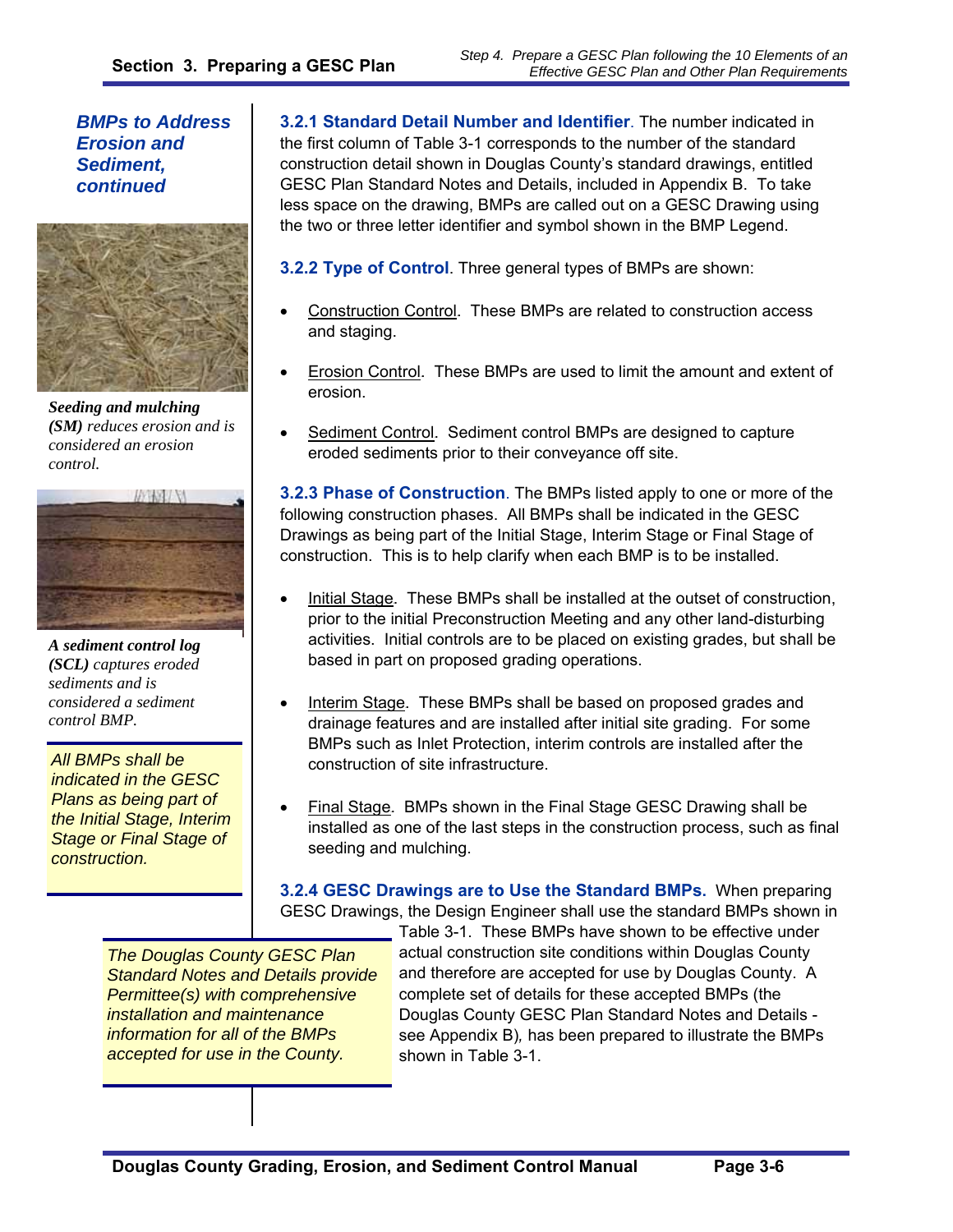*BMPs to Address Erosion and Sediment, continued*

*Seeding and mulching (SM) reduces erosion and is considered an erosion control.*

*A sediment control log (SCL) captures eroded sediments and is considered a sediment control BMP.*

*All BMPs shall be indicated in the GESC Plans as being part of the Initial Stage, Interim Stage or Final Stage of construction.*

**3.2.1 Standard Detail Number and Identifier**. The number indicated in the first column of Table 3-1 corresponds to the number of the standard construction detail shown in Douglas County's standard drawings, entitled GESC Plan Standard Notes and Details, included in Appendix B. To take less space on the drawing, BMPs are called out on a GESC Drawing using the two or three letter identifier and symbol shown in the BMP Legend.

**3.2.2 Type of Control**. Three general types of BMPs are shown:

- Construction Control. These BMPs are related to construction access and staging.
- Erosion Control. These BMPs are used to limit the amount and extent of erosion.
- Sediment Control. Sediment control BMPs are designed to capture eroded sediments prior to their conveyance off site.

**3.2.3 Phase of Construction**. The BMPs listed apply to one or more of the following construction phases. All BMPs shall be indicated in the GESC Drawings as being part of the Initial Stage, Interim Stage or Final Stage of construction. This is to help clarify when each BMP is to be installed.

- Initial Stage. These BMPs shall be installed at the outset of construction, prior to the initial Preconstruction Meeting and any other land-disturbing activities. Initial controls are to be placed on existing grades, but shall be based in part on proposed grading operations.
- Interim Stage. These BMPs shall be based on proposed grades and drainage features and are installed after initial site grading. For some BMPs such as Inlet Protection, interim controls are installed after the construction of site infrastructure.
- Final Stage. BMPs shown in the Final Stage GESC Drawing shall be installed as one of the last steps in the construction process, such as final seeding and mulching.

**3.2.4 GESC Drawings are to Use the Standard BMPs.** When preparing GESC Drawings, the Design Engineer shall use the standard BMPs shown in Table 3-1. These BMPs have shown to be effective under actual construction site conditions within Douglas County and therefore are accepted for use by Douglas County. A complete set of details for these accepted BMPs (the Douglas County GESC Plan Standard Notes and Details - see Appendix B), has been prepared to illustrate the BMPs shown in Table 3-1.

*The Douglas County GESC Plan Standard Notes and Details provide Permittee(s) with comprehensive installation and maintenance information for all of the BMPs accepted for use in the County.*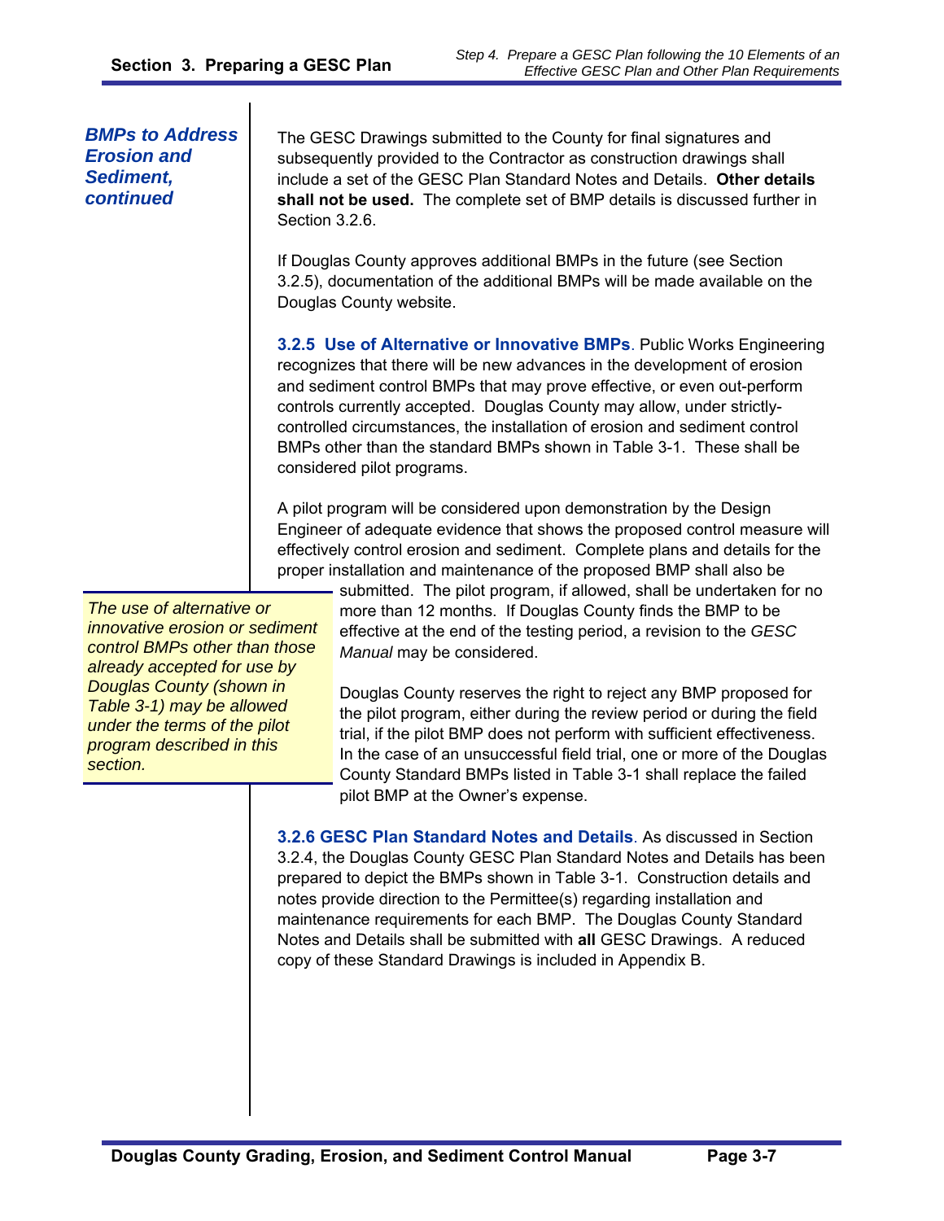*BMPs to Address Erosion and Sediment, continued*

The GESC Drawings submitted to the County for final signatures and subsequently provided to the Contractor as construction drawings shall include a set of the GESC Plan Standard Notes and Details. **Other details shall not be used.** The complete set of BMP details is discussed further in Section 3.2.6.

If Douglas County approves additional BMPs in the future (see Section 3.2.5), documentation of the additional BMPs will be made available on the Douglas County website.

**3.2.5 Use of Alternative or Innovative BMPs**. Public Works Engineering recognizes that there will be new advances in the development of erosion and sediment control BMPs that may prove effective, or even out-perform controls currently accepted. Douglas County may allow, under strictly-controlled circumstances, the installation of erosion and sediment control BMPs other than the standard BMPs shown in Table 3-1. These shall be considered pilot programs.

A pilot program will be considered upon demonstration by the Design Engineer of adequate evidence that shows the proposed control measure will effectively control erosion and sediment. Complete plans and details for the proper installation and maintenance of the proposed BMP shall also be submitted. The pilot program, if allowed, shall be undertaken for no more than 12 months. If Douglas County finds the BMP to be effective at the end of the testing period, a revision to the *GESC Manual* may be considered.

*The use of alternative or innovative erosion or sediment control BMPs other than those already accepted for use by Douglas County (shown in Table 3-1) may be allowed under the terms of the pilot program described in this section.*

Douglas County reserves the right to reject any BMP proposed for the pilot program, either during the review period or during the field trial, if the pilot BMP does not perform with sufficient effectiveness. In the case of an unsuccessful field trial, one or more of the Douglas County Standard BMPs listed in Table 3-1 shall replace the failed pilot BMP at the Owner's expense.

**3.2.6 GESC Plan Standard Notes and Details**. As discussed in Section 3.2.4, the Douglas County GESC Plan Standard Notes and Details has been prepared to depict the BMPs shown in Table 3-1. Construction details and notes provide direction to the Permittee(s) regarding installation and maintenance requirements for each BMP. The Douglas County Standard Notes and Details shall be submitted with **all** GESC Drawings. A reduced copy of these Standard Drawings is included in Appendix B.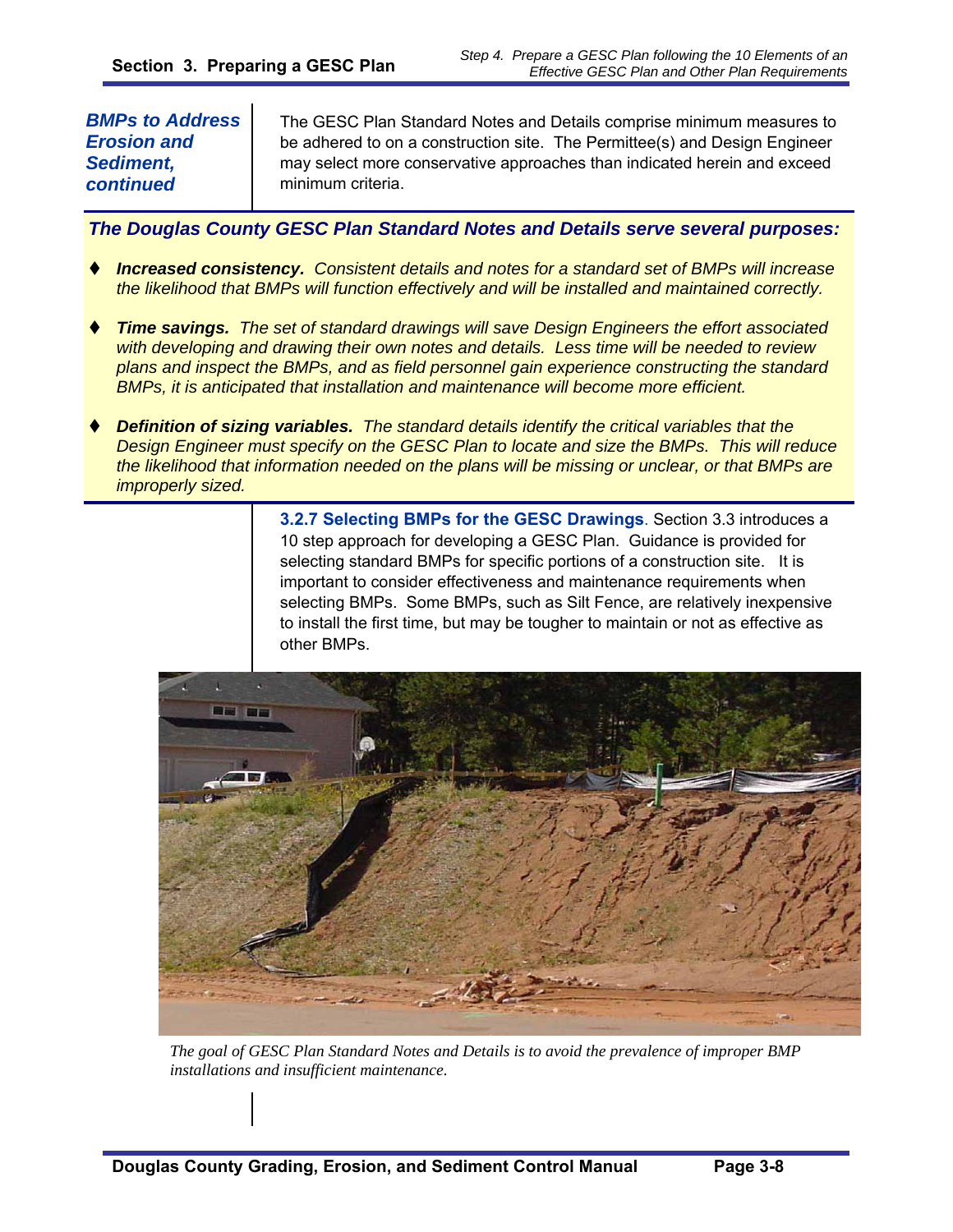**BMPs to Address Erosion and Sediment, continued**

The GESC Plan Standard Notes and Details comprise minimum measures to be adhered to on a construction site. The Permittee(s) and Design Engineer may select more conservative approaches than indicated herein and exceed minimum criteria.

***The Douglas County GESC Plan Standard Notes and Details serve several purposes:***

- ***Increased consistency.*** *Consistent details and notes for a standard set of BMPs will increase the likelihood that BMPs will function effectively and will be installed and maintained correctly.*
- ***Time savings.*** *The set of standard drawings will save Design Engineers the effort associated with developing and drawing their own notes and details. Less time will be needed to review plans and inspect the BMPs, and as field personnel gain experience constructing the standard BMPs, it is anticipated that installation and maintenance will become more efficient.*
- ***Definition of sizing variables.*** *The standard details identify the critical variables that the Design Engineer must specify on the GESC Plan to locate and size the BMPs. This will reduce the likelihood that information needed on the plans will be missing or unclear, or that BMPs are improperly sized.*

**3.2.7 Selecting BMPs for the GESC Drawings**. Section 3.3 introduces a 10 step approach for developing a GESC Plan. Guidance is provided for selecting standard BMPs for specific portions of a construction site. It is important to consider effectiveness and maintenance requirements when selecting BMPs. Some BMPs, such as Silt Fence, are relatively inexpensive to install the first time, but may be tougher to maintain or not as effective as other BMPs.

*The goal of GESC Plan Standard Notes and Details is to avoid the prevalence of improper BMP installations and insufficient maintenance.*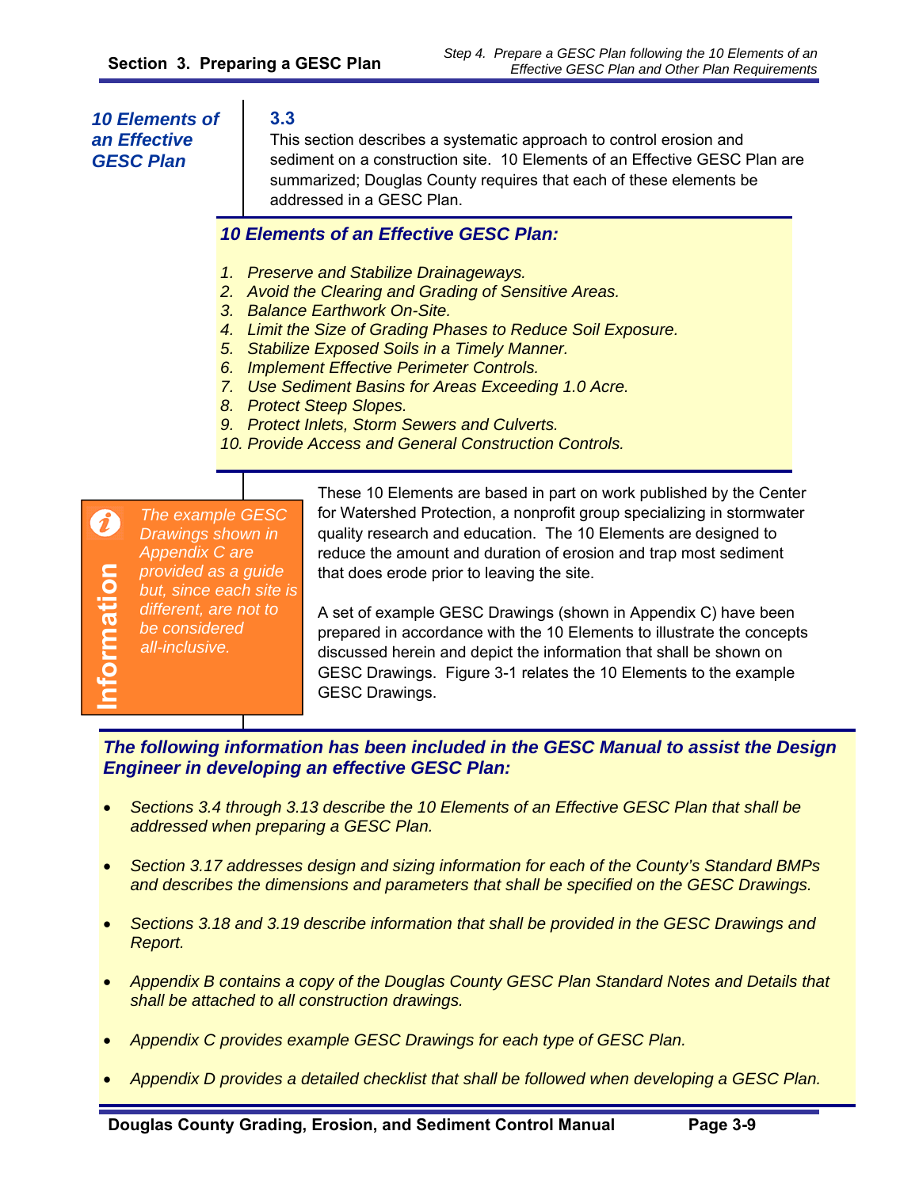## 3.3 10 Elements of an Effective GESC Plan

This section describes a systematic approach to control erosion and sediment on a construction site. 10 Elements of an Effective GESC Plan are summarized; Douglas County requires that each of these elements be addressed in a GESC Plan.

***10 Elements of an Effective GESC Plan:***

1. *Preserve and Stabilize Drainageways.*
2. *Avoid the Clearing and Grading of Sensitive Areas.*
3. *Balance Earthwork On-Site.*
4. *Limit the Size of Grading Phases to Reduce Soil Exposure.*
5. *Stabilize Exposed Soils in a Timely Manner.*
6. *Implement Effective Perimeter Controls.*
7. *Use Sediment Basins for Areas Exceeding 1.0 Acre.*
8. *Protect Steep Slopes.*
9. *Protect Inlets, Storm Sewers and Culverts.*
10. *Provide Access and General Construction Controls.*

These 10 Elements are based in part on work published by the Center for Watershed Protection, a nonprofit group specializing in stormwater quality research and education. The 10 Elements are designed to reduce the amount and duration of erosion and trap most sediment that does erode prior to leaving the site.

A set of example GESC Drawings (shown in Appendix C) have been prepared in accordance with the 10 Elements to illustrate the concepts discussed herein and depict the information that shall be shown on GESC Drawings. Figure 3-1 relates the 10 Elements to the example GESC Drawings.

> **Information**
>
> *The example GESC Drawings shown in Appendix C are provided as a guide but, since each site is different, are not to be considered all-inclusive.*

***The following information has been included in the GESC Manual to assist the Design Engineer in developing an effective GESC Plan:***

- *Sections 3.4 through 3.13 describe the 10 Elements of an Effective GESC Plan that shall be addressed when preparing a GESC Plan.*
- *Section 3.17 addresses design and sizing information for each of the County's Standard BMPs and describes the dimensions and parameters that shall be specified on the GESC Drawings.*
- *Sections 3.18 and 3.19 describe information that shall be provided in the GESC Drawings and Report.*
- *Appendix B contains a copy of the Douglas County GESC Plan Standard Notes and Details that shall be attached to all construction drawings.*
- *Appendix C provides example GESC Drawings for each type of GESC Plan.*
- *Appendix D provides a detailed checklist that shall be followed when developing a GESC Plan.*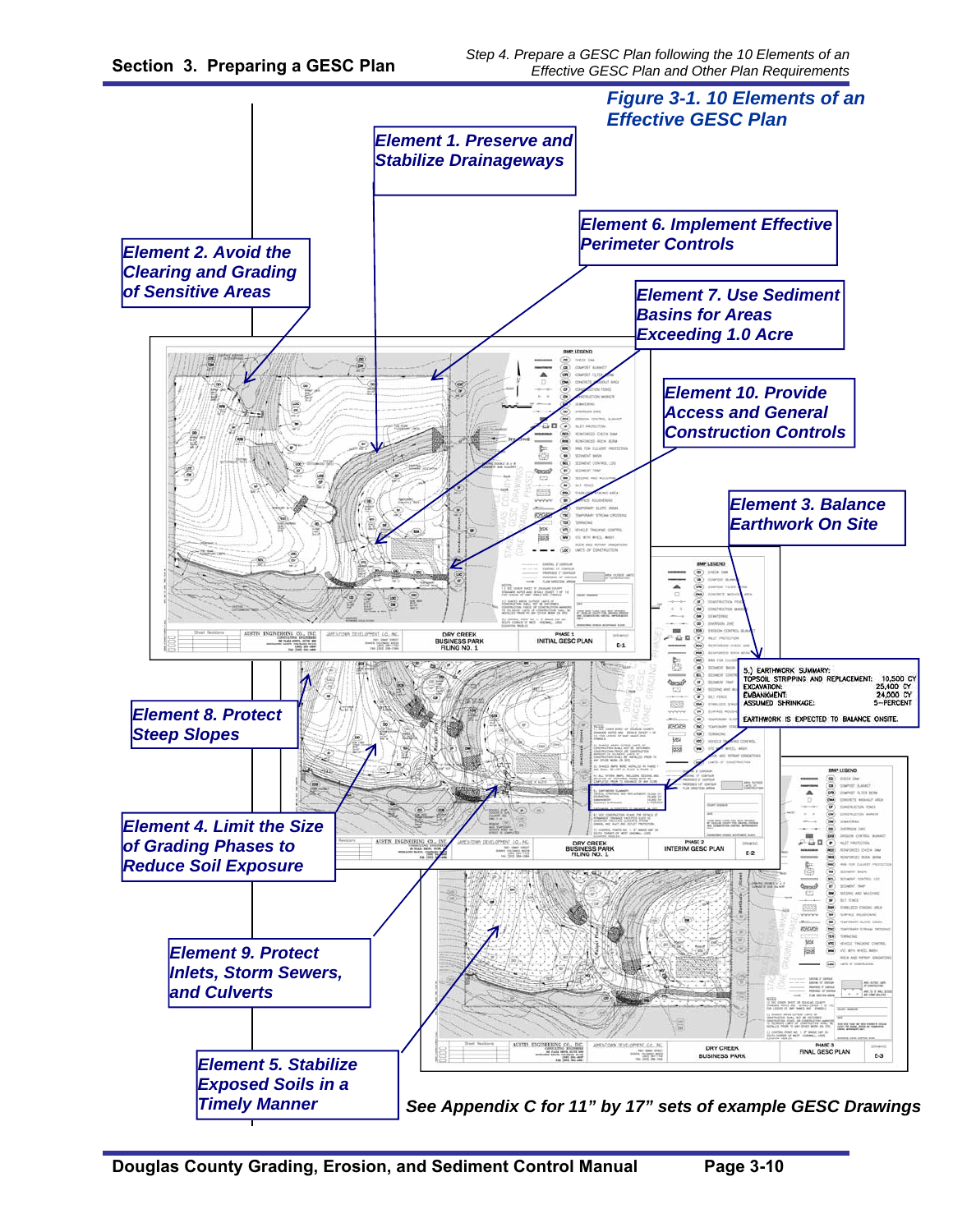**Figure 3-1. 10 Elements of an Effective GESC Plan**

*Element 1. Preserve and Stabilize Drainageways*

*Element 2. Avoid the Clearing and Grading of Sensitive Areas*

*Element 3. Balance Earthwork On Site*

*Element 4. Limit the Size of Grading Phases to Reduce Soil Exposure*

*Element 5. Stabilize Exposed Soils in a Timely Manner*

*Element 6. Implement Effective Perimeter Controls*

*Element 7. Use Sediment Basins for Areas Exceeding 1.0 Acre*

*Element 8. Protect Steep Slopes*

*Element 9. Protect Inlets, Storm Sewers, and Culverts*

*Element 10. Provide Access and General Construction Controls*

5.) EARTHWORK SUMMARY:

| | |
|---|---|
| TOPSOIL STRIPPING AND REPLACEMENT: | 10,500 CY |
| EXCAVATION: | 25,400 CY |
| EMBANKMENT: | 24,000 CY |
| ASSUMED SHRINKAGE: | 5-PERCENT |

EARTHWORK IS EXPECTED TO BALANCE ONSITE.

DRY CREEK BUSINESS PARK FILING NO. 1 — PHASE 1 INITIAL GESC PLAN — E-1

DRY CREEK BUSINESS PARK FILING NO. 1 — PHASE 2 INTERIM GESC PLAN — E-2

DRY CREEK BUSINESS PARK — PHASE 3 FINAL GESC PLAN — E-3

***See Appendix C for 11" by 17" sets of example GESC Drawings***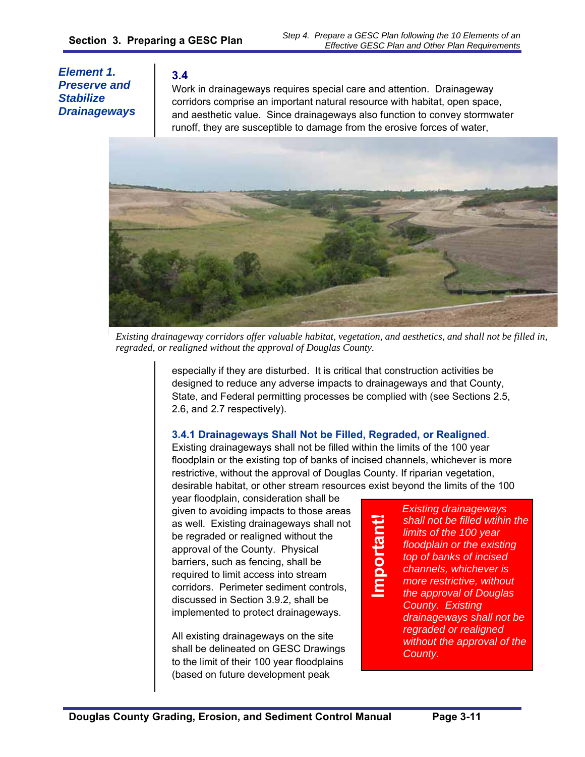## Element 1. Preserve and Stabilize Drainageways

### 3.4

Work in drainageways requires special care and attention. Drainageway corridors comprise an important natural resource with habitat, open space, and aesthetic value. Since drainageways also function to convey stormwater runoff, they are susceptible to damage from the erosive forces of water, especially if they are disturbed. It is critical that construction activities be designed to reduce any adverse impacts to drainageways and that County, State, and Federal permitting processes be complied with (see Sections 2.5, 2.6, and 2.7 respectively).

*Existing drainageway corridors offer valuable habitat, vegetation, and aesthetics, and shall not be filled in, regraded, or realigned without the approval of Douglas County.*

### 3.4.1 Drainageways Shall Not be Filled, Regraded, or Realigned.

Existing drainageways shall not be filled within the limits of the 100 year floodplain or the existing top of banks of incised channels, whichever is more restrictive, without the approval of Douglas County. If riparian vegetation, desirable habitat, or other stream resources exist beyond the limits of the 100 year floodplain, consideration shall be given to avoiding impacts to those areas as well. Existing drainageways shall not be regraded or realigned without the approval of the County. Physical barriers, such as fencing, shall be required to limit access into stream corridors. Perimeter sediment controls, discussed in Section 3.9.2, shall be implemented to protect drainageways.

> **Important!**
>
> *Existing drainageways shall not be filled wtihin the limits of the 100 year floodplain or the existing top of banks of incised channels, whichever is more restrictive, without the approval of Douglas County. Existing drainageways shall not be regraded or realigned without the approval of the County.*

All existing drainageways on the site shall be delineated on GESC Drawings to the limit of their 100 year floodplains (based on future development peak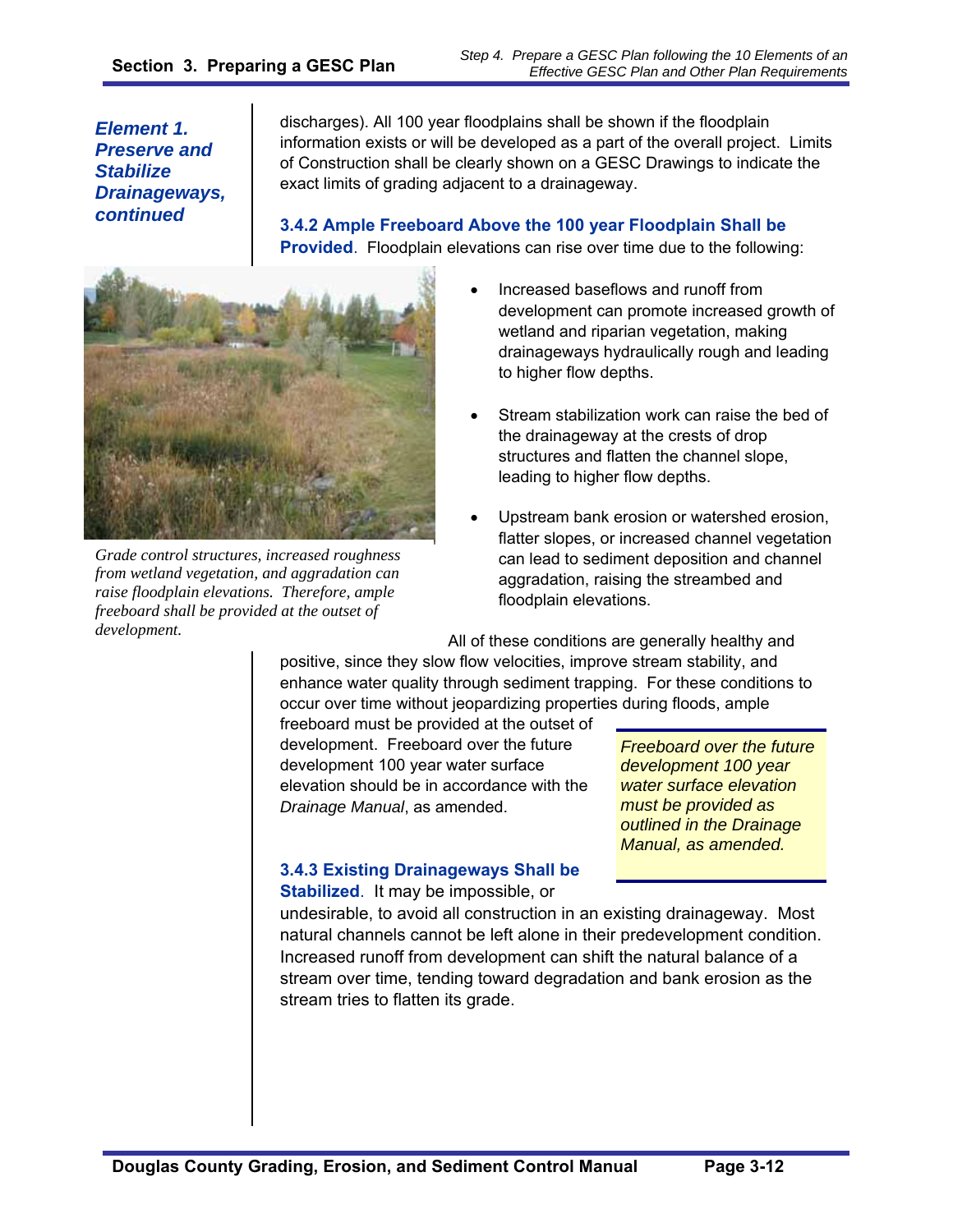*Element 1. Preserve and Stabilize Drainageways, continued*

discharges). All 100 year floodplains shall be shown if the floodplain information exists or will be developed as a part of the overall project. Limits of Construction shall be clearly shown on a GESC Drawings to indicate the exact limits of grading adjacent to a drainageway.

**3.4.2 Ample Freeboard Above the 100 year Floodplain Shall be Provided**. Floodplain elevations can rise over time due to the following:

- Increased baseflows and runoff from development can promote increased growth of wetland and riparian vegetation, making drainageways hydraulically rough and leading to higher flow depths.
- Stream stabilization work can raise the bed of the drainageway at the crests of drop structures and flatten the channel slope, leading to higher flow depths.
- Upstream bank erosion or watershed erosion, flatter slopes, or increased channel vegetation can lead to sediment deposition and channel aggradation, raising the streambed and floodplain elevations.

*Grade control structures, increased roughness from wetland vegetation, and aggradation can raise floodplain elevations. Therefore, ample freeboard shall be provided at the outset of development.*

All of these conditions are generally healthy and positive, since they slow flow velocities, improve stream stability, and enhance water quality through sediment trapping. For these conditions to occur over time without jeopardizing properties during floods, ample freeboard must be provided at the outset of development. Freeboard over the future development 100 year water surface elevation should be in accordance with the *Drainage Manual*, as amended.

*Freeboard over the future development 100 year water surface elevation must be provided as outlined in the Drainage Manual, as amended.*

**3.4.3 Existing Drainageways Shall be Stabilized**. It may be impossible, or undesirable, to avoid all construction in an existing drainageway. Most natural channels cannot be left alone in their predevelopment condition. Increased runoff from development can shift the natural balance of a stream over time, tending toward degradation and bank erosion as the stream tries to flatten its grade.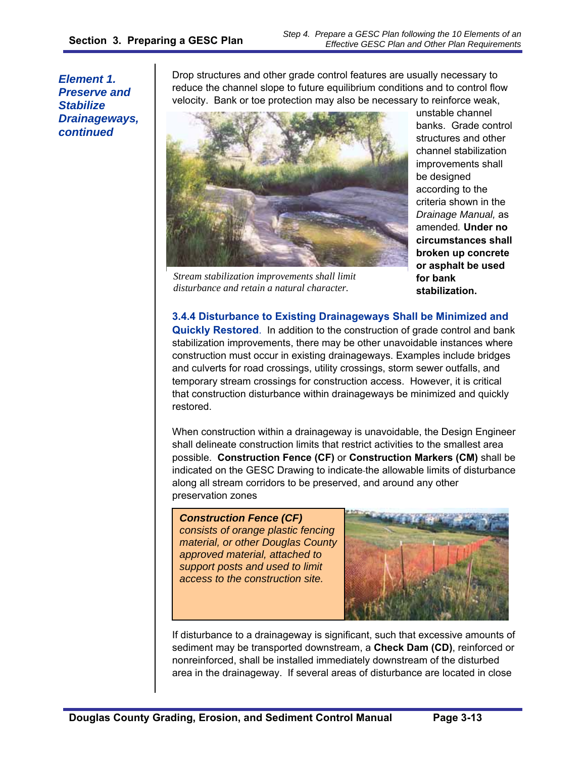*Element 1. Preserve and Stabilize Drainageways, continued*

Drop structures and other grade control features are usually necessary to reduce the channel slope to future equilibrium conditions and to control flow velocity. Bank or toe protection may also be necessary to reinforce weak, unstable channel banks. Grade control structures and other channel stabilization improvements shall be designed according to the criteria shown in the *Drainage Manual,* as amended. **Under no circumstances shall broken up concrete or asphalt be used for bank stabilization.**

*Stream stabilization improvements shall limit disturbance and retain a natural character.*

### 3.4.4 Disturbance to Existing Drainageways Shall be Minimized and Quickly Restored.

In addition to the construction of grade control and bank stabilization improvements, there may be other unavoidable instances where construction must occur in existing drainageways. Examples include bridges and culverts for road crossings, utility crossings, storm sewer outfalls, and temporary stream crossings for construction access. However, it is critical that construction disturbance within drainageways be minimized and quickly restored.

When construction within a drainageway is unavoidable, the Design Engineer shall delineate construction limits that restrict activities to the smallest area possible. **Construction Fence (CF)** or **Construction Markers (CM)** shall be indicated on the GESC Drawing to indicate the allowable limits of disturbance along all stream corridors to be preserved, and around any other preservation zones

***Construction Fence (CF)*** *consists of orange plastic fencing material, or other Douglas County approved material, attached to support posts and used to limit access to the construction site.*

If disturbance to a drainageway is significant, such that excessive amounts of sediment may be transported downstream, a **Check Dam (CD)**, reinforced or nonreinforced, shall be installed immediately downstream of the disturbed area in the drainageway. If several areas of disturbance are located in close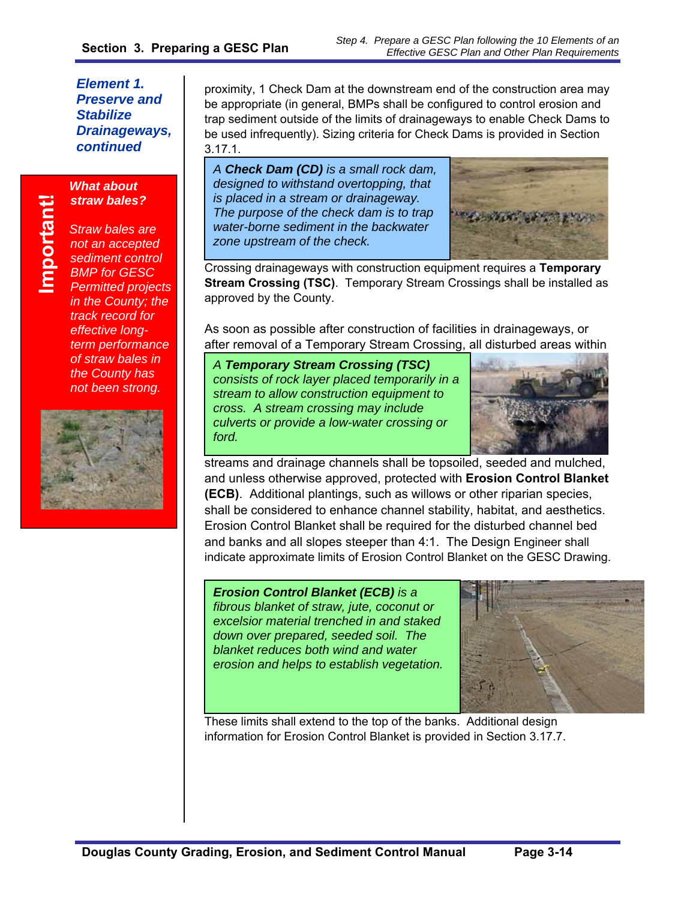***Element 1. Preserve and Stabilize Drainageways, continued***

proximity, 1 Check Dam at the downstream end of the construction area may be appropriate (in general, BMPs shall be configured to control erosion and trap sediment outside of the limits of drainageways to enable Check Dams to be used infrequently). Sizing criteria for Check Dams is provided in Section 3.17.1.

*A **Check Dam (CD)** is a small rock dam, designed to withstand overtopping, that is placed in a stream or drainageway. The purpose of the check dam is to trap water-borne sediment in the backwater zone upstream of the check.*

Crossing drainageways with construction equipment requires a **Temporary Stream Crossing (TSC)**. Temporary Stream Crossings shall be installed as approved by the County.

As soon as possible after construction of facilities in drainageways, or after removal of a Temporary Stream Crossing, all disturbed areas within streams and drainage channels shall be topsoiled, seeded and mulched, and unless otherwise approved, protected with **Erosion Control Blanket (ECB)**. Additional plantings, such as willows or other riparian species, shall be considered to enhance channel stability, habitat, and aesthetics. Erosion Control Blanket shall be required for the disturbed channel bed and banks and all slopes steeper than 4:1. The Design Engineer shall indicate approximate limits of Erosion Control Blanket on the GESC Drawing. These limits shall extend to the top of the banks. Additional design information for Erosion Control Blanket is provided in Section 3.17.7.

*A **Temporary Stream Crossing (TSC)** consists of rock layer placed temporarily in a stream to allow construction equipment to cross. A stream crossing may include culverts or provide a low-water crossing or ford.*

***Erosion Control Blanket (ECB)** is a fibrous blanket of straw, jute, coconut or excelsior material trenched in and staked down over prepared, seeded soil. The blanket reduces both wind and water erosion and helps to establish vegetation.*

**Important!**

***What about straw bales?***

*Straw bales are not an accepted sediment control BMP for GESC Permitted projects in the County; the track record for effective long-term performance of straw bales in the County has not been strong.*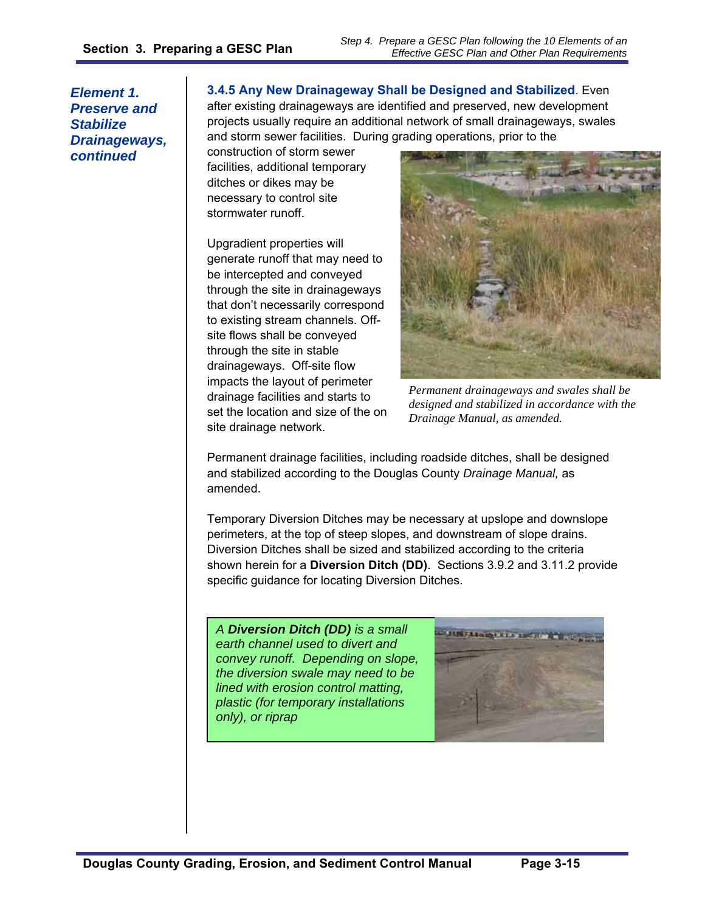*Element 1. Preserve and Stabilize Drainageways, continued*

### 3.4.5 Any New Drainageway Shall be Designed and Stabilized

**3.4.5 Any New Drainageway Shall be Designed and Stabilized**. Even after existing drainageways are identified and preserved, new development projects usually require an additional network of small drainageways, swales and storm sewer facilities. During grading operations, prior to the construction of storm sewer facilities, additional temporary ditches or dikes may be necessary to control site stormwater runoff.

Upgradient properties will generate runoff that may need to be intercepted and conveyed through the site in drainageways that don't necessarily correspond to existing stream channels. Off-site flows shall be conveyed through the site in stable drainageways. Off-site flow impacts the layout of perimeter drainage facilities and starts to set the location and size of the on site drainage network.

*Permanent drainageways and swales shall be designed and stabilized in accordance with the Drainage Manual, as amended.*

Permanent drainage facilities, including roadside ditches, shall be designed and stabilized according to the Douglas County *Drainage Manual,* as amended.

Temporary Diversion Ditches may be necessary at upslope and downslope perimeters, at the top of steep slopes, and downstream of slope drains. Diversion Ditches shall be sized and stabilized according to the criteria shown herein for a **Diversion Ditch (DD)**. Sections 3.9.2 and 3.11.2 provide specific guidance for locating Diversion Ditches.

*A **Diversion Ditch (DD)** is a small earth channel used to divert and convey runoff. Depending on slope, the diversion swale may need to be lined with erosion control matting, plastic (for temporary installations only), or riprap*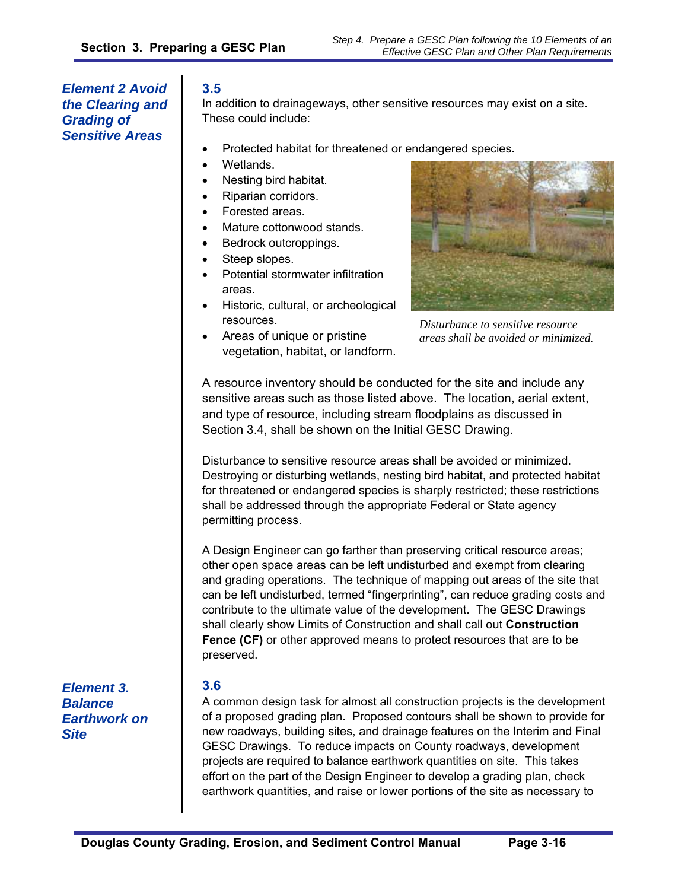## Element 2 Avoid the Clearing and Grading of Sensitive Areas

### 3.5

In addition to drainageways, other sensitive resources may exist on a site. These could include:

- Protected habitat for threatened or endangered species.
- Wetlands.
- Nesting bird habitat.
- Riparian corridors.
- Forested areas.
- Mature cottonwood stands.
- Bedrock outcroppings.
- Steep slopes.
- Potential stormwater infiltration areas.
- Historic, cultural, or archeological resources.
- Areas of unique or pristine vegetation, habitat, or landform.

*Disturbance to sensitive resource areas shall be avoided or minimized.*

A resource inventory should be conducted for the site and include any sensitive areas such as those listed above. The location, aerial extent, and type of resource, including stream floodplains as discussed in Section 3.4, shall be shown on the Initial GESC Drawing.

Disturbance to sensitive resource areas shall be avoided or minimized. Destroying or disturbing wetlands, nesting bird habitat, and protected habitat for threatened or endangered species is sharply restricted; these restrictions shall be addressed through the appropriate Federal or State agency permitting process.

A Design Engineer can go farther than preserving critical resource areas; other open space areas can be left undisturbed and exempt from clearing and grading operations. The technique of mapping out areas of the site that can be left undisturbed, termed "fingerprinting", can reduce grading costs and contribute to the ultimate value of the development. The GESC Drawings shall clearly show Limits of Construction and shall call out **Construction Fence (CF)** or other approved means to protect resources that are to be preserved.

## Element 3. Balance Earthwork on Site

### 3.6

A common design task for almost all construction projects is the development of a proposed grading plan. Proposed contours shall be shown to provide for new roadways, building sites, and drainage features on the Interim and Final GESC Drawings. To reduce impacts on County roadways, development projects are required to balance earthwork quantities on site. This takes effort on the part of the Design Engineer to develop a grading plan, check earthwork quantities, and raise or lower portions of the site as necessary to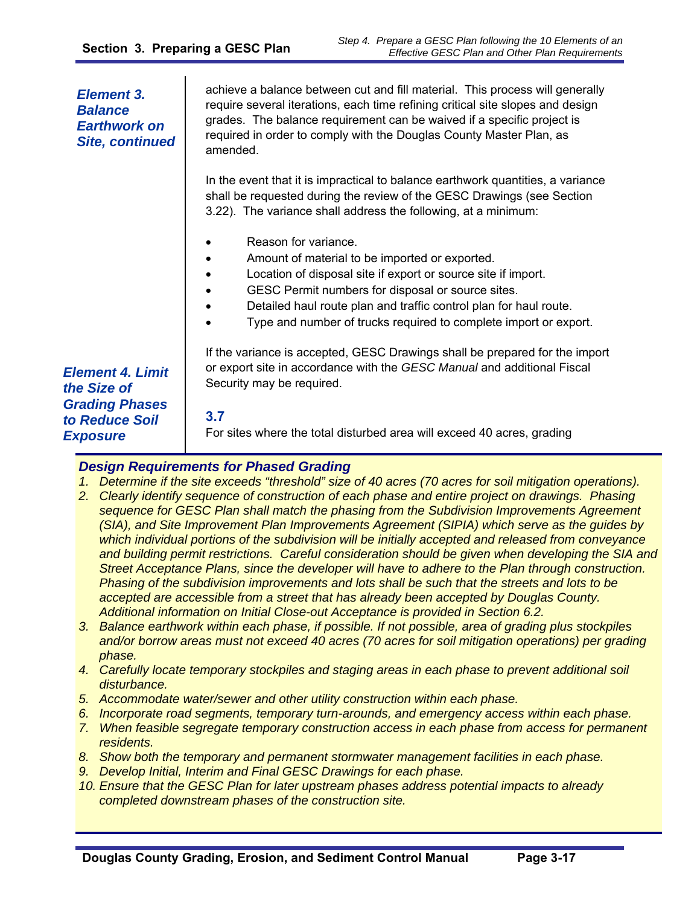*Element 3. Balance Earthwork on Site, continued*

achieve a balance between cut and fill material. This process will generally require several iterations, each time refining critical site slopes and design grades. The balance requirement can be waived if a specific project is required in order to comply with the Douglas County Master Plan, as amended.

In the event that it is impractical to balance earthwork quantities, a variance shall be requested during the review of the GESC Drawings (see Section 3.22). The variance shall address the following, at a minimum:

- Reason for variance.
- Amount of material to be imported or exported.
- Location of disposal site if export or source site if import.
- GESC Permit numbers for disposal or source sites.
- Detailed haul route plan and traffic control plan for haul route.
- Type and number of trucks required to complete import or export.

If the variance is accepted, GESC Drawings shall be prepared for the import or export site in accordance with the *GESC Manual* and additional Fiscal Security may be required.

*Element 4. Limit the Size of Grading Phases to Reduce Soil Exposure*

### 3.7

For sites where the total disturbed area will exceed 40 acres, grading

***Design Requirements for Phased Grading***

1. *Determine if the site exceeds “threshold” size of 40 acres (70 acres for soil mitigation operations).*
2. *Clearly identify sequence of construction of each phase and entire project on drawings. Phasing sequence for GESC Plan shall match the phasing from the Subdivision Improvements Agreement (SIA), and Site Improvement Plan Improvements Agreement (SIPIA) which serve as the guides by which individual portions of the subdivision will be initially accepted and released from conveyance and building permit restrictions. Careful consideration should be given when developing the SIA and Street Acceptance Plans, since the developer will have to adhere to the Plan through construction. Phasing of the subdivision improvements and lots shall be such that the streets and lots to be accepted are accessible from a street that has already been accepted by Douglas County. Additional information on Initial Close-out Acceptance is provided in Section 6.2.*
3. *Balance earthwork within each phase, if possible. If not possible, area of grading plus stockpiles and/or borrow areas must not exceed 40 acres (70 acres for soil mitigation operations) per grading phase.*
4. *Carefully locate temporary stockpiles and staging areas in each phase to prevent additional soil disturbance.*
5. *Accommodate water/sewer and other utility construction within each phase.*
6. *Incorporate road segments, temporary turn-arounds, and emergency access within each phase.*
7. *When feasible segregate temporary construction access in each phase from access for permanent residents.*
8. *Show both the temporary and permanent stormwater management facilities in each phase.*
9. *Develop Initial, Interim and Final GESC Drawings for each phase.*
10. *Ensure that the GESC Plan for later upstream phases address potential impacts to already completed downstream phases of the construction site.*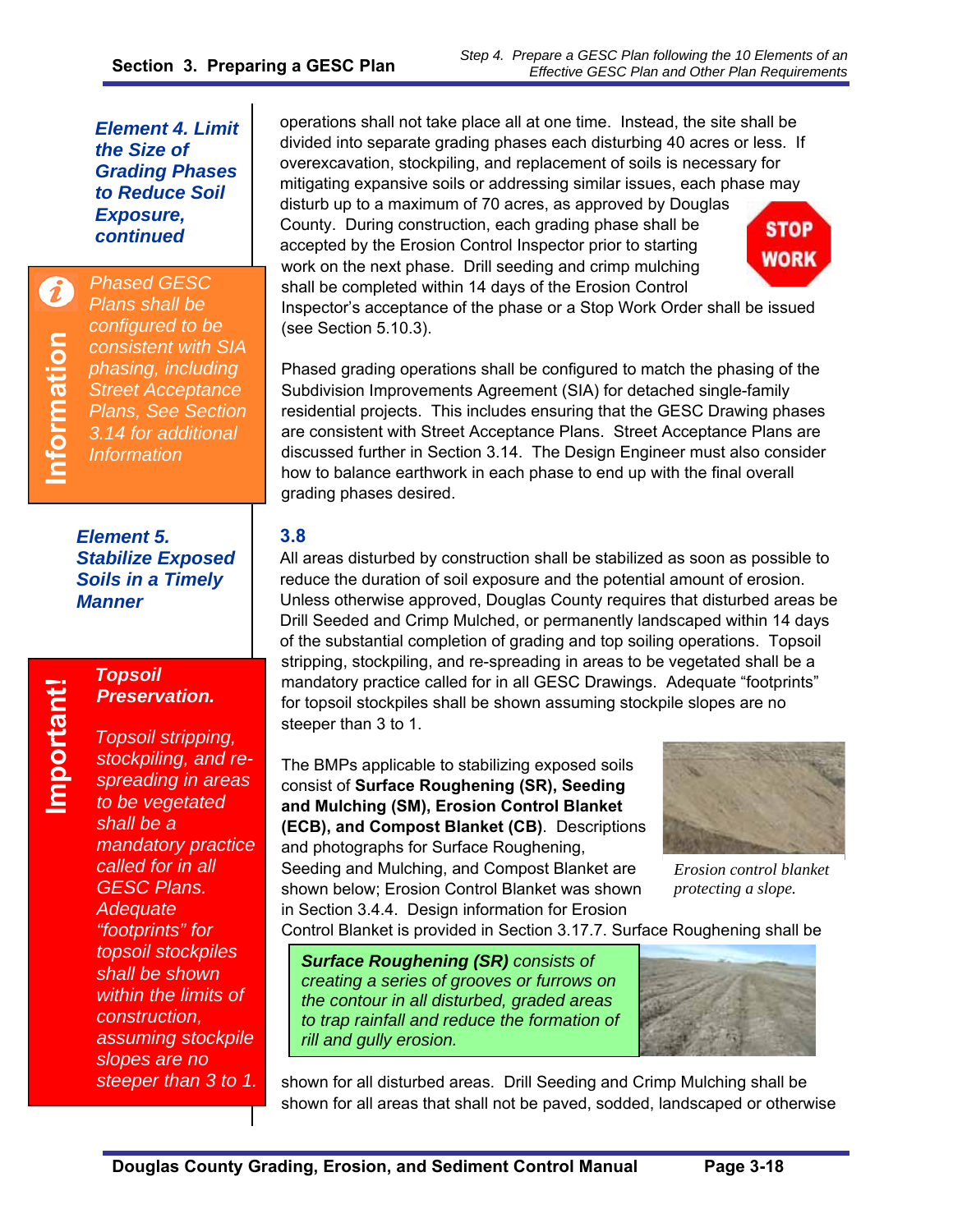*Element 4. Limit the Size of Grading Phases to Reduce Soil Exposure, continued*

operations shall not take place all at one time. Instead, the site shall be divided into separate grading phases each disturbing 40 acres or less. If overexcavation, stockpiling, and replacement of soils is necessary for mitigating expansive soils or addressing similar issues, each phase may disturb up to a maximum of 70 acres, as approved by Douglas County. During construction, each grading phase shall be accepted by the Erosion Control Inspector prior to starting work on the next phase. Drill seeding and crimp mulching shall be completed within 14 days of the Erosion Control Inspector's acceptance of the phase or a Stop Work Order shall be issued (see Section 5.10.3).

**Information**

*Phased GESC Plans shall be configured to be consistent with SIA phasing, including Street Acceptance Plans, See Section 3.14 for additional Information*

Phased grading operations shall be configured to match the phasing of the Subdivision Improvements Agreement (SIA) for detached single-family residential projects. This includes ensuring that the GESC Drawing phases are consistent with Street Acceptance Plans. Street Acceptance Plans are discussed further in Section 3.14. The Design Engineer must also consider how to balance earthwork in each phase to end up with the final overall grading phases desired.

*Element 5. Stabilize Exposed Soils in a Timely Manner*

## 3.8

All areas disturbed by construction shall be stabilized as soon as possible to reduce the duration of soil exposure and the potential amount of erosion. Unless otherwise approved, Douglas County requires that disturbed areas be Drill Seeded and Crimp Mulched, or permanently landscaped within 14 days of the substantial completion of grading and top soiling operations. Topsoil stripping, stockpiling, and re-spreading in areas to be vegetated shall be a mandatory practice called for in all GESC Drawings. Adequate "footprints" for topsoil stockpiles shall be shown assuming stockpile slopes are no steeper than 3 to 1.

**Important!**

***Topsoil Preservation.***

*Topsoil stripping, stockpiling, and re-spreading in areas to be vegetated shall be a mandatory practice called for in all GESC Plans. Adequate "footprints" for topsoil stockpiles shall be shown within the limits of construction, assuming stockpile slopes are no steeper than 3 to 1.*

The BMPs applicable to stabilizing exposed soils consist of **Surface Roughening (SR), Seeding and Mulching (SM), Erosion Control Blanket (ECB), and Compost Blanket (CB)**. Descriptions and photographs for Surface Roughening, Seeding and Mulching, and Compost Blanket are shown below; Erosion Control Blanket was shown in Section 3.4.4. Design information for Erosion Control Blanket is provided in Section 3.17.7. Surface Roughening shall be shown for all disturbed areas. Drill Seeding and Crimp Mulching shall be shown for all areas that shall not be paved, sodded, landscaped or otherwise

*Erosion control blanket protecting a slope.*

***Surface Roughening (SR)** consists of creating a series of grooves or furrows on the contour in all disturbed, graded areas to trap rainfall and reduce the formation of rill and gully erosion.*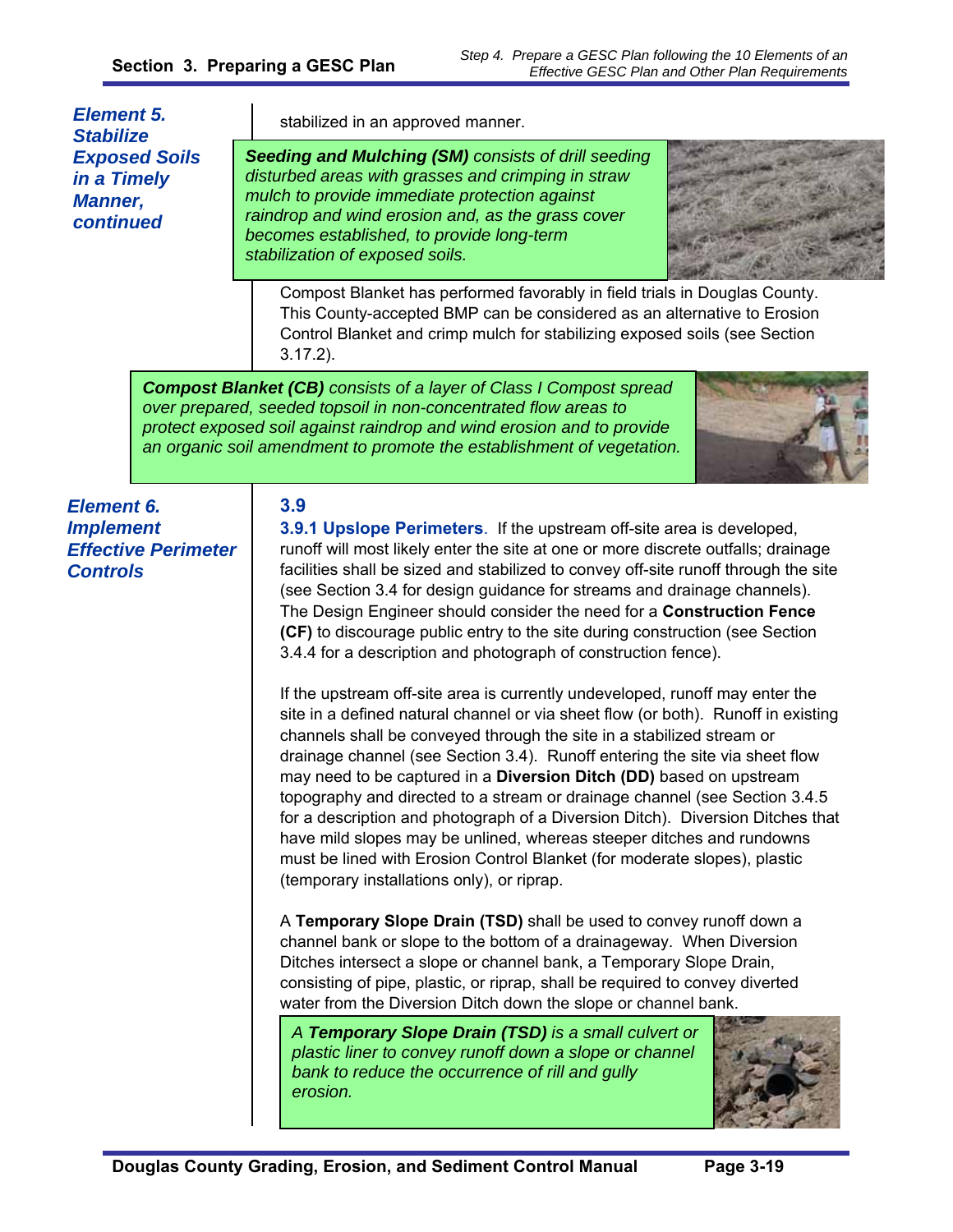*Element 5. Stabilize Exposed Soils in a Timely Manner, continued*

stabilized in an approved manner.

> ***Seeding and Mulching (SM)*** *consists of drill seeding disturbed areas with grasses and crimping in straw mulch to provide immediate protection against raindrop and wind erosion and, as the grass cover becomes established, to provide long-term stabilization of exposed soils.*

Compost Blanket has performed favorably in field trials in Douglas County. This County-accepted BMP can be considered as an alternative to Erosion Control Blanket and crimp mulch for stabilizing exposed soils (see Section 3.17.2).

> ***Compost Blanket (CB)*** *consists of a layer of Class I Compost spread over prepared, seeded topsoil in non-concentrated flow areas to protect exposed soil against raindrop and wind erosion and to provide an organic soil amendment to promote the establishment of vegetation.*

*Element 6. Implement Effective Perimeter Controls*

## 3.9

**3.9.1 Upslope Perimeters**. If the upstream off-site area is developed, runoff will most likely enter the site at one or more discrete outfalls; drainage facilities shall be sized and stabilized to convey off-site runoff through the site (see Section 3.4 for design guidance for streams and drainage channels). The Design Engineer should consider the need for a **Construction Fence (CF)** to discourage public entry to the site during construction (see Section 3.4.4 for a description and photograph of construction fence).

If the upstream off-site area is currently undeveloped, runoff may enter the site in a defined natural channel or via sheet flow (or both). Runoff in existing channels shall be conveyed through the site in a stabilized stream or drainage channel (see Section 3.4). Runoff entering the site via sheet flow may need to be captured in a **Diversion Ditch (DD)** based on upstream topography and directed to a stream or drainage channel (see Section 3.4.5 for a description and photograph of a Diversion Ditch). Diversion Ditches that have mild slopes may be unlined, whereas steeper ditches and rundowns must be lined with Erosion Control Blanket (for moderate slopes), plastic (temporary installations only), or riprap.

A **Temporary Slope Drain (TSD)** shall be used to convey runoff down a channel bank or slope to the bottom of a drainageway. When Diversion Ditches intersect a slope or channel bank, a Temporary Slope Drain, consisting of pipe, plastic, or riprap, shall be required to convey diverted water from the Diversion Ditch down the slope or channel bank.

> *A* ***Temporary Slope Drain (TSD)*** *is a small culvert or plastic liner to convey runoff down a slope or channel bank to reduce the occurrence of rill and gully erosion.*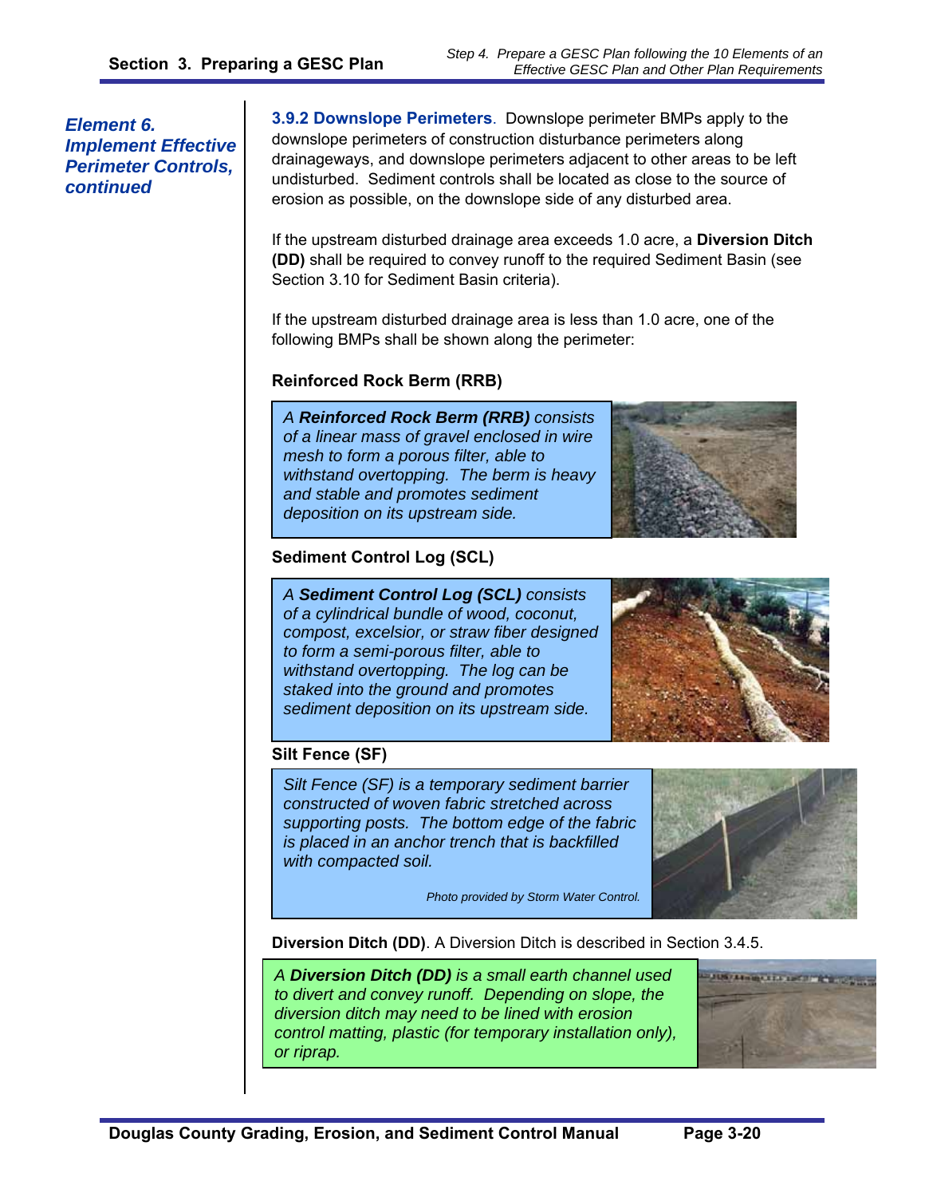*Element 6. Implement Effective Perimeter Controls, continued*

**3.9.2 Downslope Perimeters**. Downslope perimeter BMPs apply to the downslope perimeters of construction disturbance perimeters along drainageways, and downslope perimeters adjacent to other areas to be left undisturbed. Sediment controls shall be located as close to the source of erosion as possible, on the downslope side of any disturbed area.

If the upstream disturbed drainage area exceeds 1.0 acre, a **Diversion Ditch (DD)** shall be required to convey runoff to the required Sediment Basin (see Section 3.10 for Sediment Basin criteria).

If the upstream disturbed drainage area is less than 1.0 acre, one of the following BMPs shall be shown along the perimeter:

**Reinforced Rock Berm (RRB)**

*A **Reinforced Rock Berm (RRB)** consists of a linear mass of gravel enclosed in wire mesh to form a porous filter, able to withstand overtopping. The berm is heavy and stable and promotes sediment deposition on its upstream side.*

**Sediment Control Log (SCL)**

*A **Sediment Control Log (SCL)** consists of a cylindrical bundle of wood, coconut, compost, excelsior, or straw fiber designed to form a semi-porous filter, able to withstand overtopping. The log can be staked into the ground and promotes sediment deposition on its upstream side.*

**Silt Fence (SF)**

*Silt Fence (SF) is a temporary sediment barrier constructed of woven fabric stretched across supporting posts. The bottom edge of the fabric is placed in an anchor trench that is backfilled with compacted soil.*

*Photo provided by Storm Water Control.*

**Diversion Ditch (DD)**. A Diversion Ditch is described in Section 3.4.5.

*A **Diversion Ditch (DD)** is a small earth channel used to divert and convey runoff. Depending on slope, the diversion ditch may need to be lined with erosion control matting, plastic (for temporary installation only), or riprap.*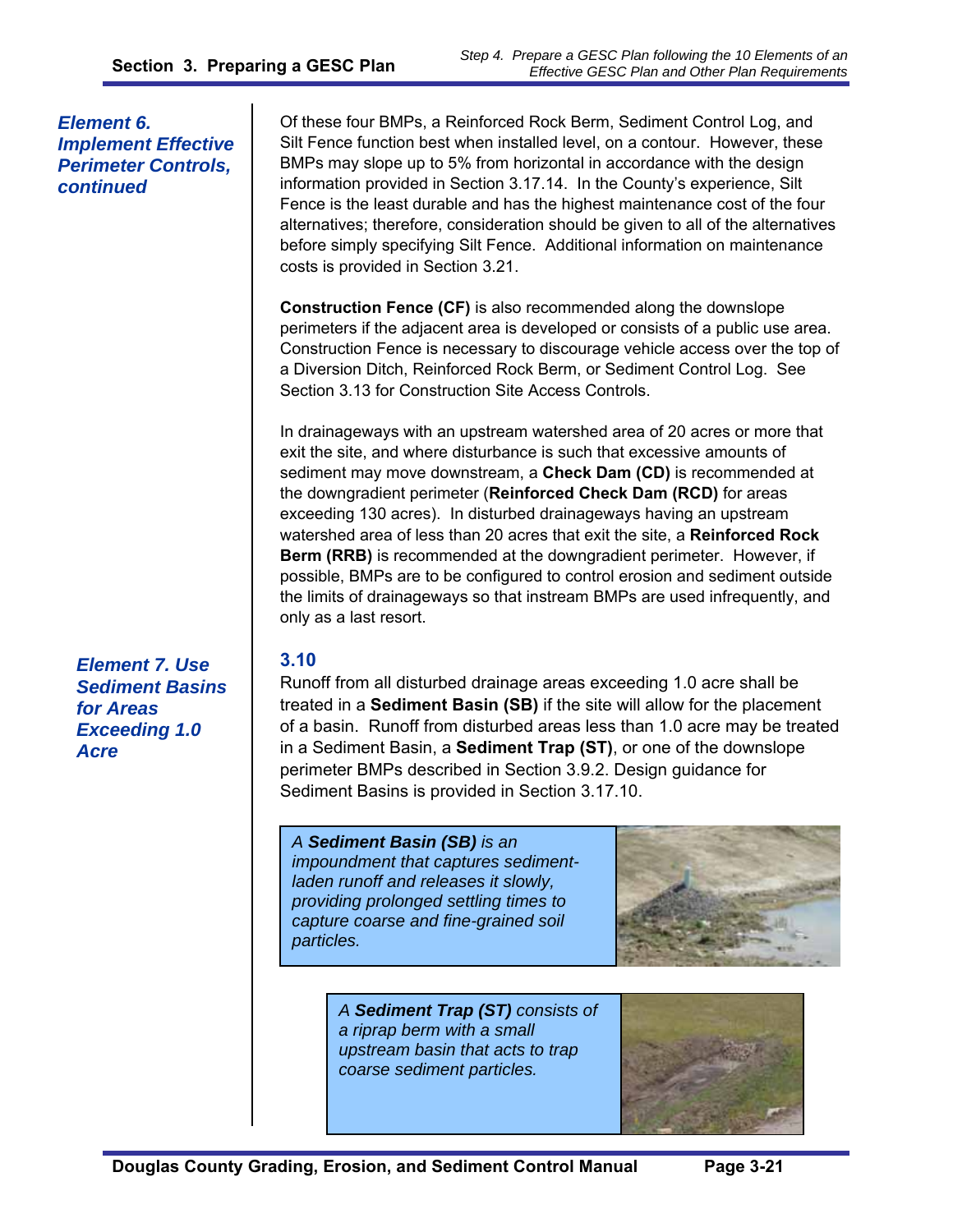*Element 6. Implement Effective Perimeter Controls, continued*

Of these four BMPs, a Reinforced Rock Berm, Sediment Control Log, and Silt Fence function best when installed level, on a contour. However, these BMPs may slope up to 5% from horizontal in accordance with the design information provided in Section 3.17.14. In the County's experience, Silt Fence is the least durable and has the highest maintenance cost of the four alternatives; therefore, consideration should be given to all of the alternatives before simply specifying Silt Fence. Additional information on maintenance costs is provided in Section 3.21.

**Construction Fence (CF)** is also recommended along the downslope perimeters if the adjacent area is developed or consists of a public use area. Construction Fence is necessary to discourage vehicle access over the top of a Diversion Ditch, Reinforced Rock Berm, or Sediment Control Log. See Section 3.13 for Construction Site Access Controls.

In drainageways with an upstream watershed area of 20 acres or more that exit the site, and where disturbance is such that excessive amounts of sediment may move downstream, a **Check Dam (CD)** is recommended at the downgradient perimeter (**Reinforced Check Dam (RCD)** for areas exceeding 130 acres). In disturbed drainageways having an upstream watershed area of less than 20 acres that exit the site, a **Reinforced Rock Berm (RRB)** is recommended at the downgradient perimeter. However, if possible, BMPs are to be configured to control erosion and sediment outside the limits of drainageways so that instream BMPs are used infrequently, and only as a last resort.

## 3.10

*Element 7. Use Sediment Basins for Areas Exceeding 1.0 Acre*

Runoff from all disturbed drainage areas exceeding 1.0 acre shall be treated in a **Sediment Basin (SB)** if the site will allow for the placement of a basin. Runoff from disturbed areas less than 1.0 acre may be treated in a Sediment Basin, a **Sediment Trap (ST)**, or one of the downslope perimeter BMPs described in Section 3.9.2. Design guidance for Sediment Basins is provided in Section 3.17.10.

*A **Sediment Basin (SB)** is an impoundment that captures sediment-laden runoff and releases it slowly, providing prolonged settling times to capture coarse and fine-grained soil particles.*

*A **Sediment Trap (ST)** consists of a riprap berm with a small upstream basin that acts to trap coarse sediment particles.*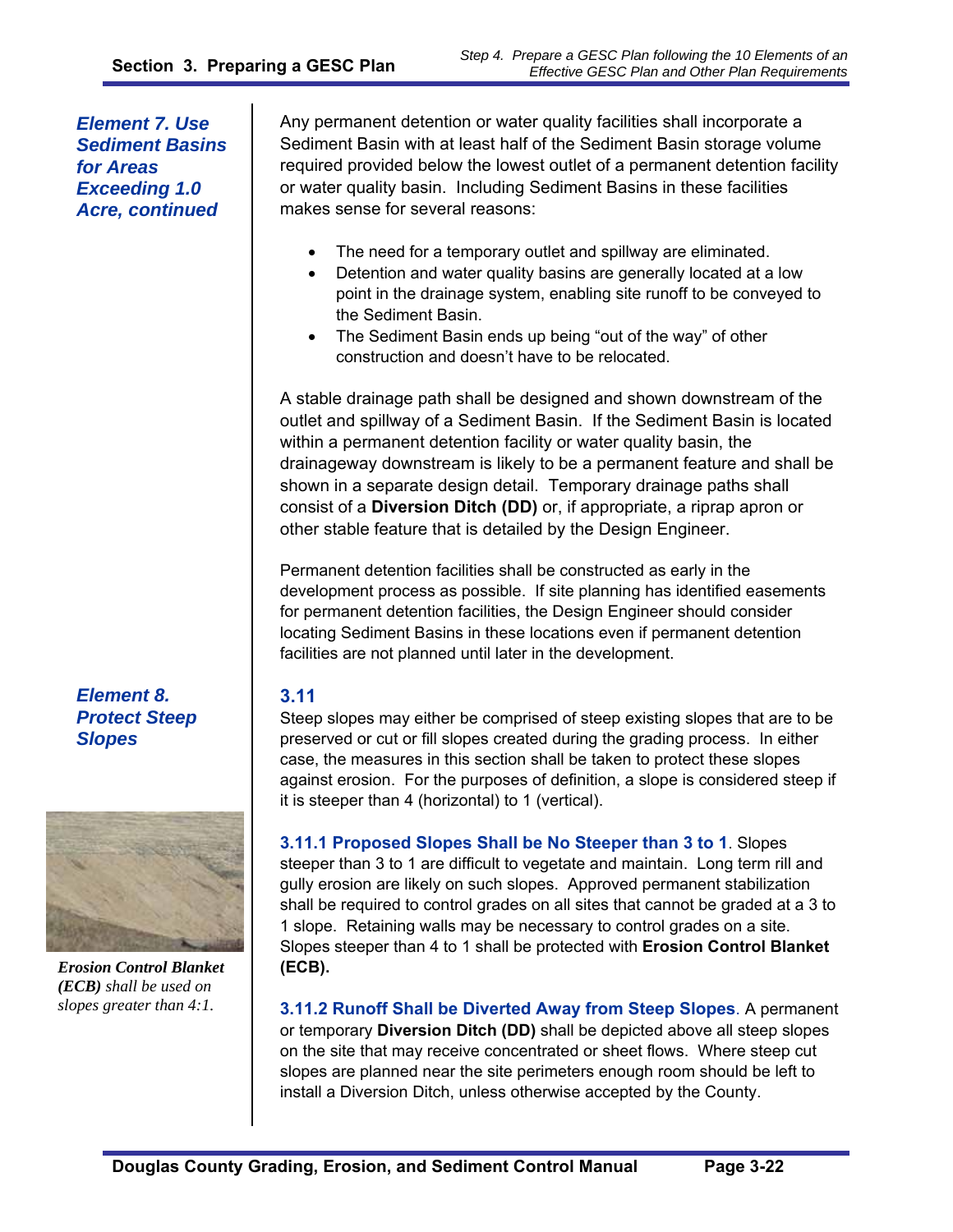*Element 7. Use Sediment Basins for Areas Exceeding 1.0 Acre, continued*

Any permanent detention or water quality facilities shall incorporate a Sediment Basin with at least half of the Sediment Basin storage volume required provided below the lowest outlet of a permanent detention facility or water quality basin. Including Sediment Basins in these facilities makes sense for several reasons:

- The need for a temporary outlet and spillway are eliminated.
- Detention and water quality basins are generally located at a low point in the drainage system, enabling site runoff to be conveyed to the Sediment Basin.
- The Sediment Basin ends up being "out of the way" of other construction and doesn't have to be relocated.

A stable drainage path shall be designed and shown downstream of the outlet and spillway of a Sediment Basin. If the Sediment Basin is located within a permanent detention facility or water quality basin, the drainageway downstream is likely to be a permanent feature and shall be shown in a separate design detail. Temporary drainage paths shall consist of a **Diversion Ditch (DD)** or, if appropriate, a riprap apron or other stable feature that is detailed by the Design Engineer.

Permanent detention facilities shall be constructed as early in the development process as possible. If site planning has identified easements for permanent detention facilities, the Design Engineer should consider locating Sediment Basins in these locations even if permanent detention facilities are not planned until later in the development.

## 3.11 Element 8. Protect Steep Slopes

Steep slopes may either be comprised of steep existing slopes that are to be preserved or cut or fill slopes created during the grading process. In either case, the measures in this section shall be taken to protect these slopes against erosion. For the purposes of definition, a slope is considered steep if it is steeper than 4 (horizontal) to 1 (vertical).

*Erosion Control Blanket (ECB) shall be used on slopes greater than 4:1.*

**3.11.1 Proposed Slopes Shall be No Steeper than 3 to 1**. Slopes steeper than 3 to 1 are difficult to vegetate and maintain. Long term rill and gully erosion are likely on such slopes. Approved permanent stabilization shall be required to control grades on all sites that cannot be graded at a 3 to 1 slope. Retaining walls may be necessary to control grades on a site. Slopes steeper than 4 to 1 shall be protected with **Erosion Control Blanket (ECB).**

**3.11.2 Runoff Shall be Diverted Away from Steep Slopes**. A permanent or temporary **Diversion Ditch (DD)** shall be depicted above all steep slopes on the site that may receive concentrated or sheet flows. Where steep cut slopes are planned near the site perimeters enough room should be left to install a Diversion Ditch, unless otherwise accepted by the County.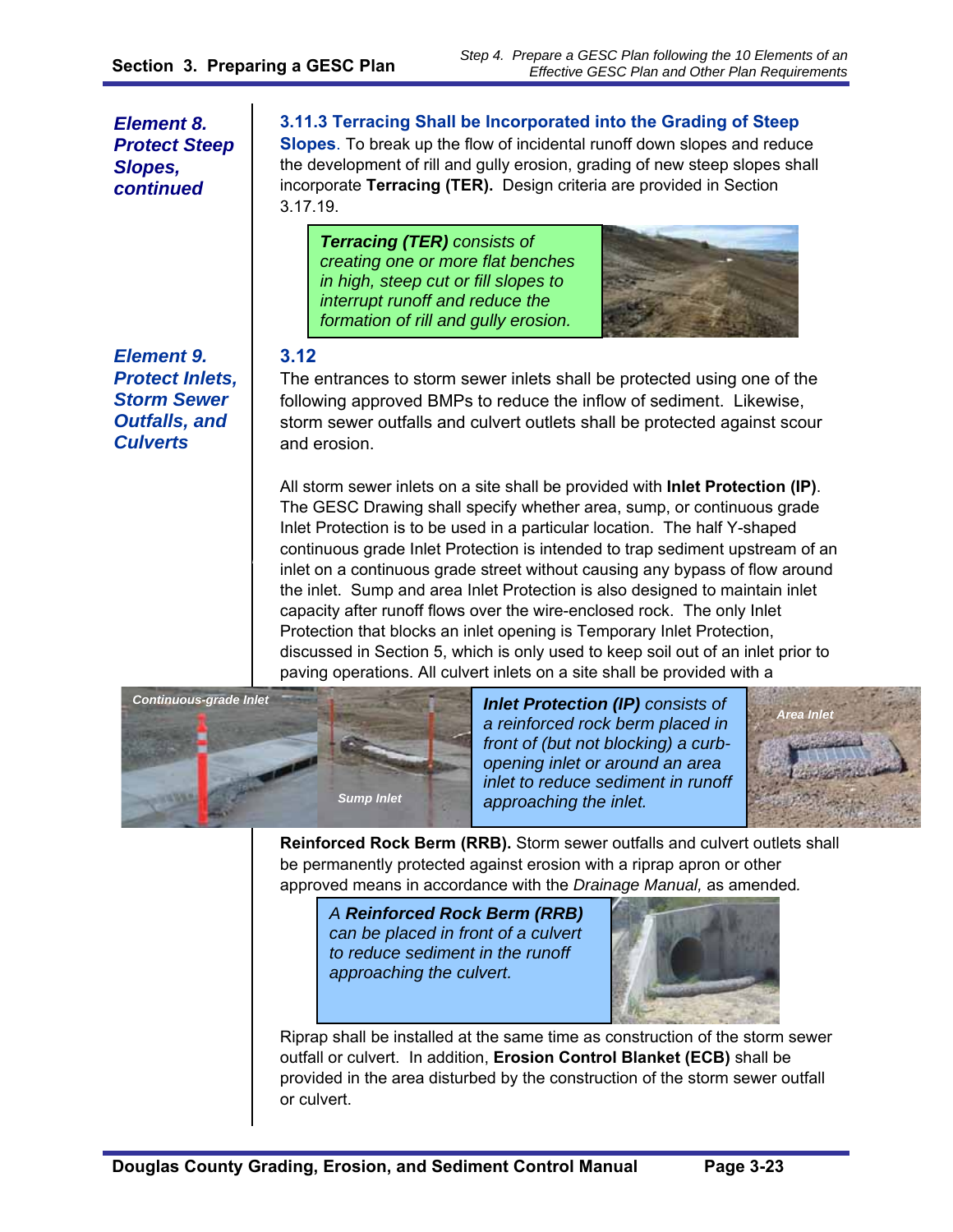*Element 8. Protect Steep Slopes, continued*

### 3.11.3 Terracing Shall be Incorporated into the Grading of Steep Slopes

To break up the flow of incidental runoff down slopes and reduce the development of rill and gully erosion, grading of new steep slopes shall incorporate **Terracing (TER).** Design criteria are provided in Section 3.17.19.

> ***Terracing (TER)*** *consists of creating one or more flat benches in high, steep cut or fill slopes to interrupt runoff and reduce the formation of rill and gully erosion.*

*Element 9. Protect Inlets, Storm Sewer Outfalls, and Culverts*

### 3.12

The entrances to storm sewer inlets shall be protected using one of the following approved BMPs to reduce the inflow of sediment. Likewise, storm sewer outfalls and culvert outlets shall be protected against scour and erosion.

All storm sewer inlets on a site shall be provided with **Inlet Protection (IP)**. The GESC Drawing shall specify whether area, sump, or continuous grade Inlet Protection is to be used in a particular location. The half Y-shaped continuous grade Inlet Protection is intended to trap sediment upstream of an inlet on a continuous grade street without causing any bypass of flow around the inlet. Sump and area Inlet Protection is also designed to maintain inlet capacity after runoff flows over the wire-enclosed rock. The only Inlet Protection that blocks an inlet opening is Temporary Inlet Protection, discussed in Section 5, which is only used to keep soil out of an inlet prior to paving operations. All culvert inlets on a site shall be provided with a

Continuous-grade Inlet

Sump Inlet

> ***Inlet Protection (IP)*** *consists of a reinforced rock berm placed in front of (but not blocking) a curb-opening inlet or around an area inlet to reduce sediment in runoff approaching the inlet.*

Area Inlet

**Reinforced Rock Berm (RRB).** Storm sewer outfalls and culvert outlets shall be permanently protected against erosion with a riprap apron or other approved means in accordance with the *Drainage Manual,* as amended*.*

> *A* ***Reinforced Rock Berm (RRB)*** *can be placed in front of a culvert to reduce sediment in the runoff approaching the culvert.*

Riprap shall be installed at the same time as construction of the storm sewer outfall or culvert. In addition, **Erosion Control Blanket (ECB)** shall be provided in the area disturbed by the construction of the storm sewer outfall or culvert.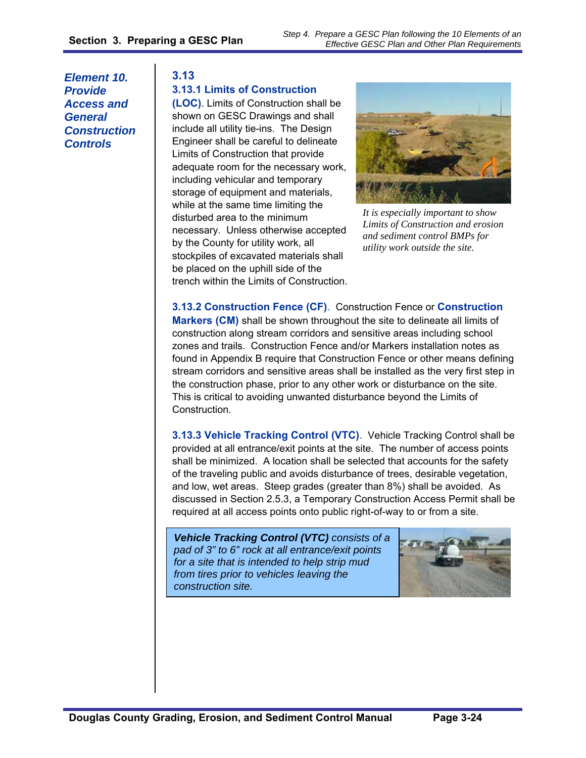*Element 10. Provide Access and General Construction Controls*

## 3.13

### 3.13.1 Limits of Construction (LOC)

**3.13.1 Limits of Construction (LOC)**. Limits of Construction shall be shown on GESC Drawings and shall include all utility tie-ins. The Design Engineer shall be careful to delineate Limits of Construction that provide adequate room for the necessary work, including vehicular and temporary storage of equipment and materials, while at the same time limiting the disturbed area to the minimum necessary. Unless otherwise accepted by the County for utility work, all stockpiles of excavated materials shall be placed on the uphill side of the trench within the Limits of Construction.

*It is especially important to show Limits of Construction and erosion and sediment control BMPs for utility work outside the site.*

**3.13.2 Construction Fence (CF)**. Construction Fence or **Construction Markers (CM)** shall be shown throughout the site to delineate all limits of construction along stream corridors and sensitive areas including school zones and trails. Construction Fence and/or Markers installation notes as found in Appendix B require that Construction Fence or other means defining stream corridors and sensitive areas shall be installed as the very first step in the construction phase, prior to any other work or disturbance on the site. This is critical to avoiding unwanted disturbance beyond the Limits of Construction.

**3.13.3 Vehicle Tracking Control (VTC)**. Vehicle Tracking Control shall be provided at all entrance/exit points at the site. The number of access points shall be minimized. A location shall be selected that accounts for the safety of the traveling public and avoids disturbance of trees, desirable vegetation, and low, wet areas. Steep grades (greater than 8%) shall be avoided. As discussed in Section 2.5.3, a Temporary Construction Access Permit shall be required at all access points onto public right-of-way to or from a site.

***Vehicle Tracking Control (VTC)*** *consists of a pad of 3" to 6" rock at all entrance/exit points for a site that is intended to help strip mud from tires prior to vehicles leaving the construction site.*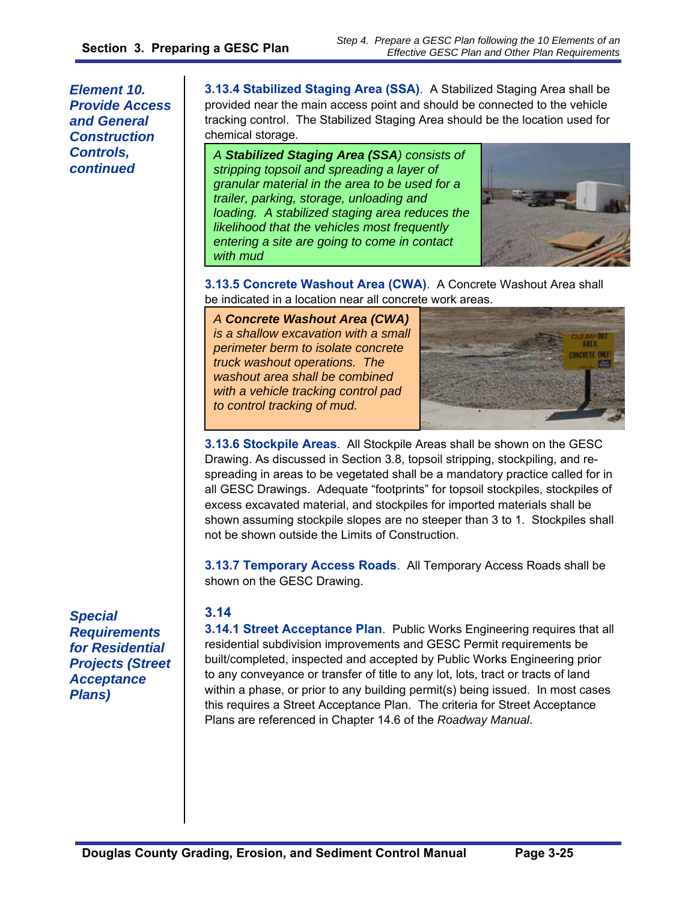*Element 10. Provide Access and General Construction Controls, continued*

**3.13.4 Stabilized Staging Area (SSA)**. A Stabilized Staging Area shall be provided near the main access point and should be connected to the vehicle tracking control. The Stabilized Staging Area should be the location used for chemical storage.

> *A **Stabilized Staging Area (SSA**) consists of stripping topsoil and spreading a layer of granular material in the area to be used for a trailer, parking, storage, unloading and loading. A stabilized staging area reduces the likelihood that the vehicles most frequently entering a site are going to come in contact with mud*

**3.13.5 Concrete Washout Area (CWA)**. A Concrete Washout Area shall be indicated in a location near all concrete work areas.

> *A **Concrete Washout Area (CWA)** is a shallow excavation with a small perimeter berm to isolate concrete truck washout operations. The washout area shall be combined with a vehicle tracking control pad to control tracking of mud.*

**3.13.6 Stockpile Areas**. All Stockpile Areas shall be shown on the GESC Drawing. As discussed in Section 3.8, topsoil stripping, stockpiling, and re-spreading in areas to be vegetated shall be a mandatory practice called for in all GESC Drawings. Adequate "footprints" for topsoil stockpiles, stockpiles of excess excavated material, and stockpiles for imported materials shall be shown assuming stockpile slopes are no steeper than 3 to 1. Stockpiles shall not be shown outside the Limits of Construction.

**3.13.7 Temporary Access Roads**. All Temporary Access Roads shall be shown on the GESC Drawing.

*Special Requirements for Residential Projects (Street Acceptance Plans)*

## 3.14

**3.14.1 Street Acceptance Plan**. Public Works Engineering requires that all residential subdivision improvements and GESC Permit requirements be built/completed, inspected and accepted by Public Works Engineering prior to any conveyance or transfer of title to any lot, lots, tract or tracts of land within a phase, or prior to any building permit(s) being issued. In most cases this requires a Street Acceptance Plan. The criteria for Street Acceptance Plans are referenced in Chapter 14.6 of the *Roadway Manual*.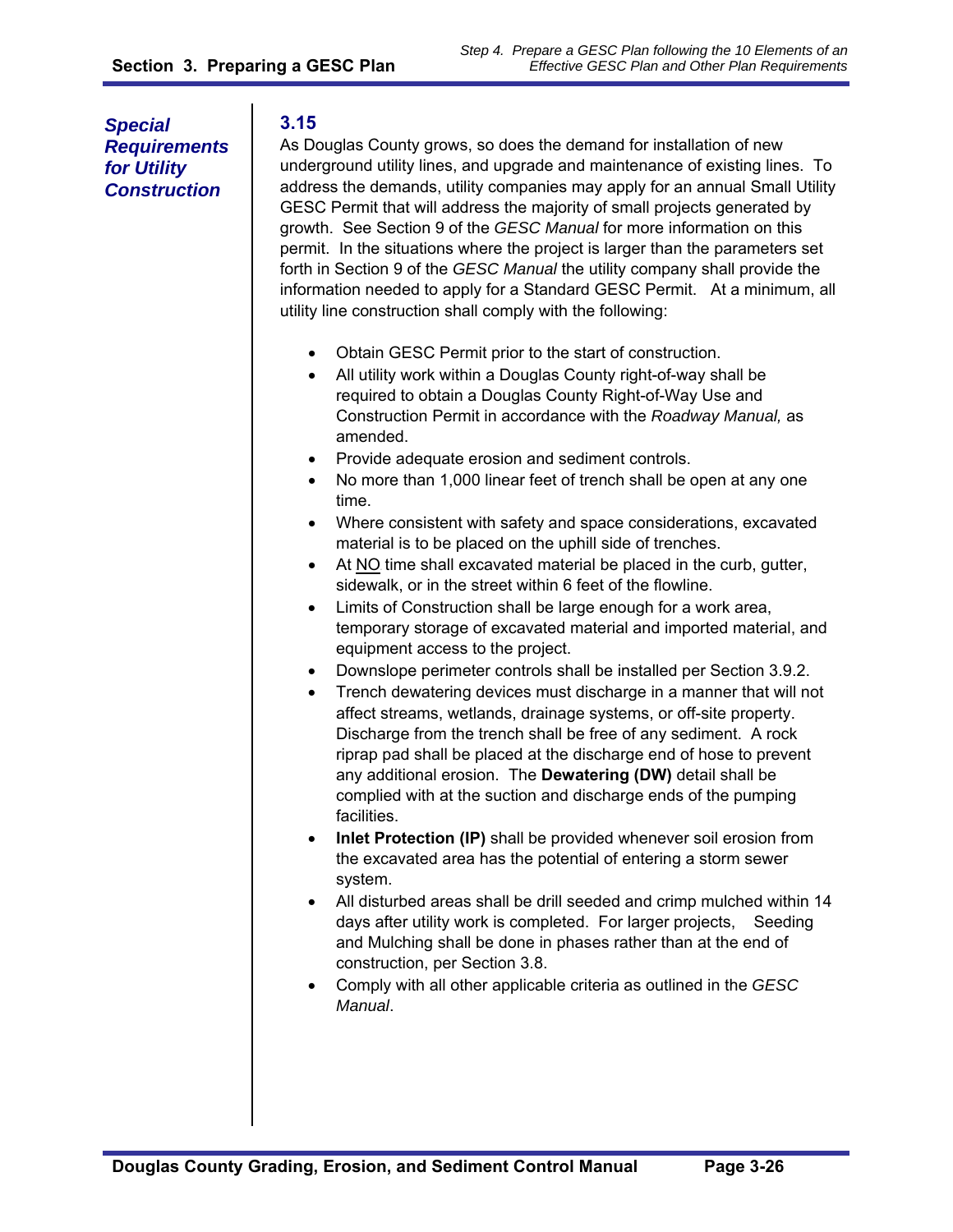## 3.15 Special Requirements for Utility Construction

As Douglas County grows, so does the demand for installation of new underground utility lines, and upgrade and maintenance of existing lines. To address the demands, utility companies may apply for an annual Small Utility GESC Permit that will address the majority of small projects generated by growth. See Section 9 of the *GESC Manual* for more information on this permit. In the situations where the project is larger than the parameters set forth in Section 9 of the *GESC Manual* the utility company shall provide the information needed to apply for a Standard GESC Permit. At a minimum, all utility line construction shall comply with the following:

- Obtain GESC Permit prior to the start of construction.
- All utility work within a Douglas County right-of-way shall be required to obtain a Douglas County Right-of-Way Use and Construction Permit in accordance with the *Roadway Manual,* as amended.
- Provide adequate erosion and sediment controls.
- No more than 1,000 linear feet of trench shall be open at any one time.
- Where consistent with safety and space considerations, excavated material is to be placed on the uphill side of trenches.
- At <u>NO</u> time shall excavated material be placed in the curb, gutter, sidewalk, or in the street within 6 feet of the flowline.
- Limits of Construction shall be large enough for a work area, temporary storage of excavated material and imported material, and equipment access to the project.
- Downslope perimeter controls shall be installed per Section 3.9.2.
- Trench dewatering devices must discharge in a manner that will not affect streams, wetlands, drainage systems, or off-site property. Discharge from the trench shall be free of any sediment. A rock riprap pad shall be placed at the discharge end of hose to prevent any additional erosion. The **Dewatering (DW)** detail shall be complied with at the suction and discharge ends of the pumping facilities.
- **Inlet Protection (IP)** shall be provided whenever soil erosion from the excavated area has the potential of entering a storm sewer system.
- All disturbed areas shall be drill seeded and crimp mulched within 14 days after utility work is completed. For larger projects, Seeding and Mulching shall be done in phases rather than at the end of construction, per Section 3.8.
- Comply with all other applicable criteria as outlined in the *GESC Manual*.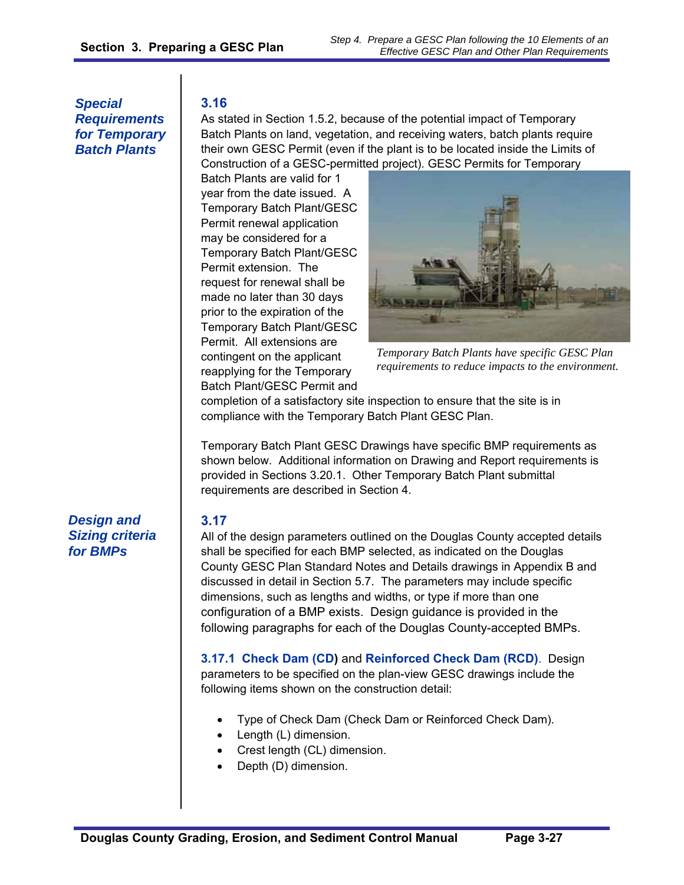## 3.16 Special Requirements for Temporary Batch Plants

As stated in Section 1.5.2, because of the potential impact of Temporary Batch Plants on land, vegetation, and receiving waters, batch plants require their own GESC Permit (even if the plant is to be located inside the Limits of Construction of a GESC-permitted project). GESC Permits for Temporary Batch Plants are valid for 1 year from the date issued. A Temporary Batch Plant/GESC Permit renewal application may be considered for a Temporary Batch Plant/GESC Permit extension. The request for renewal shall be made no later than 30 days prior to the expiration of the Temporary Batch Plant/GESC Permit. All extensions are contingent on the applicant reapplying for the Temporary Batch Plant/GESC Permit and completion of a satisfactory site inspection to ensure that the site is in compliance with the Temporary Batch Plant GESC Plan.

*Temporary Batch Plants have specific GESC Plan requirements to reduce impacts to the environment.*

Temporary Batch Plant GESC Drawings have specific BMP requirements as shown below. Additional information on Drawing and Report requirements is provided in Sections 3.20.1. Other Temporary Batch Plant submittal requirements are described in Section 4.

## 3.17 Design and Sizing criteria for BMPs

All of the design parameters outlined on the Douglas County accepted details shall be specified for each BMP selected, as indicated on the Douglas County GESC Plan Standard Notes and Details drawings in Appendix B and discussed in detail in Section 5.7. The parameters may include specific dimensions, such as lengths and widths, or type if more than one configuration of a BMP exists. Design guidance is provided in the following paragraphs for each of the Douglas County-accepted BMPs.

**3.17.1 Check Dam (CD)** and **Reinforced Check Dam (RCD)**. Design parameters to be specified on the plan-view GESC drawings include the following items shown on the construction detail:

- Type of Check Dam (Check Dam or Reinforced Check Dam).
- Length (L) dimension.
- Crest length (CL) dimension.
- Depth (D) dimension.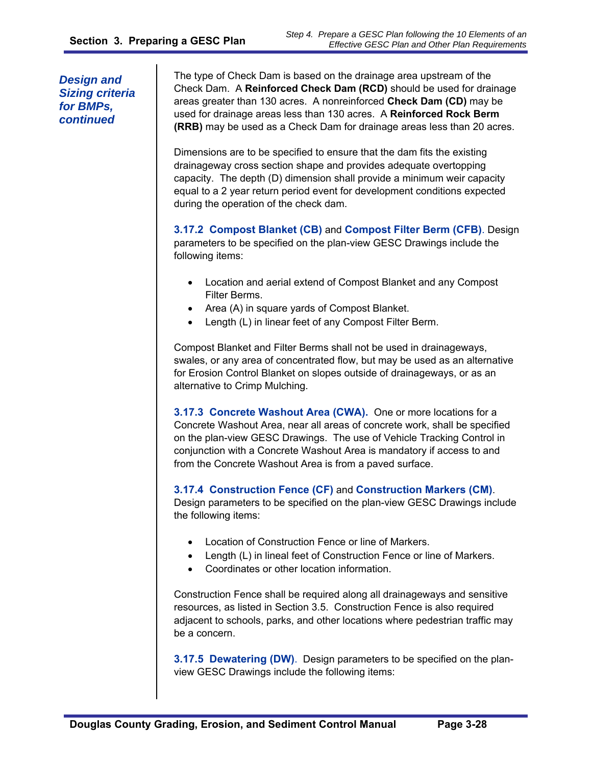*Design and Sizing criteria for BMPs, continued*

The type of Check Dam is based on the drainage area upstream of the Check Dam. A **Reinforced Check Dam (RCD)** should be used for drainage areas greater than 130 acres. A nonreinforced **Check Dam (CD)** may be used for drainage areas less than 130 acres. A **Reinforced Rock Berm (RRB)** may be used as a Check Dam for drainage areas less than 20 acres.

Dimensions are to be specified to ensure that the dam fits the existing drainageway cross section shape and provides adequate overtopping capacity. The depth (D) dimension shall provide a minimum weir capacity equal to a 2 year return period event for development conditions expected during the operation of the check dam.

**3.17.2 Compost Blanket (CB)** and **Compost Filter Berm (CFB)**. Design parameters to be specified on the plan-view GESC Drawings include the following items:

- Location and aerial extend of Compost Blanket and any Compost Filter Berms.
- Area (A) in square yards of Compost Blanket.
- Length (L) in linear feet of any Compost Filter Berm.

Compost Blanket and Filter Berms shall not be used in drainageways, swales, or any area of concentrated flow, but may be used as an alternative for Erosion Control Blanket on slopes outside of drainageways, or as an alternative to Crimp Mulching.

**3.17.3 Concrete Washout Area (CWA).** One or more locations for a Concrete Washout Area, near all areas of concrete work, shall be specified on the plan-view GESC Drawings. The use of Vehicle Tracking Control in conjunction with a Concrete Washout Area is mandatory if access to and from the Concrete Washout Area is from a paved surface.

**3.17.4 Construction Fence (CF)** and **Construction Markers (CM)**. Design parameters to be specified on the plan-view GESC Drawings include the following items:

- Location of Construction Fence or line of Markers.
- Length (L) in lineal feet of Construction Fence or line of Markers.
- Coordinates or other location information.

Construction Fence shall be required along all drainageways and sensitive resources, as listed in Section 3.5. Construction Fence is also required adjacent to schools, parks, and other locations where pedestrian traffic may be a concern.

**3.17.5 Dewatering (DW)**. Design parameters to be specified on the plan-view GESC Drawings include the following items: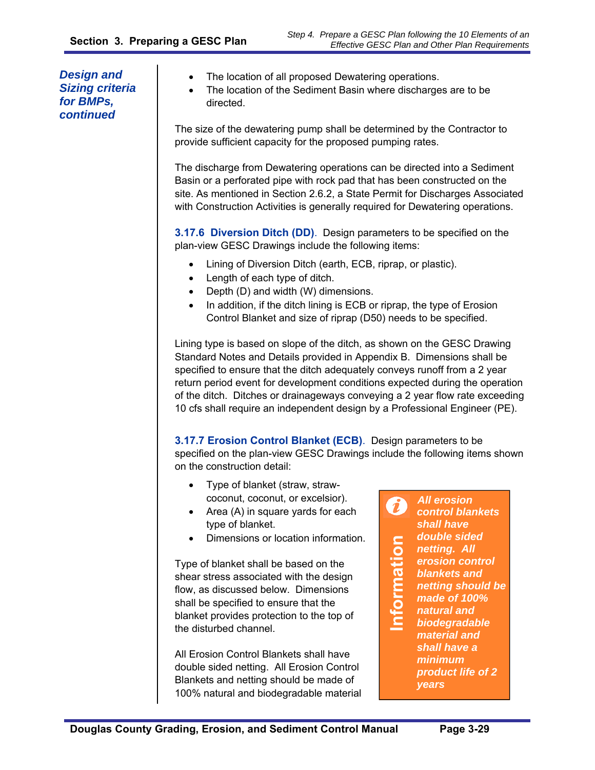*Design and Sizing criteria for BMPs, continued*

- The location of all proposed Dewatering operations.
- The location of the Sediment Basin where discharges are to be directed.

The size of the dewatering pump shall be determined by the Contractor to provide sufficient capacity for the proposed pumping rates.

The discharge from Dewatering operations can be directed into a Sediment Basin or a perforated pipe with rock pad that has been constructed on the site. As mentioned in Section 2.6.2, a State Permit for Discharges Associated with Construction Activities is generally required for Dewatering operations.

**3.17.6 Diversion Ditch (DD)**. Design parameters to be specified on the plan-view GESC Drawings include the following items:

- Lining of Diversion Ditch (earth, ECB, riprap, or plastic).
- Length of each type of ditch.
- Depth (D) and width (W) dimensions.
- In addition, if the ditch lining is ECB or riprap, the type of Erosion Control Blanket and size of riprap (D50) needs to be specified.

Lining type is based on slope of the ditch, as shown on the GESC Drawing Standard Notes and Details provided in Appendix B. Dimensions shall be specified to ensure that the ditch adequately conveys runoff from a 2 year return period event for development conditions expected during the operation of the ditch. Ditches or drainageways conveying a 2 year flow rate exceeding 10 cfs shall require an independent design by a Professional Engineer (PE).

**3.17.7 Erosion Control Blanket (ECB)**. Design parameters to be specified on the plan-view GESC Drawings include the following items shown on the construction detail:

- Type of blanket (straw, straw-coconut, coconut, or excelsior).
- Area (A) in square yards for each type of blanket.
- Dimensions or location information.

Type of blanket shall be based on the shear stress associated with the design flow, as discussed below. Dimensions shall be specified to ensure that the blanket provides protection to the top of the disturbed channel.

All Erosion Control Blankets shall have double sided netting. All Erosion Control Blankets and netting should be made of 100% natural and biodegradable material

> **Information**
>
> ***All erosion control blankets shall have double sided netting. All erosion control blankets and netting should be made of 100% natural and biodegradable material and shall have a minimum product life of 2 years***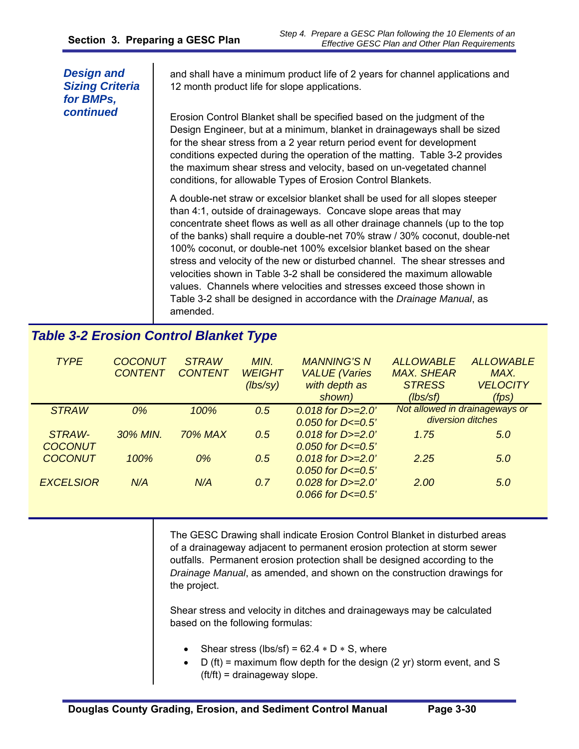***Design and Sizing Criteria for BMPs, continued***

and shall have a minimum product life of 2 years for channel applications and 12 month product life for slope applications.

Erosion Control Blanket shall be specified based on the judgment of the Design Engineer, but at a minimum, blanket in drainageways shall be sized for the shear stress from a 2 year return period event for development conditions expected during the operation of the matting. Table 3-2 provides the maximum shear stress and velocity, based on un-vegetated channel conditions, for allowable Types of Erosion Control Blankets.

A double-net straw or excelsior blanket shall be used for all slopes steeper than 4:1, outside of drainageways. Concave slope areas that may concentrate sheet flows as well as all other drainage channels (up to the top of the banks) shall require a double-net 70% straw / 30% coconut, double-net 100% coconut, or double-net 100% excelsior blanket based on the shear stress and velocity of the new or disturbed channel. The shear stresses and velocities shown in Table 3-2 shall be considered the maximum allowable values. Channels where velocities and stresses exceed those shown in Table 3-2 shall be designed in accordance with the *Drainage Manual*, as amended.

## *Table 3-2 Erosion Control Blanket Type*

| *TYPE* | *COCONUT CONTENT* | *STRAW CONTENT* | *MIN. WEIGHT (lbs/sy)* | *MANNING'S N VALUE (Varies with depth as shown)* | *ALLOWABLE MAX. SHEAR STRESS (lbs/sf)* | *ALLOWABLE MAX. VELOCITY (fps)* |
|---|---|---|---|---|---|---|
| *STRAW* | *0%* | *100%* | *0.5* | *0.018 for D>=2.0'* <br> *0.050 for D<=0.5'* | *Not allowed in drainageways or diversion ditches* | |
| *STRAW-COCONUT* | *30% MIN.* | *70% MAX* | *0.5* | *0.018 for D>=2.0'* <br> *0.050 for D<=0.5'* | *1.75* | *5.0* |
| *COCONUT* | *100%* | *0%* | *0.5* | *0.018 for D>=2.0'* <br> *0.050 for D<=0.5'* | *2.25* | *5.0* |
| *EXCELSIOR* | *N/A* | *N/A* | *0.7* | *0.028 for D>=2.0'* <br> *0.066 for D<=0.5'* | *2.00* | *5.0* |

The GESC Drawing shall indicate Erosion Control Blanket in disturbed areas of a drainageway adjacent to permanent erosion protection at storm sewer outfalls. Permanent erosion protection shall be designed according to the *Drainage Manual*, as amended, and shown on the construction drawings for the project.

Shear stress and velocity in ditches and drainageways may be calculated based on the following formulas:

- Shear stress (lbs/sf) = $62.4 * D * S$, where
- D (ft) = maximum flow depth for the design (2 yr) storm event, and S (ft/ft) = drainageway slope.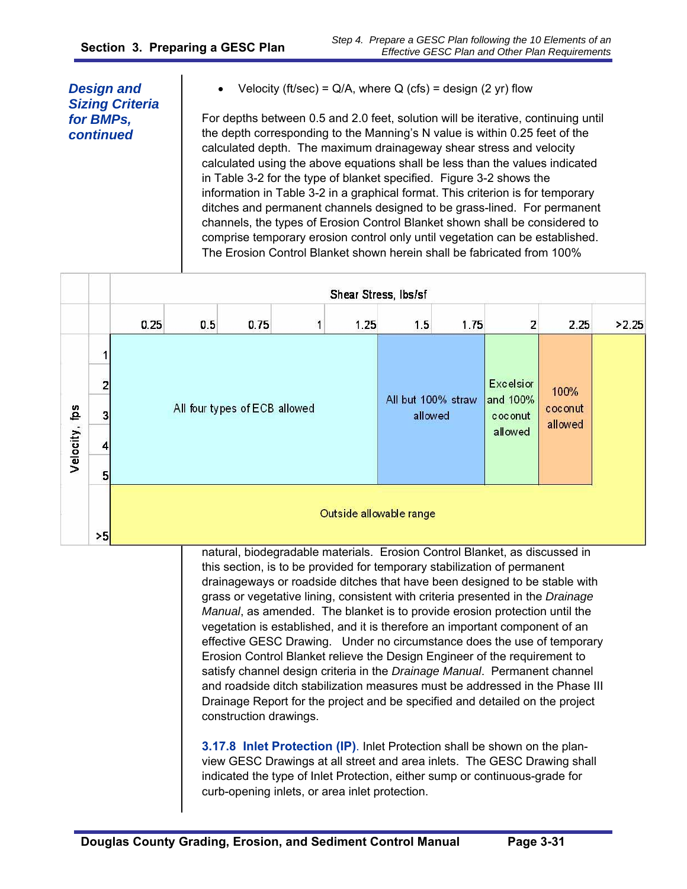***Design and Sizing Criteria for BMPs, continued***

- Velocity (ft/sec) = Q/A, where Q (cfs) = design (2 yr) flow

For depths between 0.5 and 2.0 feet, solution will be iterative, continuing until the depth corresponding to the Manning's N value is within 0.25 feet of the calculated depth. The maximum drainageway shear stress and velocity calculated using the above equations shall be less than the values indicated in Table 3-2 for the type of blanket specified. Figure 3-2 shows the information in Table 3-2 in a graphical format. This criterion is for temporary ditches and permanent channels designed to be grass-lined. For permanent channels, the types of Erosion Control Blanket shown shall be considered to comprise temporary erosion control only until vegetation can be established. The Erosion Control Blanket shown herein shall be fabricated from 100% natural, biodegradable materials. Erosion Control Blanket, as discussed in this section, is to be provided for temporary stabilization of permanent drainageways or roadside ditches that have been designed to be stable with grass or vegetative lining, consistent with criteria presented in the *Drainage Manual*, as amended. The blanket is to provide erosion protection until the vegetation is established, and it is therefore an important component of an effective GESC Drawing. Under no circumstance does the use of temporary Erosion Control Blanket relieve the Design Engineer of the requirement to satisfy channel design criteria in the *Drainage Manual*. Permanent channel and roadside ditch stabilization measures must be addressed in the Phase III Drainage Report for the project and be specified and detailed on the project construction drawings.

| Velocity, fps | Shear Stress, lbs/sf: 0.25 | 0.5 | 0.75 | 1 | 1.25 | 1.5 | 1.75 | 2 | 2.25 | >2.25 |
|---|---|---|---|---|---|---|---|---|---|---|
| 1 | All four types of ECB allowed | All four types of ECB allowed | All four types of ECB allowed | All four types of ECB allowed | All four types of ECB allowed | All but 100% straw allowed | All but 100% straw allowed | Excelsior and 100% coconut allowed | 100% coconut allowed | Outside allowable range |
| 2 | All four types of ECB allowed | All four types of ECB allowed | All four types of ECB allowed | All four types of ECB allowed | All four types of ECB allowed | All but 100% straw allowed | All but 100% straw allowed | Excelsior and 100% coconut allowed | 100% coconut allowed | Outside allowable range |
| 3 | All four types of ECB allowed | All four types of ECB allowed | All four types of ECB allowed | All four types of ECB allowed | All four types of ECB allowed | All but 100% straw allowed | All but 100% straw allowed | Excelsior and 100% coconut allowed | 100% coconut allowed | Outside allowable range |
| 4 | All four types of ECB allowed | All four types of ECB allowed | All four types of ECB allowed | All four types of ECB allowed | All four types of ECB allowed | All but 100% straw allowed | All but 100% straw allowed | Excelsior and 100% coconut allowed | 100% coconut allowed | Outside allowable range |
| 5 | All four types of ECB allowed | All four types of ECB allowed | All four types of ECB allowed | All four types of ECB allowed | All four types of ECB allowed | All but 100% straw allowed | All but 100% straw allowed | Excelsior and 100% coconut allowed | 100% coconut allowed | Outside allowable range |
| >5 | Outside allowable range | Outside allowable range | Outside allowable range | Outside allowable range | Outside allowable range | Outside allowable range | Outside allowable range | Outside allowable range | Outside allowable range | Outside allowable range |

**3.17.8 Inlet Protection (IP)**. Inlet Protection shall be shown on the plan-view GESC Drawings at all street and area inlets. The GESC Drawing shall indicated the type of Inlet Protection, either sump or continuous-grade for curb-opening inlets, or area inlet protection.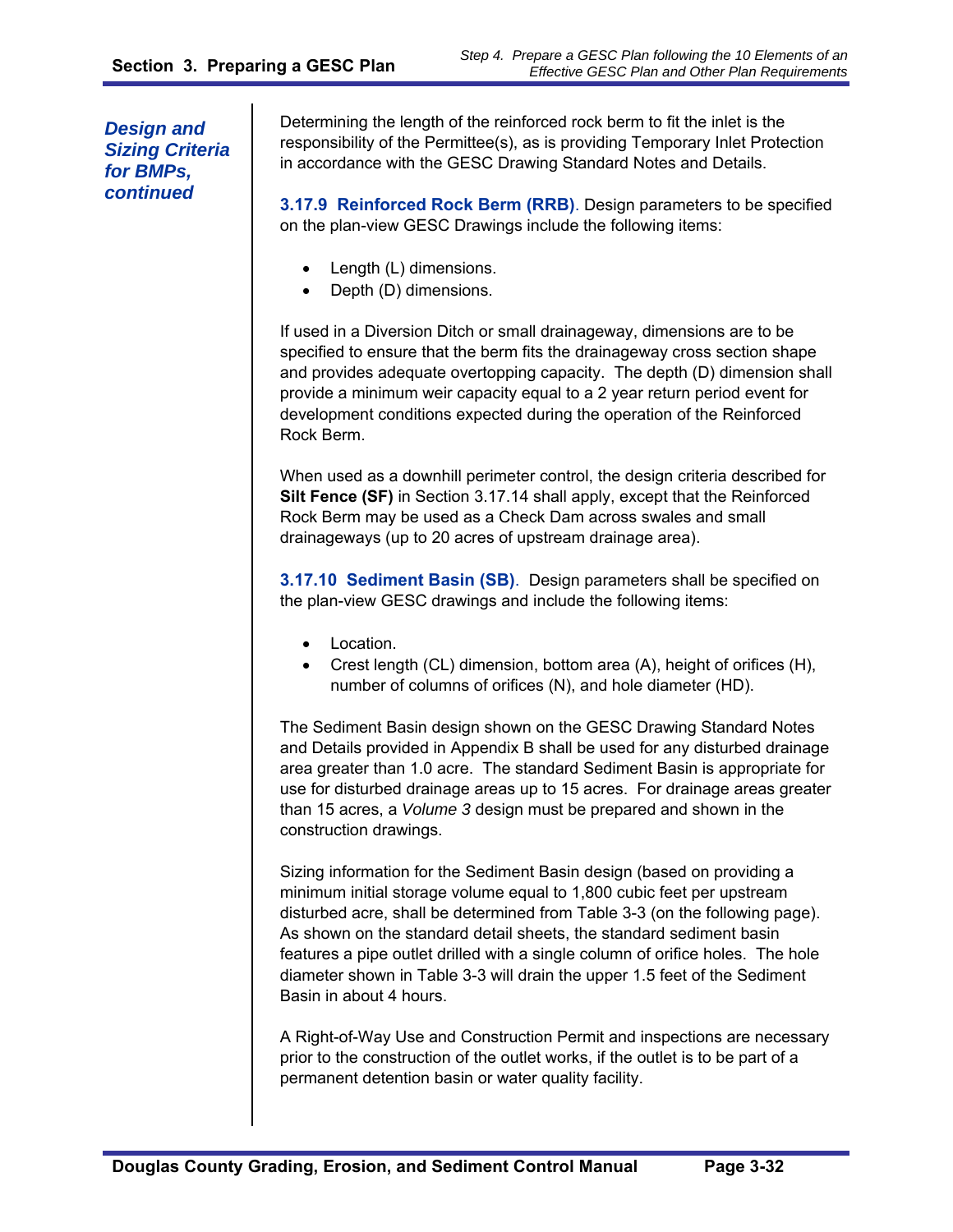*Design and Sizing Criteria for BMPs, continued*

Determining the length of the reinforced rock berm to fit the inlet is the responsibility of the Permittee(s), as is providing Temporary Inlet Protection in accordance with the GESC Drawing Standard Notes and Details.

**3.17.9 Reinforced Rock Berm (RRB)**. Design parameters to be specified on the plan-view GESC Drawings include the following items:

- Length (L) dimensions.
- Depth (D) dimensions.

If used in a Diversion Ditch or small drainageway, dimensions are to be specified to ensure that the berm fits the drainageway cross section shape and provides adequate overtopping capacity. The depth (D) dimension shall provide a minimum weir capacity equal to a 2 year return period event for development conditions expected during the operation of the Reinforced Rock Berm.

When used as a downhill perimeter control, the design criteria described for **Silt Fence (SF)** in Section 3.17.14 shall apply, except that the Reinforced Rock Berm may be used as a Check Dam across swales and small drainageways (up to 20 acres of upstream drainage area).

**3.17.10 Sediment Basin (SB)**. Design parameters shall be specified on the plan-view GESC drawings and include the following items:

- Location.
- Crest length (CL) dimension, bottom area (A), height of orifices (H), number of columns of orifices (N), and hole diameter (HD).

The Sediment Basin design shown on the GESC Drawing Standard Notes and Details provided in Appendix B shall be used for any disturbed drainage area greater than 1.0 acre. The standard Sediment Basin is appropriate for use for disturbed drainage areas up to 15 acres. For drainage areas greater than 15 acres, a *Volume 3* design must be prepared and shown in the construction drawings.

Sizing information for the Sediment Basin design (based on providing a minimum initial storage volume equal to 1,800 cubic feet per upstream disturbed acre, shall be determined from Table 3-3 (on the following page). As shown on the standard detail sheets, the standard sediment basin features a pipe outlet drilled with a single column of orifice holes. The hole diameter shown in Table 3-3 will drain the upper 1.5 feet of the Sediment Basin in about 4 hours.

A Right-of-Way Use and Construction Permit and inspections are necessary prior to the construction of the outlet works, if the outlet is to be part of a permanent detention basin or water quality facility.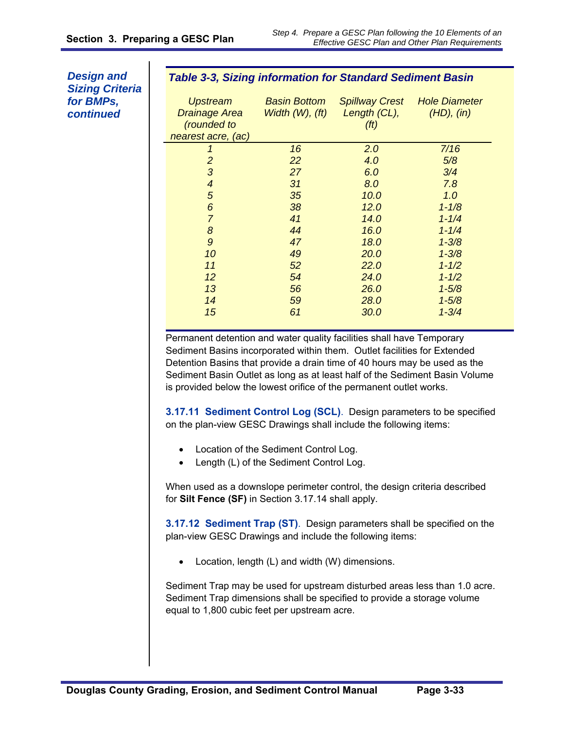*Design and Sizing Criteria for BMPs, continued*

***Table 3-3, Sizing information for Standard Sediment Basin***

| *Upstream Drainage Area (rounded to nearest acre, (ac)* | *Basin Bottom Width (W), (ft)* | *Spillway Crest Length (CL), (ft)* | *Hole Diameter (HD), (in)* |
|---|---|---|---|
| *1* | *16* | *2.0* | *7/16* |
| *2* | *22* | *4.0* | *5/8* |
| *3* | *27* | *6.0* | *3/4* |
| *4* | *31* | *8.0* | *7.8* |
| *5* | *35* | *10.0* | *1.0* |
| *6* | *38* | *12.0* | *1-1/8* |
| *7* | *41* | *14.0* | *1-1/4* |
| *8* | *44* | *16.0* | *1-1/4* |
| *9* | *47* | *18.0* | *1-3/8* |
| *10* | *49* | *20.0* | *1-3/8* |
| *11* | *52* | *22.0* | *1-1/2* |
| *12* | *54* | *24.0* | *1-1/2* |
| *13* | *56* | *26.0* | *1-5/8* |
| *14* | *59* | *28.0* | *1-5/8* |
| *15* | *61* | *30.0* | *1-3/4* |

Permanent detention and water quality facilities shall have Temporary Sediment Basins incorporated within them. Outlet facilities for Extended Detention Basins that provide a drain time of 40 hours may be used as the Sediment Basin Outlet as long as at least half of the Sediment Basin Volume is provided below the lowest orifice of the permanent outlet works.

**3.17.11 Sediment Control Log (SCL)**. Design parameters to be specified on the plan-view GESC Drawings shall include the following items:

- Location of the Sediment Control Log.
- Length (L) of the Sediment Control Log.

When used as a downslope perimeter control, the design criteria described for **Silt Fence (SF)** in Section 3.17.14 shall apply.

**3.17.12 Sediment Trap (ST)**. Design parameters shall be specified on the plan-view GESC Drawings and include the following items:

- Location, length (L) and width (W) dimensions.

Sediment Trap may be used for upstream disturbed areas less than 1.0 acre. Sediment Trap dimensions shall be specified to provide a storage volume equal to 1,800 cubic feet per upstream acre.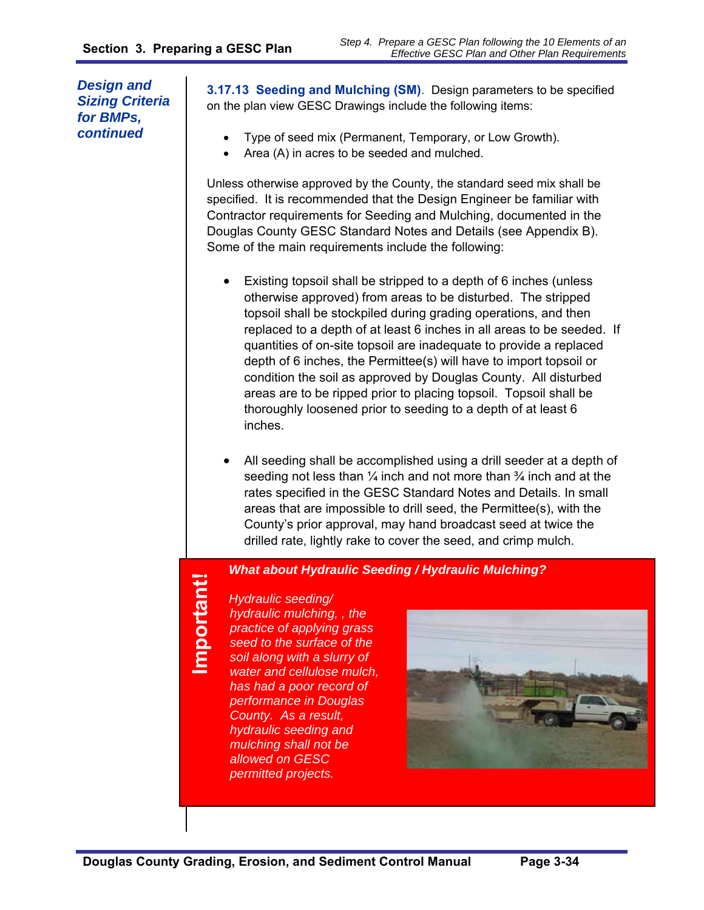*Design and Sizing Criteria for BMPs, continued*

**3.17.13 Seeding and Mulching (SM)**. Design parameters to be specified on the plan view GESC Drawings include the following items:

- Type of seed mix (Permanent, Temporary, or Low Growth).
- Area (A) in acres to be seeded and mulched.

Unless otherwise approved by the County, the standard seed mix shall be specified. It is recommended that the Design Engineer be familiar with Contractor requirements for Seeding and Mulching, documented in the Douglas County GESC Standard Notes and Details (see Appendix B). Some of the main requirements include the following:

- Existing topsoil shall be stripped to a depth of 6 inches (unless otherwise approved) from areas to be disturbed. The stripped topsoil shall be stockpiled during grading operations, and then replaced to a depth of at least 6 inches in all areas to be seeded. If quantities of on-site topsoil are inadequate to provide a replaced depth of 6 inches, the Permittee(s) will have to import topsoil or condition the soil as approved by Douglas County. All disturbed areas are to be ripped prior to placing topsoil. Topsoil shall be thoroughly loosened prior to seeding to a depth of at least 6 inches.

- All seeding shall be accomplished using a drill seeder at a depth of seeding not less than ¼ inch and not more than ¾ inch and at the rates specified in the GESC Standard Notes and Details. In small areas that are impossible to drill seed, the Permittee(s), with the County's prior approval, may hand broadcast seed at twice the drilled rate, lightly rake to cover the seed, and crimp mulch.

**Important!**

***What about Hydraulic Seeding / Hydraulic Mulching?***

*Hydraulic seeding/ hydraulic mulching, , the practice of applying grass seed to the surface of the soil along with a slurry of water and cellulose mulch, has had a poor record of performance in Douglas County. As a result, hydraulic seeding and mulching shall not be allowed on GESC permitted projects.*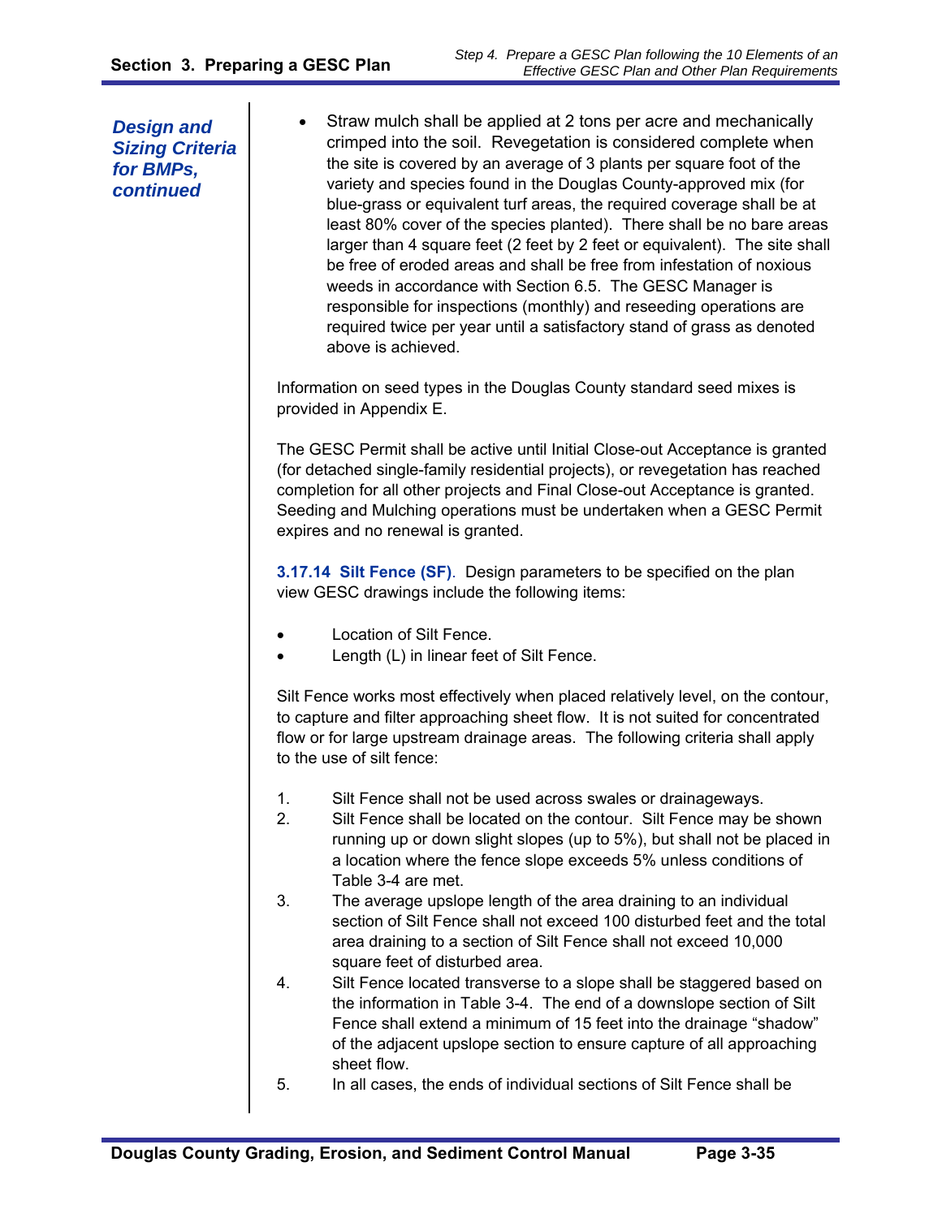***Design and Sizing Criteria for BMPs, continued***

- Straw mulch shall be applied at 2 tons per acre and mechanically crimped into the soil. Revegetation is considered complete when the site is covered by an average of 3 plants per square foot of the variety and species found in the Douglas County-approved mix (for blue-grass or equivalent turf areas, the required coverage shall be at least 80% cover of the species planted). There shall be no bare areas larger than 4 square feet (2 feet by 2 feet or equivalent). The site shall be free of eroded areas and shall be free from infestation of noxious weeds in accordance with Section 6.5. The GESC Manager is responsible for inspections (monthly) and reseeding operations are required twice per year until a satisfactory stand of grass as denoted above is achieved.

Information on seed types in the Douglas County standard seed mixes is provided in Appendix E.

The GESC Permit shall be active until Initial Close-out Acceptance is granted (for detached single-family residential projects), or revegetation has reached completion for all other projects and Final Close-out Acceptance is granted. Seeding and Mulching operations must be undertaken when a GESC Permit expires and no renewal is granted.

**3.17.14 Silt Fence (SF)**. Design parameters to be specified on the plan view GESC drawings include the following items:

- Location of Silt Fence.
- Length (L) in linear feet of Silt Fence.

Silt Fence works most effectively when placed relatively level, on the contour, to capture and filter approaching sheet flow. It is not suited for concentrated flow or for large upstream drainage areas. The following criteria shall apply to the use of silt fence:

1. Silt Fence shall not be used across swales or drainageways.
2. Silt Fence shall be located on the contour. Silt Fence may be shown running up or down slight slopes (up to 5%), but shall not be placed in a location where the fence slope exceeds 5% unless conditions of Table 3-4 are met.
3. The average upslope length of the area draining to an individual section of Silt Fence shall not exceed 100 disturbed feet and the total area draining to a section of Silt Fence shall not exceed 10,000 square feet of disturbed area.
4. Silt Fence located transverse to a slope shall be staggered based on the information in Table 3-4. The end of a downslope section of Silt Fence shall extend a minimum of 15 feet into the drainage "shadow" of the adjacent upslope section to ensure capture of all approaching sheet flow.
5. In all cases, the ends of individual sections of Silt Fence shall be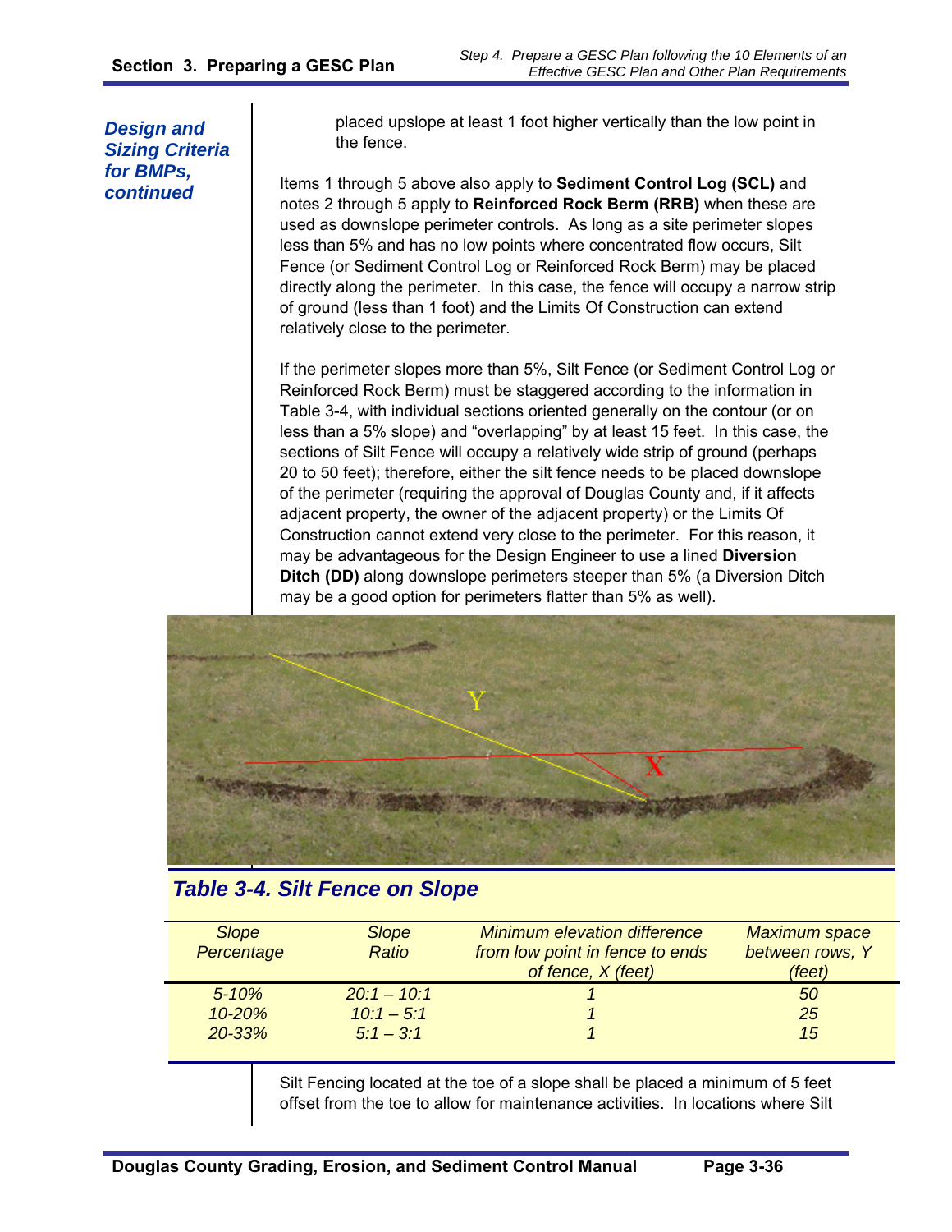*Design and Sizing Criteria for BMPs, continued*

placed upslope at least 1 foot higher vertically than the low point in the fence.

Items 1 through 5 above also apply to **Sediment Control Log (SCL)** and notes 2 through 5 apply to **Reinforced Rock Berm (RRB)** when these are used as downslope perimeter controls. As long as a site perimeter slopes less than 5% and has no low points where concentrated flow occurs, Silt Fence (or Sediment Control Log or Reinforced Rock Berm) may be placed directly along the perimeter. In this case, the fence will occupy a narrow strip of ground (less than 1 foot) and the Limits Of Construction can extend relatively close to the perimeter.

If the perimeter slopes more than 5%, Silt Fence (or Sediment Control Log or Reinforced Rock Berm) must be staggered according to the information in Table 3-4, with individual sections oriented generally on the contour (or on less than a 5% slope) and "overlapping" by at least 15 feet. In this case, the sections of Silt Fence will occupy a relatively wide strip of ground (perhaps 20 to 50 feet); therefore, either the silt fence needs to be placed downslope of the perimeter (requiring the approval of Douglas County and, if it affects adjacent property, the owner of the adjacent property) or the Limits Of Construction cannot extend very close to the perimeter. For this reason, it may be advantageous for the Design Engineer to use a lined **Diversion Ditch (DD)** along downslope perimeters steeper than 5% (a Diversion Ditch may be a good option for perimeters flatter than 5% as well).

### *Table 3-4. Silt Fence on Slope*

| *Slope Percentage* | *Slope Ratio* | *Minimum elevation difference from low point in fence to ends of fence, X (feet)* | *Maximum space between rows, Y (feet)* |
|---|---|---|---|
| *5-10%* | *20:1 – 10:1* | *1* | *50* |
| *10-20%* | *10:1 – 5:1* | *1* | *25* |
| *20-33%* | *5:1 – 3:1* | *1* | *15* |

Silt Fencing located at the toe of a slope shall be placed a minimum of 5 feet offset from the toe to allow for maintenance activities. In locations where Silt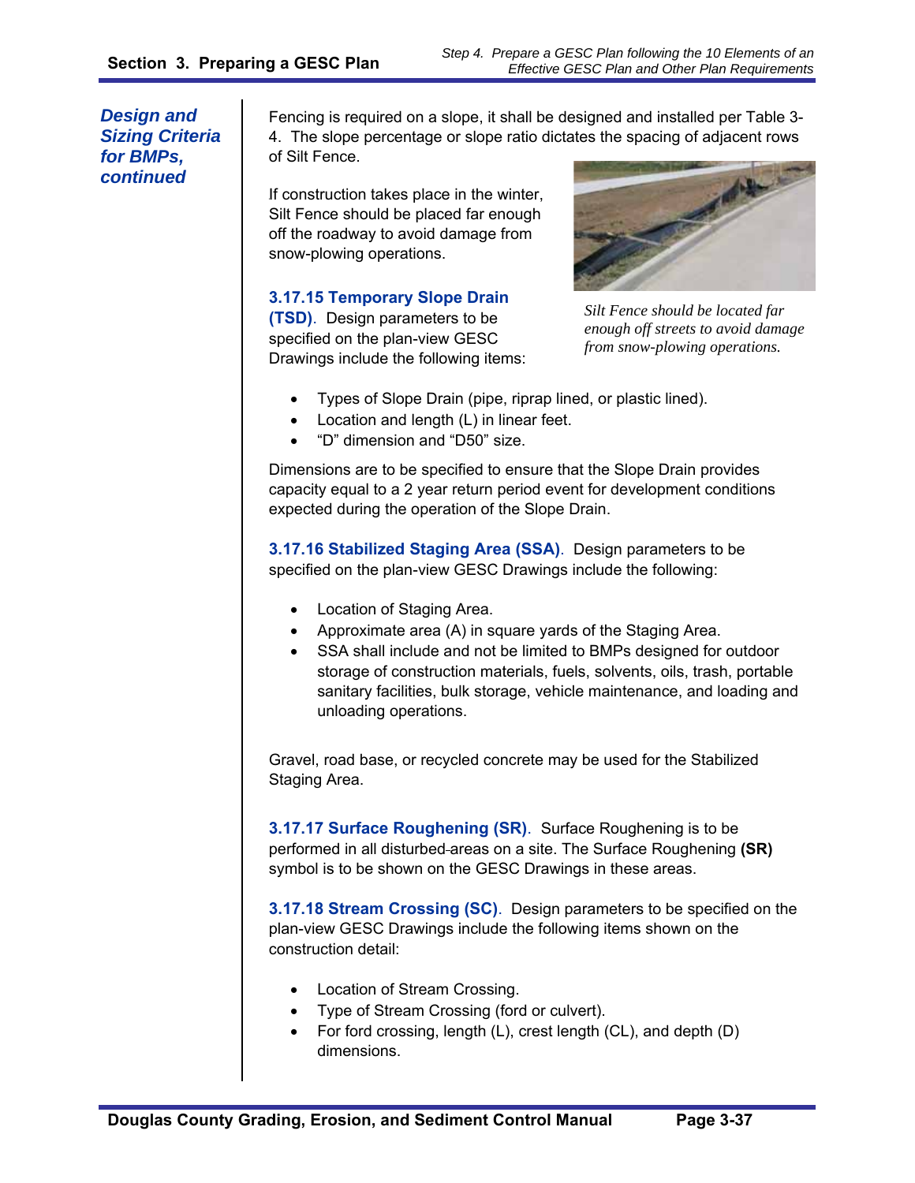*Design and Sizing Criteria for BMPs, continued*

Fencing is required on a slope, it shall be designed and installed per Table 3-4. The slope percentage or slope ratio dictates the spacing of adjacent rows of Silt Fence.

If construction takes place in the winter, Silt Fence should be placed far enough off the roadway to avoid damage from snow-plowing operations.

*Silt Fence should be located far enough off streets to avoid damage from snow-plowing operations.*

**3.17.15 Temporary Slope Drain (TSD)**. Design parameters to be specified on the plan-view GESC Drawings include the following items:

- Types of Slope Drain (pipe, riprap lined, or plastic lined).
- Location and length (L) in linear feet.
- "D" dimension and "D50" size.

Dimensions are to be specified to ensure that the Slope Drain provides capacity equal to a 2 year return period event for development conditions expected during the operation of the Slope Drain.

**3.17.16 Stabilized Staging Area (SSA)**. Design parameters to be specified on the plan-view GESC Drawings include the following:

- Location of Staging Area.
- Approximate area (A) in square yards of the Staging Area.
- SSA shall include and not be limited to BMPs designed for outdoor storage of construction materials, fuels, solvents, oils, trash, portable sanitary facilities, bulk storage, vehicle maintenance, and loading and unloading operations.

Gravel, road base, or recycled concrete may be used for the Stabilized Staging Area.

**3.17.17 Surface Roughening (SR)**. Surface Roughening is to be performed in all disturbed areas on a site. The Surface Roughening **(SR)** symbol is to be shown on the GESC Drawings in these areas.

**3.17.18 Stream Crossing (SC)**. Design parameters to be specified on the plan-view GESC Drawings include the following items shown on the construction detail:

- Location of Stream Crossing.
- Type of Stream Crossing (ford or culvert).
- For ford crossing, length (L), crest length (CL), and depth (D) dimensions.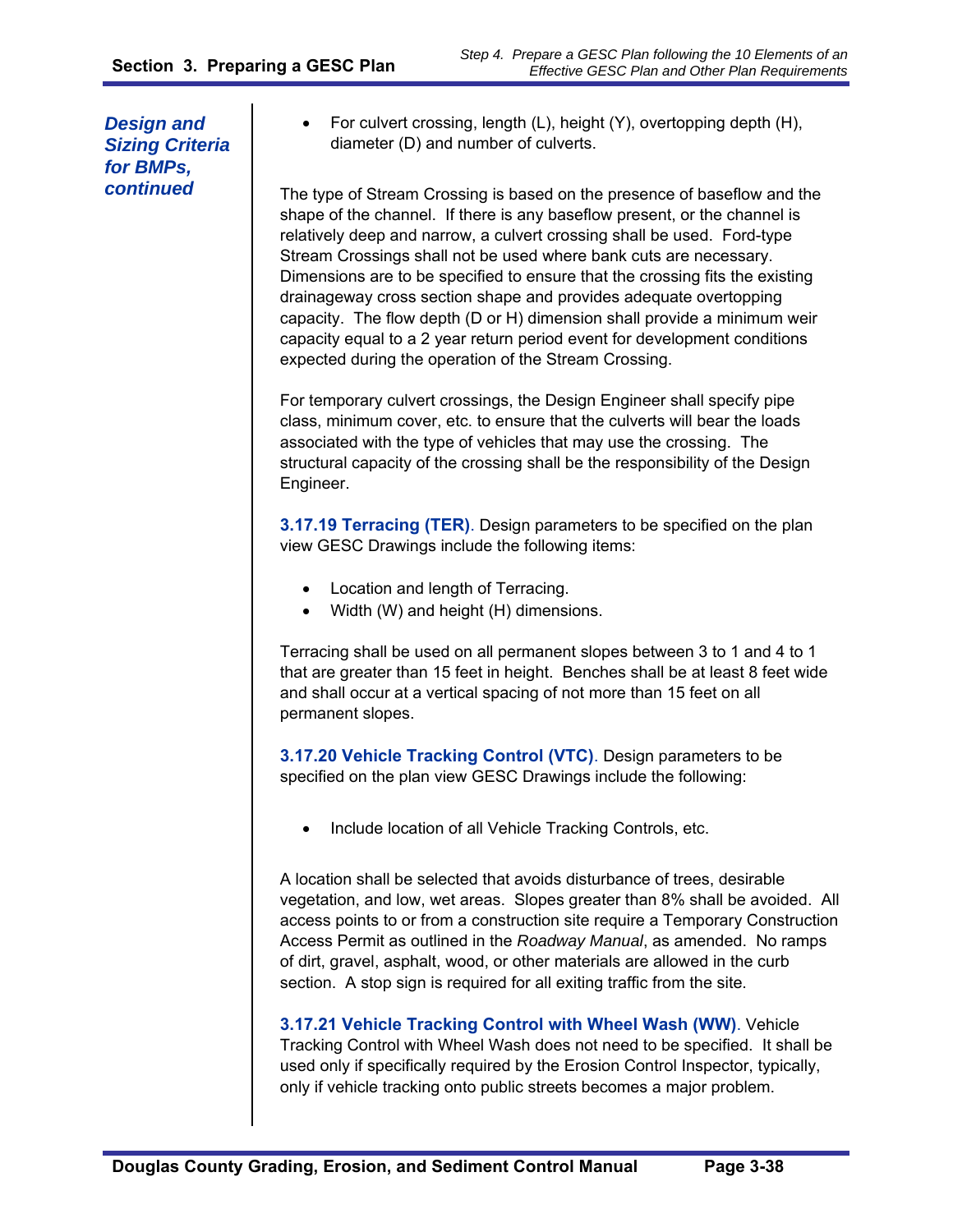*Design and Sizing Criteria for BMPs, continued*

- For culvert crossing, length (L), height (Y), overtopping depth (H), diameter (D) and number of culverts.

The type of Stream Crossing is based on the presence of baseflow and the shape of the channel. If there is any baseflow present, or the channel is relatively deep and narrow, a culvert crossing shall be used. Ford-type Stream Crossings shall not be used where bank cuts are necessary. Dimensions are to be specified to ensure that the crossing fits the existing drainageway cross section shape and provides adequate overtopping capacity. The flow depth (D or H) dimension shall provide a minimum weir capacity equal to a 2 year return period event for development conditions expected during the operation of the Stream Crossing.

For temporary culvert crossings, the Design Engineer shall specify pipe class, minimum cover, etc. to ensure that the culverts will bear the loads associated with the type of vehicles that may use the crossing. The structural capacity of the crossing shall be the responsibility of the Design Engineer.

**3.17.19 Terracing (TER)**. Design parameters to be specified on the plan view GESC Drawings include the following items:

- Location and length of Terracing.
- Width (W) and height (H) dimensions.

Terracing shall be used on all permanent slopes between 3 to 1 and 4 to 1 that are greater than 15 feet in height. Benches shall be at least 8 feet wide and shall occur at a vertical spacing of not more than 15 feet on all permanent slopes.

**3.17.20 Vehicle Tracking Control (VTC)**. Design parameters to be specified on the plan view GESC Drawings include the following:

- Include location of all Vehicle Tracking Controls, etc.

A location shall be selected that avoids disturbance of trees, desirable vegetation, and low, wet areas. Slopes greater than 8% shall be avoided. All access points to or from a construction site require a Temporary Construction Access Permit as outlined in the *Roadway Manual*, as amended. No ramps of dirt, gravel, asphalt, wood, or other materials are allowed in the curb section. A stop sign is required for all exiting traffic from the site.

**3.17.21 Vehicle Tracking Control with Wheel Wash (WW)**. Vehicle Tracking Control with Wheel Wash does not need to be specified. It shall be used only if specifically required by the Erosion Control Inspector, typically, only if vehicle tracking onto public streets becomes a major problem.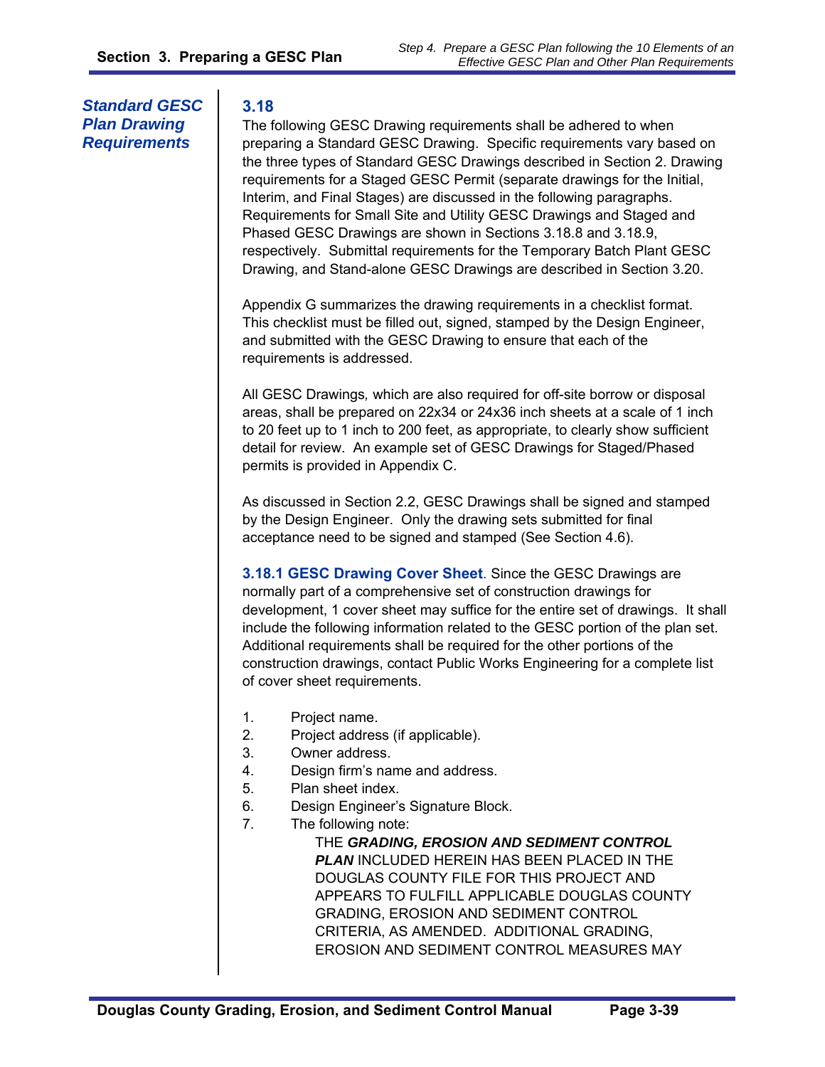## *Standard GESC Plan Drawing Requirements*

### 3.18

The following GESC Drawing requirements shall be adhered to when preparing a Standard GESC Drawing. Specific requirements vary based on the three types of Standard GESC Drawings described in Section 2. Drawing requirements for a Staged GESC Permit (separate drawings for the Initial, Interim, and Final Stages) are discussed in the following paragraphs. Requirements for Small Site and Utility GESC Drawings and Staged and Phased GESC Drawings are shown in Sections 3.18.8 and 3.18.9, respectively. Submittal requirements for the Temporary Batch Plant GESC Drawing, and Stand-alone GESC Drawings are described in Section 3.20.

Appendix G summarizes the drawing requirements in a checklist format. This checklist must be filled out, signed, stamped by the Design Engineer, and submitted with the GESC Drawing to ensure that each of the requirements is addressed.

All GESC Drawings, which are also required for off-site borrow or disposal areas, shall be prepared on 22x34 or 24x36 inch sheets at a scale of 1 inch to 20 feet up to 1 inch to 200 feet, as appropriate, to clearly show sufficient detail for review. An example set of GESC Drawings for Staged/Phased permits is provided in Appendix C.

As discussed in Section 2.2, GESC Drawings shall be signed and stamped by the Design Engineer. Only the drawing sets submitted for final acceptance need to be signed and stamped (See Section 4.6).

**3.18.1 GESC Drawing Cover Sheet**. Since the GESC Drawings are normally part of a comprehensive set of construction drawings for development, 1 cover sheet may suffice for the entire set of drawings. It shall include the following information related to the GESC portion of the plan set. Additional requirements shall be required for the other portions of the construction drawings, contact Public Works Engineering for a complete list of cover sheet requirements.

1. Project name.
2. Project address (if applicable).
3. Owner address.
4. Design firm's name and address.
5. Plan sheet index.
6. Design Engineer's Signature Block.
7. The following note:

   THE ***GRADING, EROSION AND SEDIMENT CONTROL PLAN*** INCLUDED HEREIN HAS BEEN PLACED IN THE DOUGLAS COUNTY FILE FOR THIS PROJECT AND APPEARS TO FULFILL APPLICABLE DOUGLAS COUNTY GRADING, EROSION AND SEDIMENT CONTROL CRITERIA, AS AMENDED. ADDITIONAL GRADING, EROSION AND SEDIMENT CONTROL MEASURES MAY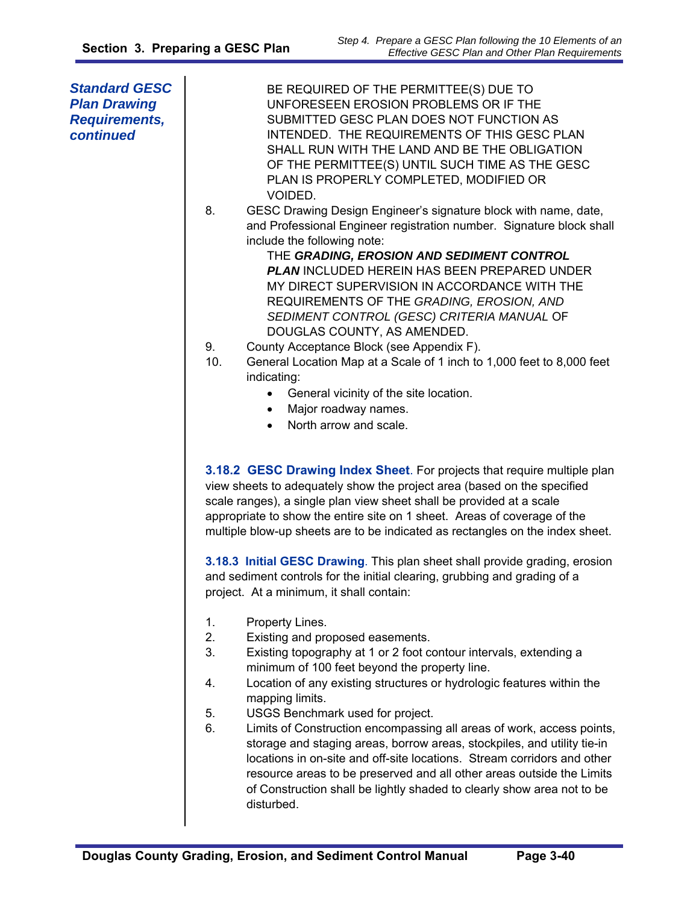***Standard GESC Plan Drawing Requirements, continued***

BE REQUIRED OF THE PERMITTEE(S) DUE TO UNFORESEEN EROSION PROBLEMS OR IF THE SUBMITTED GESC PLAN DOES NOT FUNCTION AS INTENDED. THE REQUIREMENTS OF THIS GESC PLAN SHALL RUN WITH THE LAND AND BE THE OBLIGATION OF THE PERMITTEE(S) UNTIL SUCH TIME AS THE GESC PLAN IS PROPERLY COMPLETED, MODIFIED OR VOIDED.

8. GESC Drawing Design Engineer's signature block with name, date, and Professional Engineer registration number. Signature block shall include the following note:

   THE ***GRADING, EROSION AND SEDIMENT CONTROL PLAN*** INCLUDED HEREIN HAS BEEN PREPARED UNDER MY DIRECT SUPERVISION IN ACCORDANCE WITH THE REQUIREMENTS OF THE *GRADING, EROSION, AND SEDIMENT CONTROL (GESC) CRITERIA MANUAL* OF DOUGLAS COUNTY, AS AMENDED.

9. County Acceptance Block (see Appendix F).
10. General Location Map at a Scale of 1 inch to 1,000 feet to 8,000 feet indicating:
    - General vicinity of the site location.
    - Major roadway names.
    - North arrow and scale.

**3.18.2 GESC Drawing Index Sheet**. For projects that require multiple plan view sheets to adequately show the project area (based on the specified scale ranges), a single plan view sheet shall be provided at a scale appropriate to show the entire site on 1 sheet. Areas of coverage of the multiple blow-up sheets are to be indicated as rectangles on the index sheet.

**3.18.3 Initial GESC Drawing**. This plan sheet shall provide grading, erosion and sediment controls for the initial clearing, grubbing and grading of a project. At a minimum, it shall contain:

1. Property Lines.
2. Existing and proposed easements.
3. Existing topography at 1 or 2 foot contour intervals, extending a minimum of 100 feet beyond the property line.
4. Location of any existing structures or hydrologic features within the mapping limits.
5. USGS Benchmark used for project.
6. Limits of Construction encompassing all areas of work, access points, storage and staging areas, borrow areas, stockpiles, and utility tie-in locations in on-site and off-site locations. Stream corridors and other resource areas to be preserved and all other areas outside the Limits of Construction shall be lightly shaded to clearly show area not to be disturbed.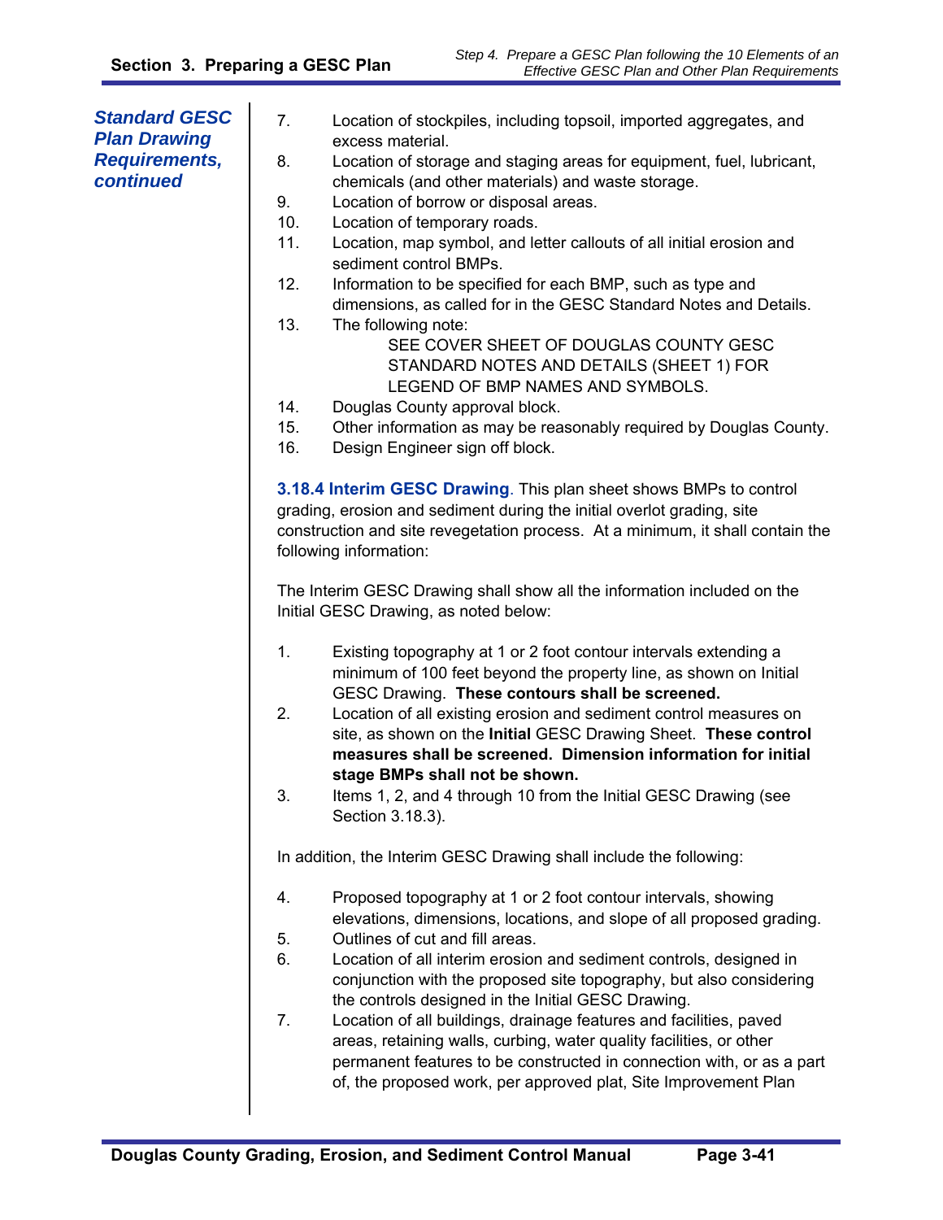*Standard GESC Plan Drawing Requirements, continued*

7. Location of stockpiles, including topsoil, imported aggregates, and excess material.
8. Location of storage and staging areas for equipment, fuel, lubricant, chemicals (and other materials) and waste storage.
9. Location of borrow or disposal areas.
10. Location of temporary roads.
11. Location, map symbol, and letter callouts of all initial erosion and sediment control BMPs.
12. Information to be specified for each BMP, such as type and dimensions, as called for in the GESC Standard Notes and Details.
13. The following note:
    SEE COVER SHEET OF DOUGLAS COUNTY GESC STANDARD NOTES AND DETAILS (SHEET 1) FOR LEGEND OF BMP NAMES AND SYMBOLS.
14. Douglas County approval block.
15. Other information as may be reasonably required by Douglas County.
16. Design Engineer sign off block.

**3.18.4 Interim GESC Drawing**. This plan sheet shows BMPs to control grading, erosion and sediment during the initial overlot grading, site construction and site revegetation process. At a minimum, it shall contain the following information:

The Interim GESC Drawing shall show all the information included on the Initial GESC Drawing, as noted below:

1. Existing topography at 1 or 2 foot contour intervals extending a minimum of 100 feet beyond the property line, as shown on Initial GESC Drawing. **These contours shall be screened.**
2. Location of all existing erosion and sediment control measures on site, as shown on the **Initial** GESC Drawing Sheet. **These control measures shall be screened. Dimension information for initial stage BMPs shall not be shown.**
3. Items 1, 2, and 4 through 10 from the Initial GESC Drawing (see Section 3.18.3).

In addition, the Interim GESC Drawing shall include the following:

4. Proposed topography at 1 or 2 foot contour intervals, showing elevations, dimensions, locations, and slope of all proposed grading.
5. Outlines of cut and fill areas.
6. Location of all interim erosion and sediment controls, designed in conjunction with the proposed site topography, but also considering the controls designed in the Initial GESC Drawing.
7. Location of all buildings, drainage features and facilities, paved areas, retaining walls, curbing, water quality facilities, or other permanent features to be constructed in connection with, or as a part of, the proposed work, per approved plat, Site Improvement Plan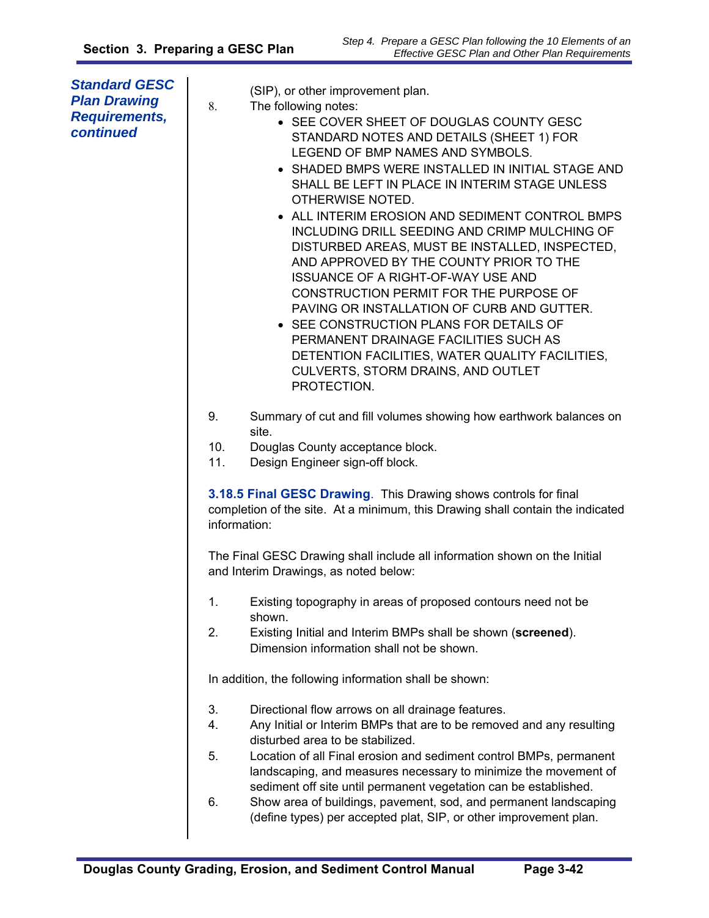*Standard GESC Plan Drawing Requirements, continued*

(SIP), or other improvement plan.

8. The following notes:
   - SEE COVER SHEET OF DOUGLAS COUNTY GESC STANDARD NOTES AND DETAILS (SHEET 1) FOR LEGEND OF BMP NAMES AND SYMBOLS.
   - SHADED BMPS WERE INSTALLED IN INITIAL STAGE AND SHALL BE LEFT IN PLACE IN INTERIM STAGE UNLESS OTHERWISE NOTED.
   - ALL INTERIM EROSION AND SEDIMENT CONTROL BMPS INCLUDING DRILL SEEDING AND CRIMP MULCHING OF DISTURBED AREAS, MUST BE INSTALLED, INSPECTED, AND APPROVED BY THE COUNTY PRIOR TO THE ISSUANCE OF A RIGHT-OF-WAY USE AND CONSTRUCTION PERMIT FOR THE PURPOSE OF PAVING OR INSTALLATION OF CURB AND GUTTER.
   - SEE CONSTRUCTION PLANS FOR DETAILS OF PERMANENT DRAINAGE FACILITIES SUCH AS DETENTION FACILITIES, WATER QUALITY FACILITIES, CULVERTS, STORM DRAINS, AND OUTLET PROTECTION.
9. Summary of cut and fill volumes showing how earthwork balances on site.
10. Douglas County acceptance block.
11. Design Engineer sign-off block.

**3.18.5 Final GESC Drawing**. This Drawing shows controls for final completion of the site. At a minimum, this Drawing shall contain the indicated information:

The Final GESC Drawing shall include all information shown on the Initial and Interim Drawings, as noted below:

1. Existing topography in areas of proposed contours need not be shown.
2. Existing Initial and Interim BMPs shall be shown (**screened**). Dimension information shall not be shown.

In addition, the following information shall be shown:

3. Directional flow arrows on all drainage features.
4. Any Initial or Interim BMPs that are to be removed and any resulting disturbed area to be stabilized.
5. Location of all Final erosion and sediment control BMPs, permanent landscaping, and measures necessary to minimize the movement of sediment off site until permanent vegetation can be established.
6. Show area of buildings, pavement, sod, and permanent landscaping (define types) per accepted plat, SIP, or other improvement plan.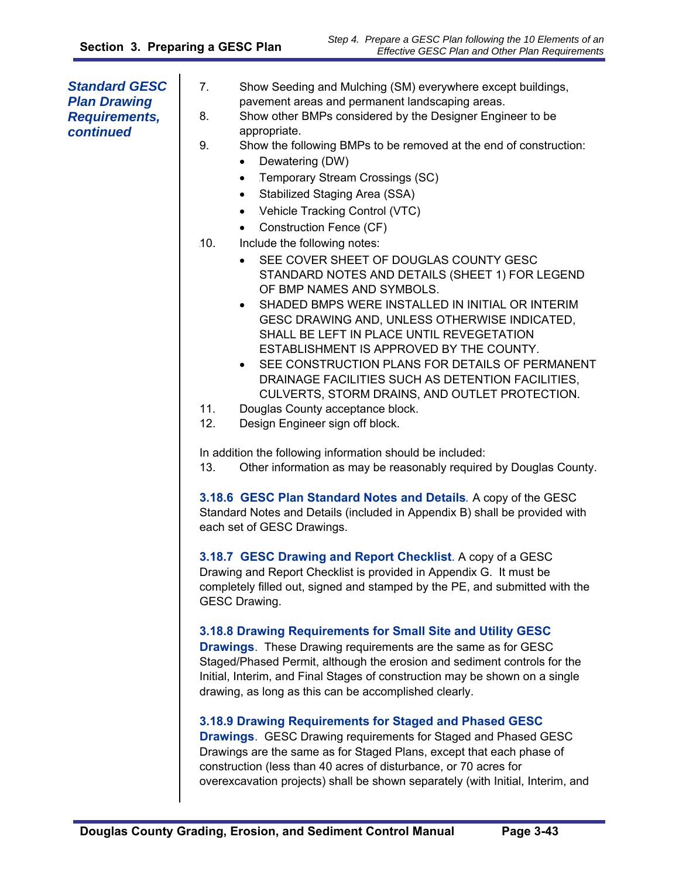**Standard GESC Plan Drawing Requirements, continued**

7. Show Seeding and Mulching (SM) everywhere except buildings, pavement areas and permanent landscaping areas.
8. Show other BMPs considered by the Designer Engineer to be appropriate.
9. Show the following BMPs to be removed at the end of construction:
   - Dewatering (DW)
   - Temporary Stream Crossings (SC)
   - Stabilized Staging Area (SSA)
   - Vehicle Tracking Control (VTC)
   - Construction Fence (CF)
10. Include the following notes:
    - SEE COVER SHEET OF DOUGLAS COUNTY GESC STANDARD NOTES AND DETAILS (SHEET 1) FOR LEGEND OF BMP NAMES AND SYMBOLS.
    - SHADED BMPS WERE INSTALLED IN INITIAL OR INTERIM GESC DRAWING AND, UNLESS OTHERWISE INDICATED, SHALL BE LEFT IN PLACE UNTIL REVEGETATION ESTABLISHMENT IS APPROVED BY THE COUNTY.
    - SEE CONSTRUCTION PLANS FOR DETAILS OF PERMANENT DRAINAGE FACILITIES SUCH AS DETENTION FACILITIES, CULVERTS, STORM DRAINS, AND OUTLET PROTECTION.
11. Douglas County acceptance block.
12. Design Engineer sign off block.

In addition the following information should be included:

13. Other information as may be reasonably required by Douglas County.

**3.18.6 GESC Plan Standard Notes and Details**. A copy of the GESC Standard Notes and Details (included in Appendix B) shall be provided with each set of GESC Drawings.

**3.18.7 GESC Drawing and Report Checklist**. A copy of a GESC Drawing and Report Checklist is provided in Appendix G. It must be completely filled out, signed and stamped by the PE, and submitted with the GESC Drawing.

**3.18.8 Drawing Requirements for Small Site and Utility GESC Drawings**. These Drawing requirements are the same as for GESC Staged/Phased Permit, although the erosion and sediment controls for the Initial, Interim, and Final Stages of construction may be shown on a single drawing, as long as this can be accomplished clearly.

**3.18.9 Drawing Requirements for Staged and Phased GESC Drawings**. GESC Drawing requirements for Staged and Phased GESC Drawings are the same as for Staged Plans, except that each phase of construction (less than 40 acres of disturbance, or 70 acres for overexcavation projects) shall be shown separately (with Initial, Interim, and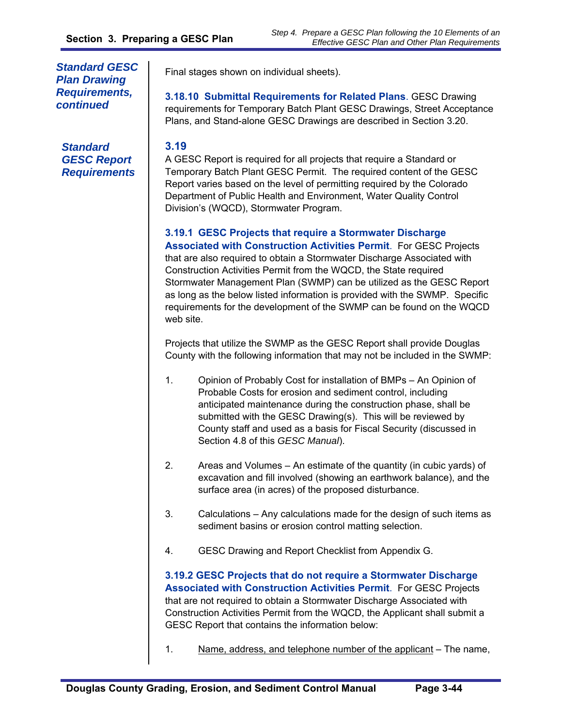*Standard GESC Plan Drawing Requirements, continued*

Final stages shown on individual sheets).

**3.18.10 Submittal Requirements for Related Plans**. GESC Drawing requirements for Temporary Batch Plant GESC Drawings, Street Acceptance Plans, and Stand-alone GESC Drawings are described in Section 3.20.

## 3.19 Standard GESC Report Requirements

A GESC Report is required for all projects that require a Standard or Temporary Batch Plant GESC Permit. The required content of the GESC Report varies based on the level of permitting required by the Colorado Department of Public Health and Environment, Water Quality Control Division's (WQCD), Stormwater Program.

**3.19.1 GESC Projects that require a Stormwater Discharge Associated with Construction Activities Permit**. For GESC Projects that are also required to obtain a Stormwater Discharge Associated with Construction Activities Permit from the WQCD, the State required Stormwater Management Plan (SWMP) can be utilized as the GESC Report as long as the below listed information is provided with the SWMP. Specific requirements for the development of the SWMP can be found on the WQCD web site.

Projects that utilize the SWMP as the GESC Report shall provide Douglas County with the following information that may not be included in the SWMP:

1. Opinion of Probably Cost for installation of BMPs – An Opinion of Probable Costs for erosion and sediment control, including anticipated maintenance during the construction phase, shall be submitted with the GESC Drawing(s). This will be reviewed by County staff and used as a basis for Fiscal Security (discussed in Section 4.8 of this *GESC Manual*).

2. Areas and Volumes – An estimate of the quantity (in cubic yards) of excavation and fill involved (showing an earthwork balance), and the surface area (in acres) of the proposed disturbance.

3. Calculations – Any calculations made for the design of such items as sediment basins or erosion control matting selection.

4. GESC Drawing and Report Checklist from Appendix G.

**3.19.2 GESC Projects that do not require a Stormwater Discharge Associated with Construction Activities Permit**. For GESC Projects that are not required to obtain a Stormwater Discharge Associated with Construction Activities Permit from the WQCD, the Applicant shall submit a GESC Report that contains the information below:

1. <u>Name, address, and telephone number of the applicant</u> – The name,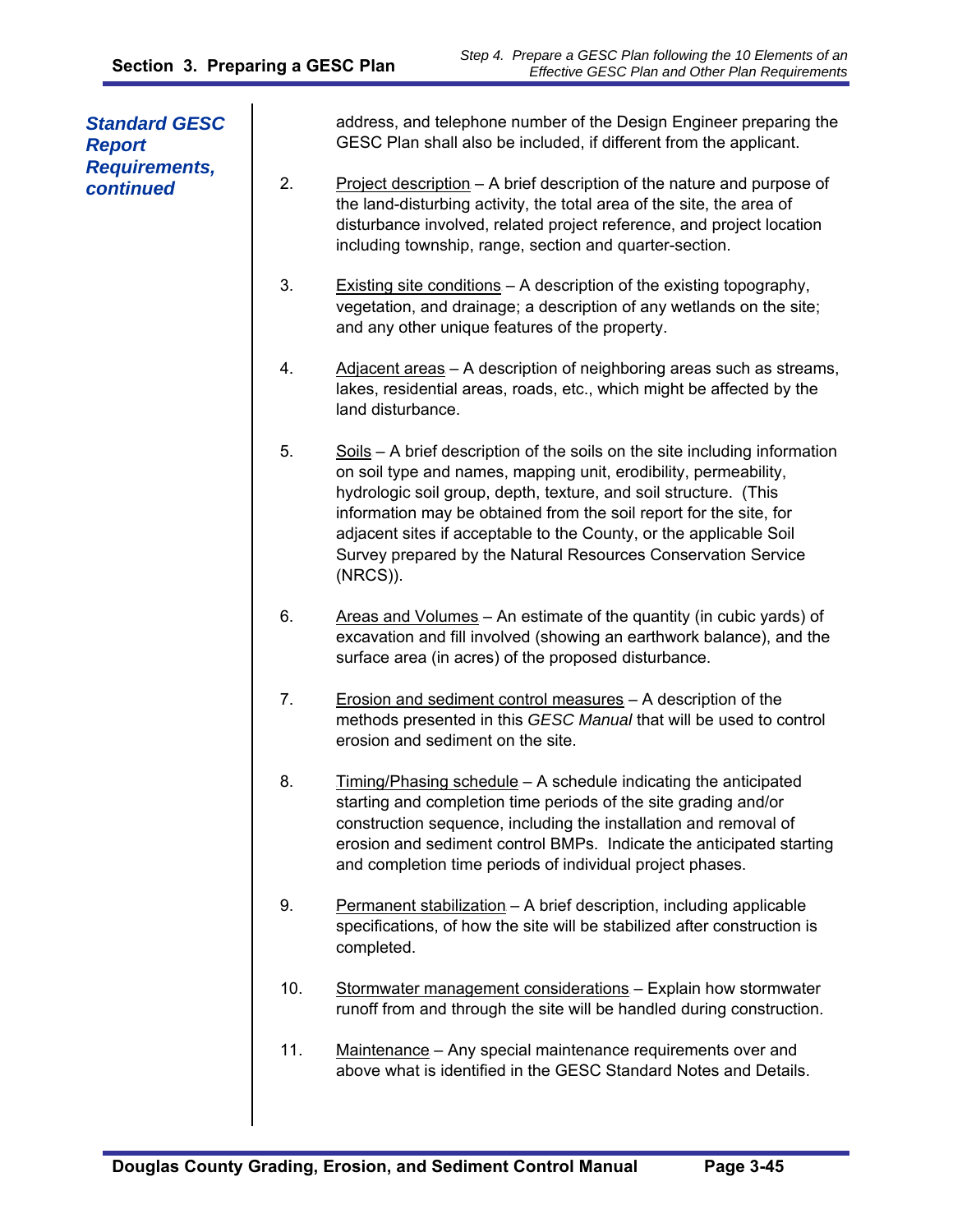***Standard GESC Report Requirements, continued***

address, and telephone number of the Design Engineer preparing the GESC Plan shall also be included, if different from the applicant.

2. Project description – A brief description of the nature and purpose of the land-disturbing activity, the total area of the site, the area of disturbance involved, related project reference, and project location including township, range, section and quarter-section.

3. Existing site conditions – A description of the existing topography, vegetation, and drainage; a description of any wetlands on the site; and any other unique features of the property.

4. Adjacent areas – A description of neighboring areas such as streams, lakes, residential areas, roads, etc., which might be affected by the land disturbance.

5. Soils – A brief description of the soils on the site including information on soil type and names, mapping unit, erodibility, permeability, hydrologic soil group, depth, texture, and soil structure. (This information may be obtained from the soil report for the site, for adjacent sites if acceptable to the County, or the applicable Soil Survey prepared by the Natural Resources Conservation Service (NRCS)).

6. Areas and Volumes – An estimate of the quantity (in cubic yards) of excavation and fill involved (showing an earthwork balance), and the surface area (in acres) of the proposed disturbance.

7. Erosion and sediment control measures – A description of the methods presented in this *GESC Manual* that will be used to control erosion and sediment on the site.

8. Timing/Phasing schedule – A schedule indicating the anticipated starting and completion time periods of the site grading and/or construction sequence, including the installation and removal of erosion and sediment control BMPs. Indicate the anticipated starting and completion time periods of individual project phases.

9. Permanent stabilization – A brief description, including applicable specifications, of how the site will be stabilized after construction is completed.

10. Stormwater management considerations – Explain how stormwater runoff from and through the site will be handled during construction.

11. Maintenance – Any special maintenance requirements over and above what is identified in the GESC Standard Notes and Details.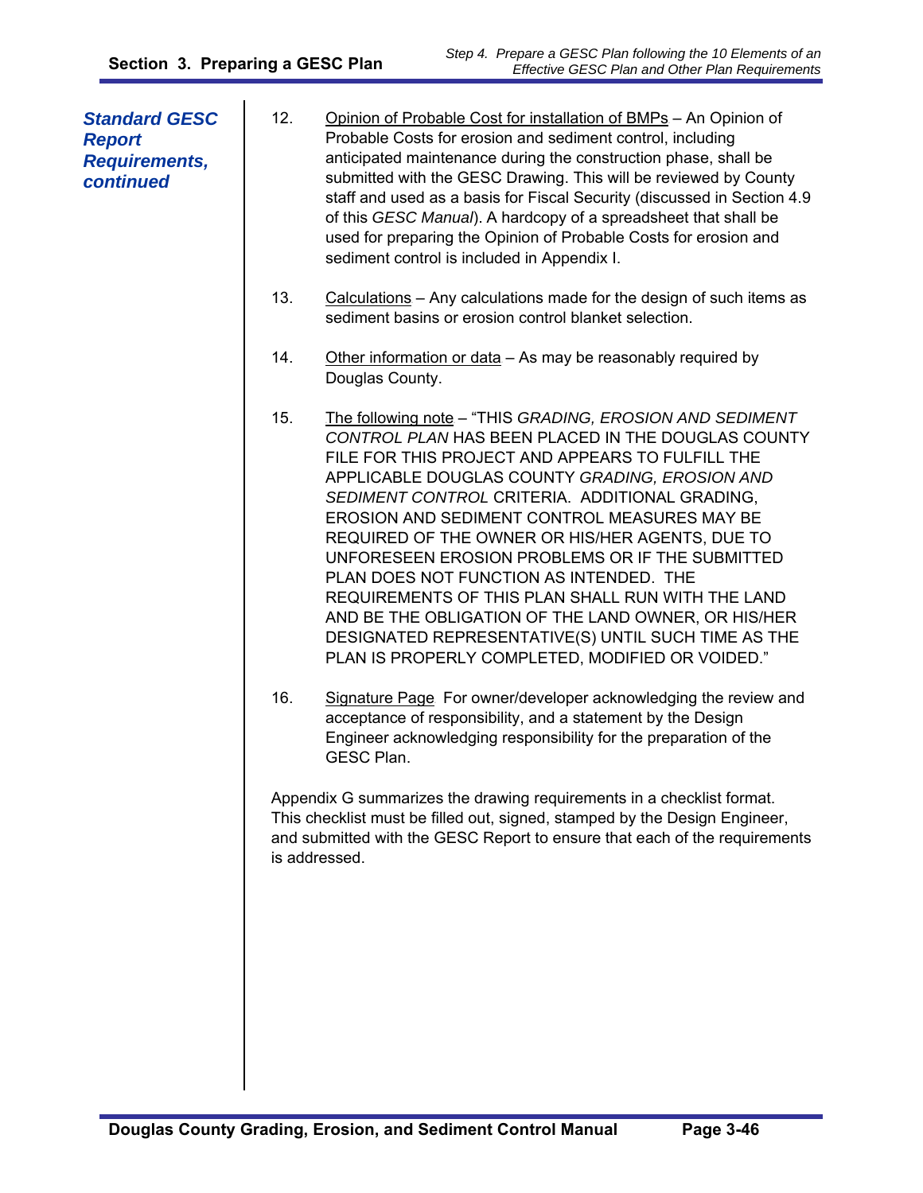***Standard GESC Report Requirements, continued***

12. Opinion of Probable Cost for installation of BMPs – An Opinion of Probable Costs for erosion and sediment control, including anticipated maintenance during the construction phase, shall be submitted with the GESC Drawing. This will be reviewed by County staff and used as a basis for Fiscal Security (discussed in Section 4.9 of this *GESC Manual*). A hardcopy of a spreadsheet that shall be used for preparing the Opinion of Probable Costs for erosion and sediment control is included in Appendix I.

13. Calculations – Any calculations made for the design of such items as sediment basins or erosion control blanket selection.

14. Other information or data – As may be reasonably required by Douglas County.

15. The following note – "THIS *GRADING, EROSION AND SEDIMENT CONTROL PLAN* HAS BEEN PLACED IN THE DOUGLAS COUNTY FILE FOR THIS PROJECT AND APPEARS TO FULFILL THE APPLICABLE DOUGLAS COUNTY *GRADING, EROSION AND SEDIMENT CONTROL* CRITERIA. ADDITIONAL GRADING, EROSION AND SEDIMENT CONTROL MEASURES MAY BE REQUIRED OF THE OWNER OR HIS/HER AGENTS, DUE TO UNFORESEEN EROSION PROBLEMS OR IF THE SUBMITTED PLAN DOES NOT FUNCTION AS INTENDED. THE REQUIREMENTS OF THIS PLAN SHALL RUN WITH THE LAND AND BE THE OBLIGATION OF THE LAND OWNER, OR HIS/HER DESIGNATED REPRESENTATIVE(S) UNTIL SUCH TIME AS THE PLAN IS PROPERLY COMPLETED, MODIFIED OR VOIDED."

16. Signature Page For owner/developer acknowledging the review and acceptance of responsibility, and a statement by the Design Engineer acknowledging responsibility for the preparation of the GESC Plan.

Appendix G summarizes the drawing requirements in a checklist format. This checklist must be filled out, signed, stamped by the Design Engineer, and submitted with the GESC Report to ensure that each of the requirements is addressed.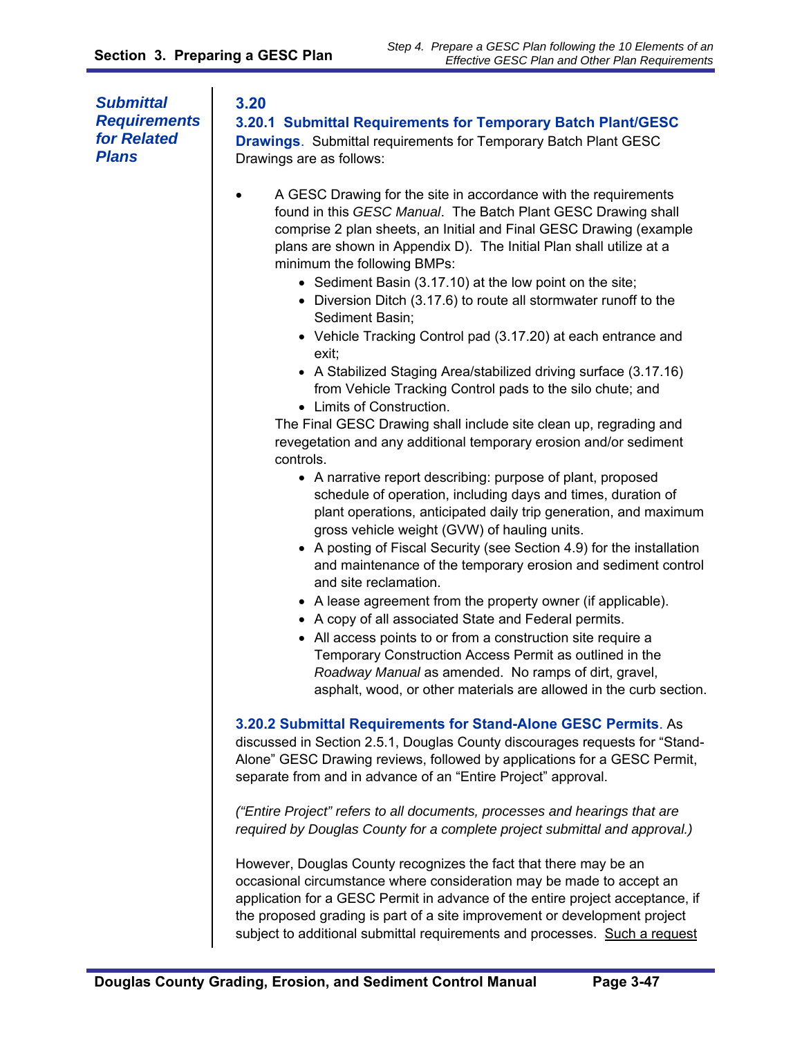*Submittal Requirements for Related Plans*

## 3.20

### 3.20.1 Submittal Requirements for Temporary Batch Plant/GESC Drawings

**3.20.1 Submittal Requirements for Temporary Batch Plant/GESC Drawings**. Submittal requirements for Temporary Batch Plant GESC Drawings are as follows:

- A GESC Drawing for the site in accordance with the requirements found in this *GESC Manual*. The Batch Plant GESC Drawing shall comprise 2 plan sheets, an Initial and Final GESC Drawing (example plans are shown in Appendix D). The Initial Plan shall utilize at a minimum the following BMPs:
  - Sediment Basin (3.17.10) at the low point on the site;
  - Diversion Ditch (3.17.6) to route all stormwater runoff to the Sediment Basin;
  - Vehicle Tracking Control pad (3.17.20) at each entrance and exit;
  - A Stabilized Staging Area/stabilized driving surface (3.17.16) from Vehicle Tracking Control pads to the silo chute; and
  - Limits of Construction.

  The Final GESC Drawing shall include site clean up, regrading and revegetation and any additional temporary erosion and/or sediment controls.
  - A narrative report describing: purpose of plant, proposed schedule of operation, including days and times, duration of plant operations, anticipated daily trip generation, and maximum gross vehicle weight (GVW) of hauling units.
  - A posting of Fiscal Security (see Section 4.9) for the installation and maintenance of the temporary erosion and sediment control and site reclamation.
  - A lease agreement from the property owner (if applicable).
  - A copy of all associated State and Federal permits.
  - All access points to or from a construction site require a Temporary Construction Access Permit as outlined in the *Roadway Manual* as amended. No ramps of dirt, gravel, asphalt, wood, or other materials are allowed in the curb section.

**3.20.2 Submittal Requirements for Stand-Alone GESC Permits**. As discussed in Section 2.5.1, Douglas County discourages requests for "Stand-Alone" GESC Drawing reviews, followed by applications for a GESC Permit, separate from and in advance of an "Entire Project" approval.

*("Entire Project" refers to all documents, processes and hearings that are required by Douglas County for a complete project submittal and approval.)*

However, Douglas County recognizes the fact that there may be an occasional circumstance where consideration may be made to accept an application for a GESC Permit in advance of the entire project acceptance, if the proposed grading is part of a site improvement or development project subject to additional submittal requirements and processes. <u>Such a request</u>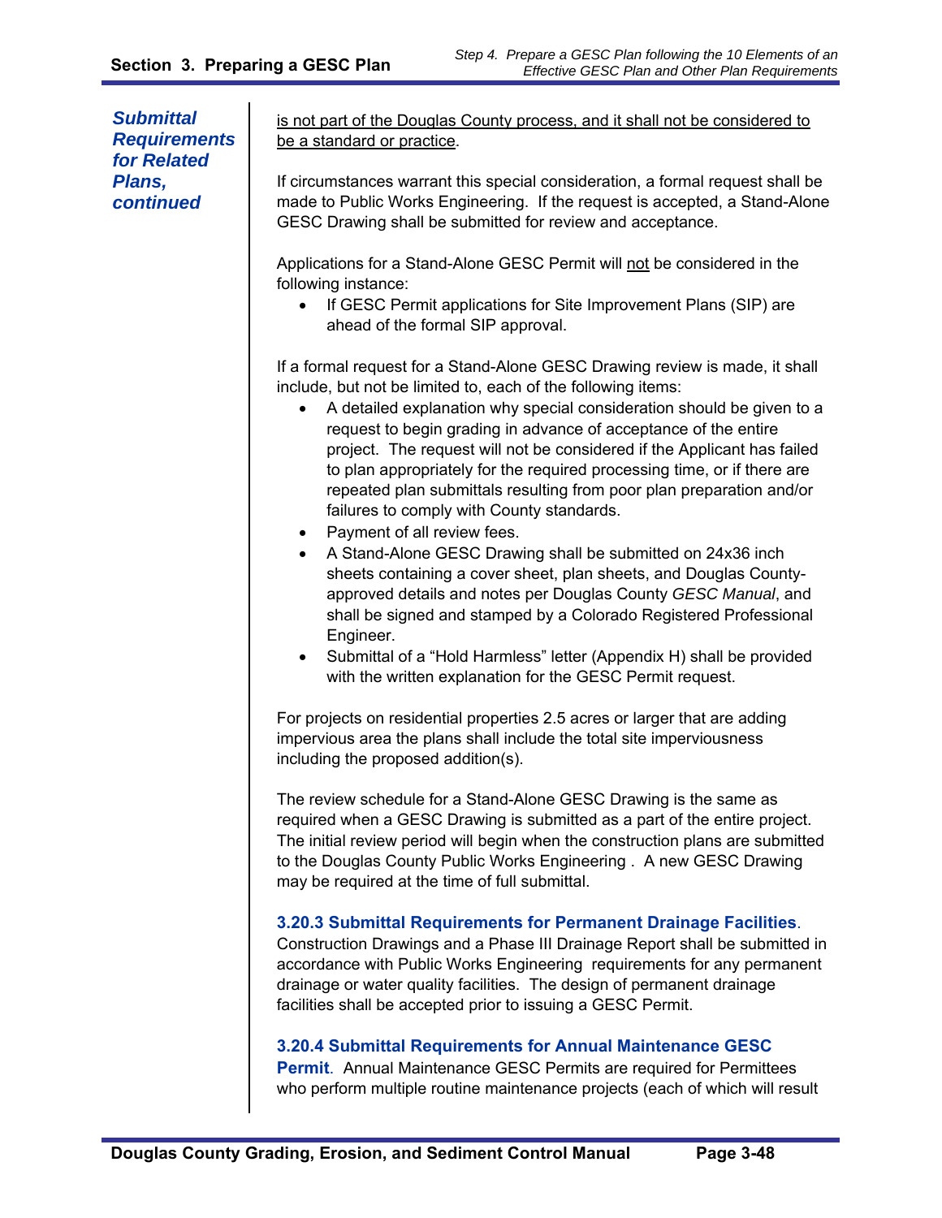*Submittal Requirements for Related Plans, continued*

is not part of the Douglas County process, and it shall not be considered to be a standard or practice.

If circumstances warrant this special consideration, a formal request shall be made to Public Works Engineering. If the request is accepted, a Stand-Alone GESC Drawing shall be submitted for review and acceptance.

Applications for a Stand-Alone GESC Permit will not be considered in the following instance:

- If GESC Permit applications for Site Improvement Plans (SIP) are ahead of the formal SIP approval.

If a formal request for a Stand-Alone GESC Drawing review is made, it shall include, but not be limited to, each of the following items:

- A detailed explanation why special consideration should be given to a request to begin grading in advance of acceptance of the entire project. The request will not be considered if the Applicant has failed to plan appropriately for the required processing time, or if there are repeated plan submittals resulting from poor plan preparation and/or failures to comply with County standards.
- Payment of all review fees.
- A Stand-Alone GESC Drawing shall be submitted on 24x36 inch sheets containing a cover sheet, plan sheets, and Douglas County-approved details and notes per Douglas County *GESC Manual*, and shall be signed and stamped by a Colorado Registered Professional Engineer.
- Submittal of a "Hold Harmless" letter (Appendix H) shall be provided with the written explanation for the GESC Permit request.

For projects on residential properties 2.5 acres or larger that are adding impervious area the plans shall include the total site imperviousness including the proposed addition(s).

The review schedule for a Stand-Alone GESC Drawing is the same as required when a GESC Drawing is submitted as a part of the entire project. The initial review period will begin when the construction plans are submitted to the Douglas County Public Works Engineering . A new GESC Drawing may be required at the time of full submittal.

**3.20.3 Submittal Requirements for Permanent Drainage Facilities**. Construction Drawings and a Phase III Drainage Report shall be submitted in accordance with Public Works Engineering requirements for any permanent drainage or water quality facilities. The design of permanent drainage facilities shall be accepted prior to issuing a GESC Permit.

**3.20.4 Submittal Requirements for Annual Maintenance GESC Permit**. Annual Maintenance GESC Permits are required for Permittees who perform multiple routine maintenance projects (each of which will result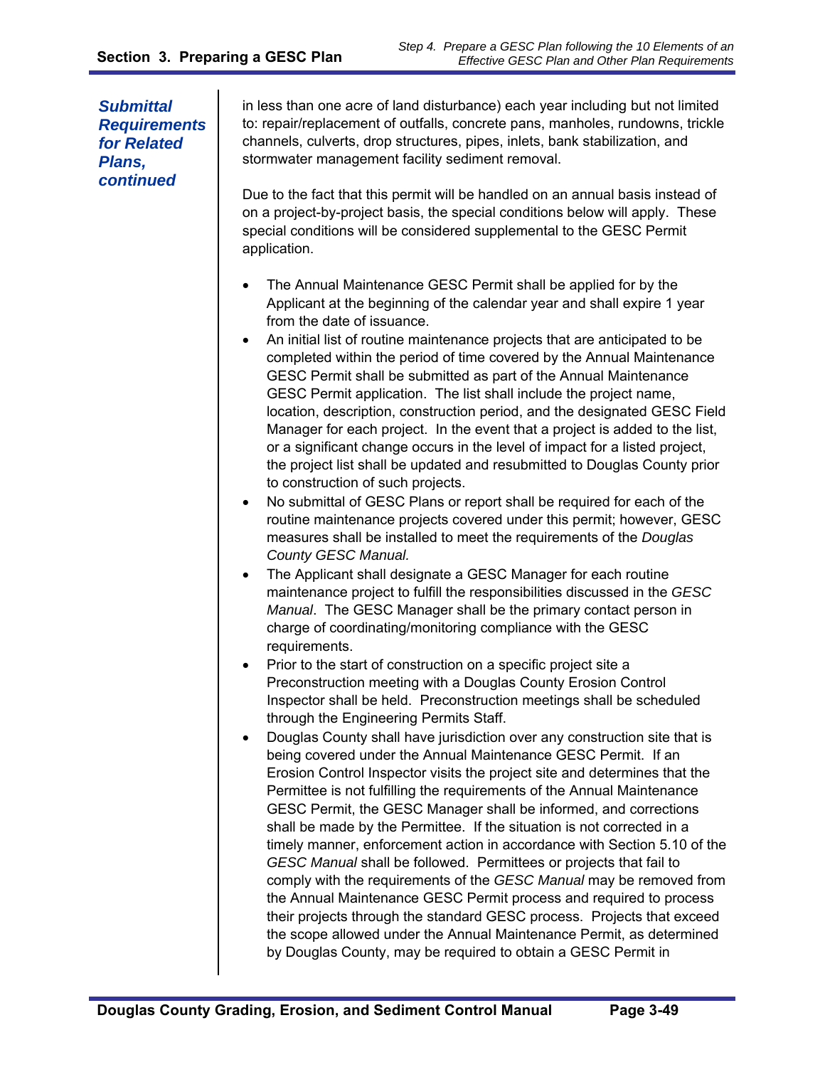***Submittal Requirements for Related Plans, continued***

in less than one acre of land disturbance) each year including but not limited to: repair/replacement of outfalls, concrete pans, manholes, rundowns, trickle channels, culverts, drop structures, pipes, inlets, bank stabilization, and stormwater management facility sediment removal.

Due to the fact that this permit will be handled on an annual basis instead of on a project-by-project basis, the special conditions below will apply. These special conditions will be considered supplemental to the GESC Permit application.

- The Annual Maintenance GESC Permit shall be applied for by the Applicant at the beginning of the calendar year and shall expire 1 year from the date of issuance.
- An initial list of routine maintenance projects that are anticipated to be completed within the period of time covered by the Annual Maintenance GESC Permit shall be submitted as part of the Annual Maintenance GESC Permit application. The list shall include the project name, location, description, construction period, and the designated GESC Field Manager for each project. In the event that a project is added to the list, or a significant change occurs in the level of impact for a listed project, the project list shall be updated and resubmitted to Douglas County prior to construction of such projects.
- No submittal of GESC Plans or report shall be required for each of the routine maintenance projects covered under this permit; however, GESC measures shall be installed to meet the requirements of the *Douglas County GESC Manual.*
- The Applicant shall designate a GESC Manager for each routine maintenance project to fulfill the responsibilities discussed in the *GESC Manual*. The GESC Manager shall be the primary contact person in charge of coordinating/monitoring compliance with the GESC requirements.
- Prior to the start of construction on a specific project site a Preconstruction meeting with a Douglas County Erosion Control Inspector shall be held. Preconstruction meetings shall be scheduled through the Engineering Permits Staff.
- Douglas County shall have jurisdiction over any construction site that is being covered under the Annual Maintenance GESC Permit. If an Erosion Control Inspector visits the project site and determines that the Permittee is not fulfilling the requirements of the Annual Maintenance GESC Permit, the GESC Manager shall be informed, and corrections shall be made by the Permittee. If the situation is not corrected in a timely manner, enforcement action in accordance with Section 5.10 of the *GESC Manual* shall be followed. Permittees or projects that fail to comply with the requirements of the *GESC Manual* may be removed from the Annual Maintenance GESC Permit process and required to process their projects through the standard GESC process. Projects that exceed the scope allowed under the Annual Maintenance Permit, as determined by Douglas County, may be required to obtain a GESC Permit in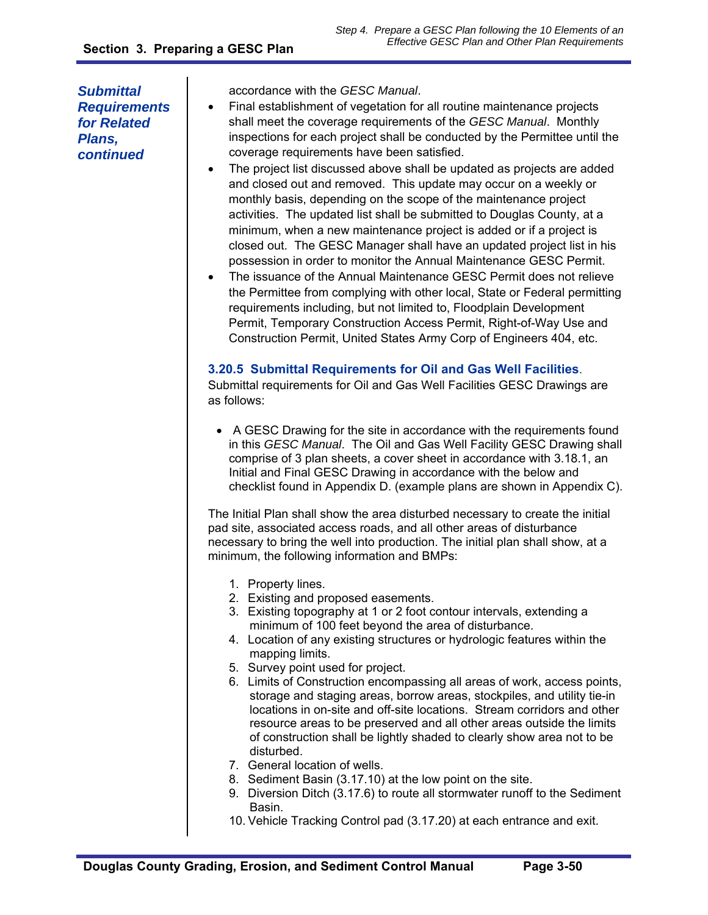***Submittal Requirements for Related Plans, continued***

accordance with the *GESC Manual*.

- Final establishment of vegetation for all routine maintenance projects shall meet the coverage requirements of the *GESC Manual*. Monthly inspections for each project shall be conducted by the Permittee until the coverage requirements have been satisfied.
- The project list discussed above shall be updated as projects are added and closed out and removed. This update may occur on a weekly or monthly basis, depending on the scope of the maintenance project activities. The updated list shall be submitted to Douglas County, at a minimum, when a new maintenance project is added or if a project is closed out. The GESC Manager shall have an updated project list in his possession in order to monitor the Annual Maintenance GESC Permit.
- The issuance of the Annual Maintenance GESC Permit does not relieve the Permittee from complying with other local, State or Federal permitting requirements including, but not limited to, Floodplain Development Permit, Temporary Construction Access Permit, Right-of-Way Use and Construction Permit, United States Army Corp of Engineers 404, etc.

### 3.20.5 Submittal Requirements for Oil and Gas Well Facilities.

Submittal requirements for Oil and Gas Well Facilities GESC Drawings are as follows:

- A GESC Drawing for the site in accordance with the requirements found in this *GESC Manual*. The Oil and Gas Well Facility GESC Drawing shall comprise of 3 plan sheets, a cover sheet in accordance with 3.18.1, an Initial and Final GESC Drawing in accordance with the below and checklist found in Appendix D. (example plans are shown in Appendix C).

The Initial Plan shall show the area disturbed necessary to create the initial pad site, associated access roads, and all other areas of disturbance necessary to bring the well into production. The initial plan shall show, at a minimum, the following information and BMPs:

1. Property lines.
2. Existing and proposed easements.
3. Existing topography at 1 or 2 foot contour intervals, extending a minimum of 100 feet beyond the area of disturbance.
4. Location of any existing structures or hydrologic features within the mapping limits.
5. Survey point used for project.
6. Limits of Construction encompassing all areas of work, access points, storage and staging areas, borrow areas, stockpiles, and utility tie-in locations in on-site and off-site locations. Stream corridors and other resource areas to be preserved and all other areas outside the limits of construction shall be lightly shaded to clearly show area not to be disturbed.
7. General location of wells.
8. Sediment Basin (3.17.10) at the low point on the site.
9. Diversion Ditch (3.17.6) to route all stormwater runoff to the Sediment Basin.
10. Vehicle Tracking Control pad (3.17.20) at each entrance and exit.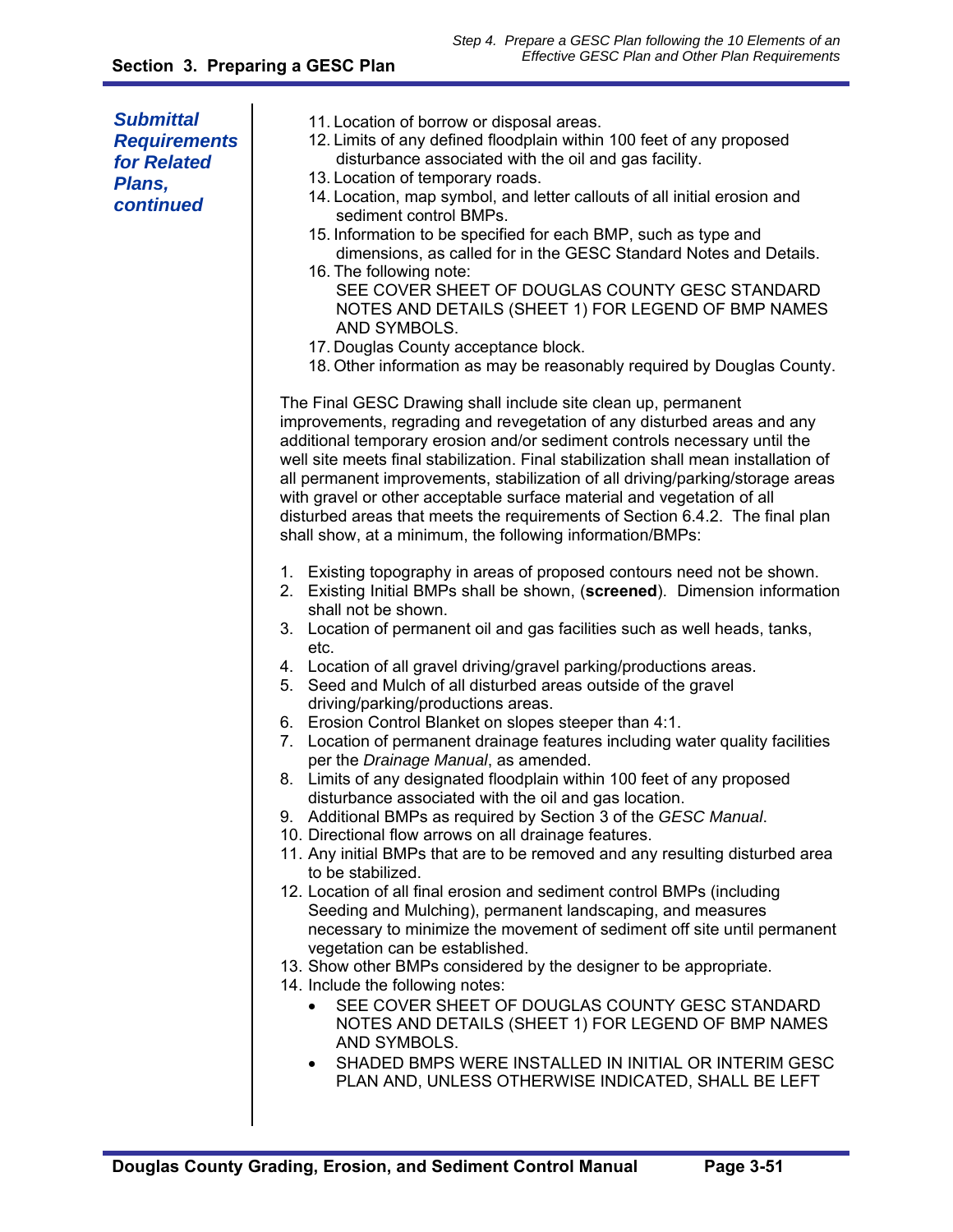**Submittal Requirements for Related Plans, continued**

11. Location of borrow or disposal areas.
12. Limits of any defined floodplain within 100 feet of any proposed disturbance associated with the oil and gas facility.
13. Location of temporary roads.
14. Location, map symbol, and letter callouts of all initial erosion and sediment control BMPs.
15. Information to be specified for each BMP, such as type and dimensions, as called for in the GESC Standard Notes and Details.
16. The following note:
    SEE COVER SHEET OF DOUGLAS COUNTY GESC STANDARD NOTES AND DETAILS (SHEET 1) FOR LEGEND OF BMP NAMES AND SYMBOLS.
17. Douglas County acceptance block.
18. Other information as may be reasonably required by Douglas County.

The Final GESC Drawing shall include site clean up, permanent improvements, regrading and revegetation of any disturbed areas and any additional temporary erosion and/or sediment controls necessary until the well site meets final stabilization. Final stabilization shall mean installation of all permanent improvements, stabilization of all driving/parking/storage areas with gravel or other acceptable surface material and vegetation of all disturbed areas that meets the requirements of Section 6.4.2. The final plan shall show, at a minimum, the following information/BMPs:

1. Existing topography in areas of proposed contours need not be shown.
2. Existing Initial BMPs shall be shown, (**screened**). Dimension information shall not be shown.
3. Location of permanent oil and gas facilities such as well heads, tanks, etc.
4. Location of all gravel driving/gravel parking/productions areas.
5. Seed and Mulch of all disturbed areas outside of the gravel driving/parking/productions areas.
6. Erosion Control Blanket on slopes steeper than 4:1.
7. Location of permanent drainage features including water quality facilities per the *Drainage Manual*, as amended.
8. Limits of any designated floodplain within 100 feet of any proposed disturbance associated with the oil and gas location.
9. Additional BMPs as required by Section 3 of the *GESC Manual*.
10. Directional flow arrows on all drainage features.
11. Any initial BMPs that are to be removed and any resulting disturbed area to be stabilized.
12. Location of all final erosion and sediment control BMPs (including Seeding and Mulching), permanent landscaping, and measures necessary to minimize the movement of sediment off site until permanent vegetation can be established.
13. Show other BMPs considered by the designer to be appropriate.
14. Include the following notes:
    - SEE COVER SHEET OF DOUGLAS COUNTY GESC STANDARD NOTES AND DETAILS (SHEET 1) FOR LEGEND OF BMP NAMES AND SYMBOLS.
    - SHADED BMPS WERE INSTALLED IN INITIAL OR INTERIM GESC PLAN AND, UNLESS OTHERWISE INDICATED, SHALL BE LEFT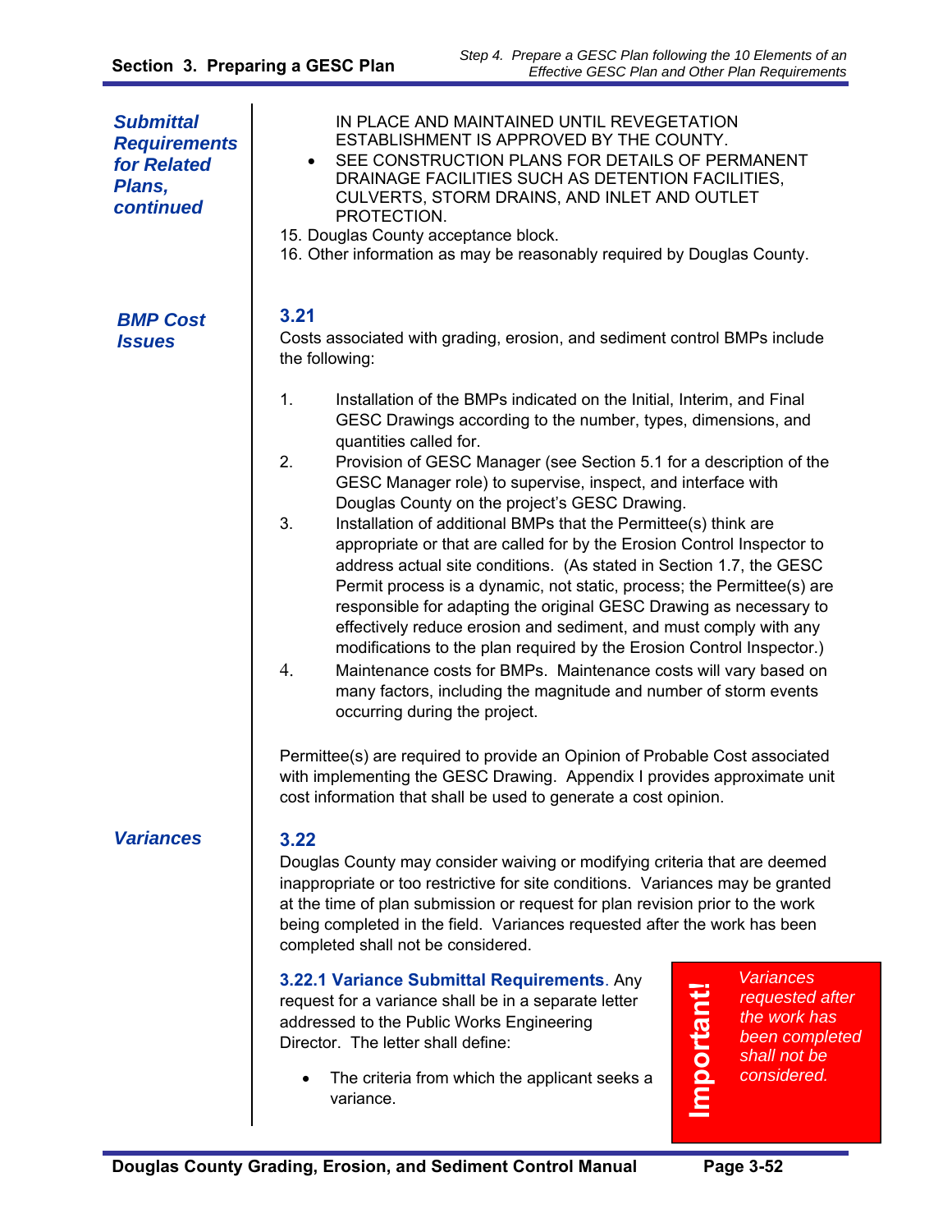**Submittal Requirements for Related Plans, continued**

IN PLACE AND MAINTAINED UNTIL REVEGETATION ESTABLISHMENT IS APPROVED BY THE COUNTY.

- SEE CONSTRUCTION PLANS FOR DETAILS OF PERMANENT DRAINAGE FACILITIES SUCH AS DETENTION FACILITIES, CULVERTS, STORM DRAINS, AND INLET AND OUTLET PROTECTION.

15. Douglas County acceptance block.
16. Other information as may be reasonably required by Douglas County.

## 3.21 BMP Cost Issues

Costs associated with grading, erosion, and sediment control BMPs include the following:

1. Installation of the BMPs indicated on the Initial, Interim, and Final GESC Drawings according to the number, types, dimensions, and quantities called for.
2. Provision of GESC Manager (see Section 5.1 for a description of the GESC Manager role) to supervise, inspect, and interface with Douglas County on the project's GESC Drawing.
3. Installation of additional BMPs that the Permittee(s) think are appropriate or that are called for by the Erosion Control Inspector to address actual site conditions. (As stated in Section 1.7, the GESC Permit process is a dynamic, not static, process; the Permittee(s) are responsible for adapting the original GESC Drawing as necessary to effectively reduce erosion and sediment, and must comply with any modifications to the plan required by the Erosion Control Inspector.)
4. Maintenance costs for BMPs. Maintenance costs will vary based on many factors, including the magnitude and number of storm events occurring during the project.

Permittee(s) are required to provide an Opinion of Probable Cost associated with implementing the GESC Drawing. Appendix I provides approximate unit cost information that shall be used to generate a cost opinion.

## 3.22 Variances

Douglas County may consider waiving or modifying criteria that are deemed inappropriate or too restrictive for site conditions. Variances may be granted at the time of plan submission or request for plan revision prior to the work being completed in the field. Variances requested after the work has been completed shall not be considered.

**3.22.1 Variance Submittal Requirements**. Any request for a variance shall be in a separate letter addressed to the Public Works Engineering Director. The letter shall define:

- The criteria from which the applicant seeks a variance.

> **Important!** *Variances requested after the work has been completed shall not be considered.*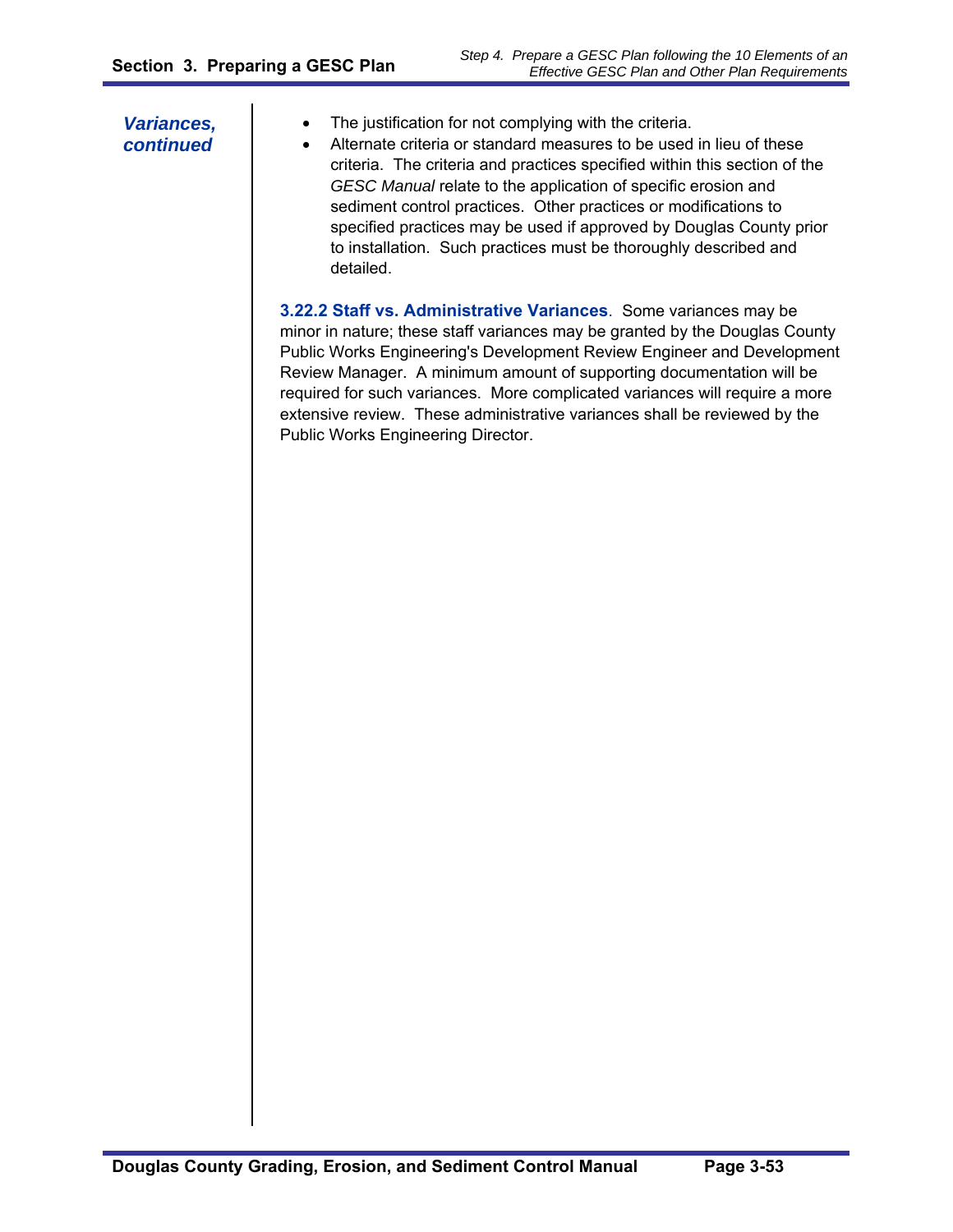### *Variances, continued*

- The justification for not complying with the criteria.
- Alternate criteria or standard measures to be used in lieu of these criteria. The criteria and practices specified within this section of the *GESC Manual* relate to the application of specific erosion and sediment control practices. Other practices or modifications to specified practices may be used if approved by Douglas County prior to installation. Such practices must be thoroughly described and detailed.

**3.22.2 Staff vs. Administrative Variances**. Some variances may be minor in nature; these staff variances may be granted by the Douglas County Public Works Engineering's Development Review Engineer and Development Review Manager. A minimum amount of supporting documentation will be required for such variances. More complicated variances will require a more extensive review. These administrative variances shall be reviewed by the Public Works Engineering Director.